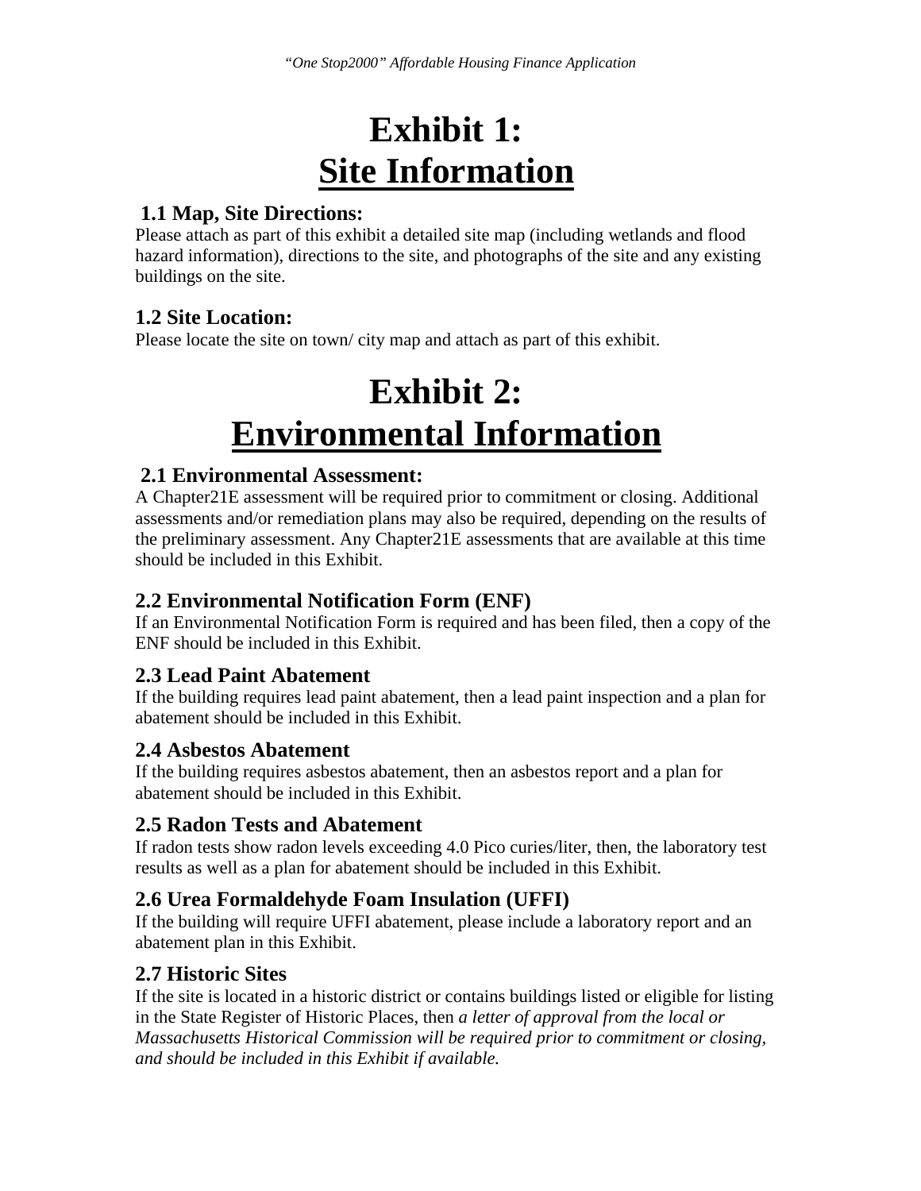# Exhibit 1:
# Site Information

### 1.1 Map, Site Directions:

Please attach as part of this exhibit a detailed site map (including wetlands and flood hazard information), directions to the site, and photographs of the site and any existing buildings on the site.

### 1.2 Site Location:

Please locate the site on town/ city map and attach as part of this exhibit.

# Exhibit 2:
# Environmental Information

### 2.1 Environmental Assessment:

A Chapter21E assessment will be required prior to commitment or closing. Additional assessments and/or remediation plans may also be required, depending on the results of the preliminary assessment. Any Chapter21E assessments that are available at this time should be included in this Exhibit.

### 2.2 Environmental Notification Form (ENF)

If an Environmental Notification Form is required and has been filed, then a copy of the ENF should be included in this Exhibit.

### 2.3 Lead Paint Abatement

If the building requires lead paint abatement, then a lead paint inspection and a plan for abatement should be included in this Exhibit.

### 2.4 Asbestos Abatement

If the building requires asbestos abatement, then an asbestos report and a plan for abatement should be included in this Exhibit.

### 2.5 Radon Tests and Abatement

If radon tests show radon levels exceeding 4.0 Pico curies/liter, then, the laboratory test results as well as a plan for abatement should be included in this Exhibit.

### 2.6 Urea Formaldehyde Foam Insulation (UFFI)

If the building will require UFFI abatement, please include a laboratory report and an abatement plan in this Exhibit.

### 2.7 Historic Sites

If the site is located in a historic district or contains buildings listed or eligible for listing in the State Register of Historic Places, then *a letter of approval from the local or Massachusetts Historical Commission will be required prior to commitment or closing, and should be included in this Exhibit if available.*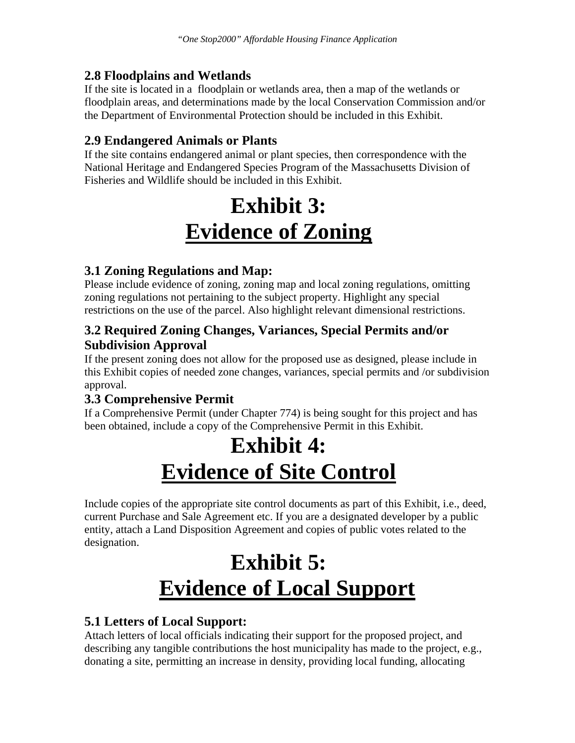### 2.8 Floodplains and Wetlands

If the site is located in a floodplain or wetlands area, then a map of the wetlands or floodplain areas, and determinations made by the local Conservation Commission and/or the Department of Environmental Protection should be included in this Exhibit.

### 2.9 Endangered Animals or Plants

If the site contains endangered animal or plant species, then correspondence with the National Heritage and Endangered Species Program of the Massachusetts Division of Fisheries and Wildlife should be included in this Exhibit.

# Exhibit 3: Evidence of Zoning

### 3.1 Zoning Regulations and Map:

Please include evidence of zoning, zoning map and local zoning regulations, omitting zoning regulations not pertaining to the subject property. Highlight any special restrictions on the use of the parcel. Also highlight relevant dimensional restrictions.

### 3.2 Required Zoning Changes, Variances, Special Permits and/or Subdivision Approval

If the present zoning does not allow for the proposed use as designed, please include in this Exhibit copies of needed zone changes, variances, special permits and /or subdivision approval.

### 3.3 Comprehensive Permit

If a Comprehensive Permit (under Chapter 774) is being sought for this project and has been obtained, include a copy of the Comprehensive Permit in this Exhibit.

# Exhibit 4: Evidence of Site Control

Include copies of the appropriate site control documents as part of this Exhibit, i.e., deed, current Purchase and Sale Agreement etc. If you are a designated developer by a public entity, attach a Land Disposition Agreement and copies of public votes related to the designation.

# Exhibit 5: Evidence of Local Support

### 5.1 Letters of Local Support:

Attach letters of local officials indicating their support for the proposed project, and describing any tangible contributions the host municipality has made to the project, e.g., donating a site, permitting an increase in density, providing local funding, allocating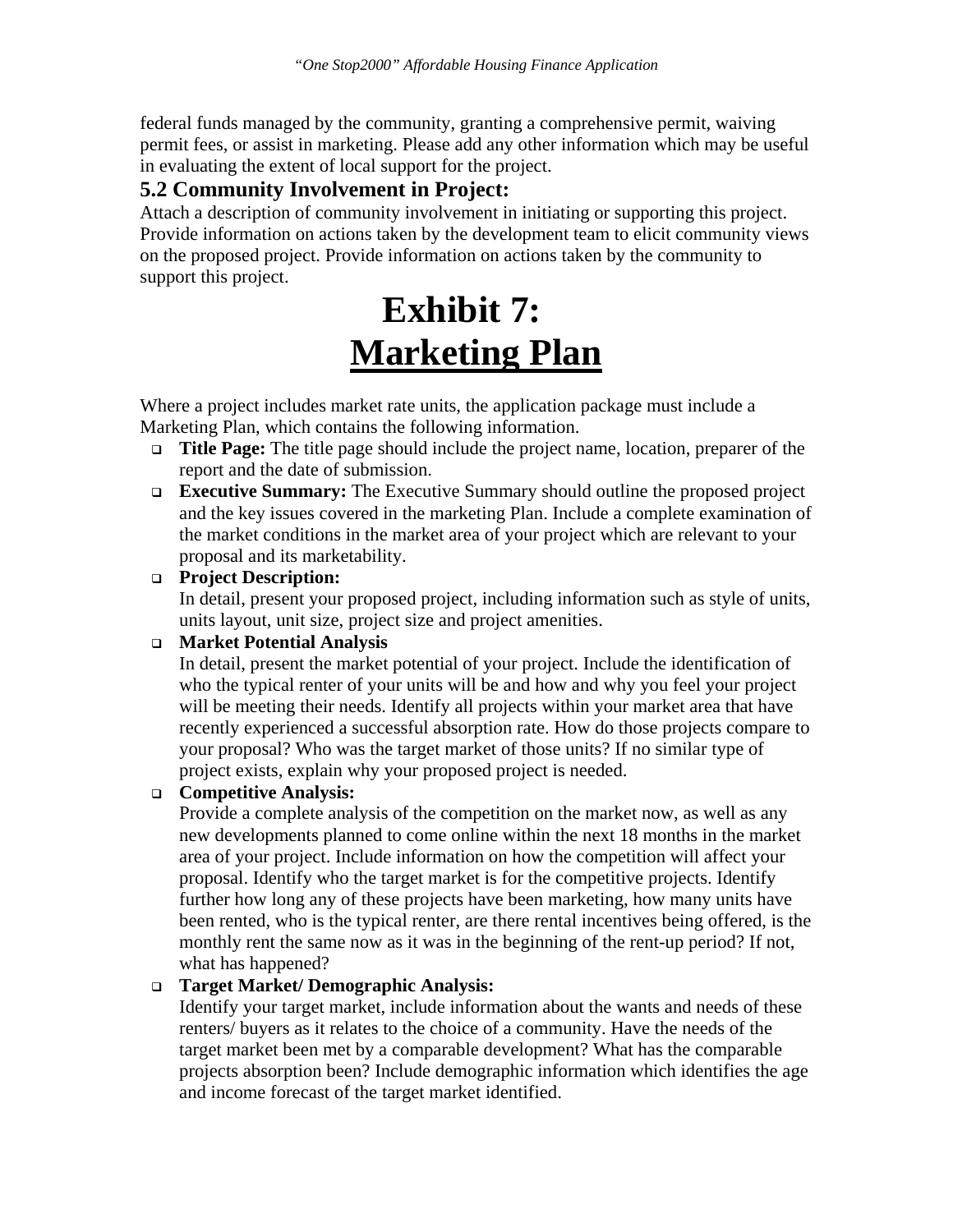federal funds managed by the community, granting a comprehensive permit, waiving permit fees, or assist in marketing. Please add any other information which may be useful in evaluating the extent of local support for the project.

### 5.2 Community Involvement in Project:

Attach a description of community involvement in initiating or supporting this project. Provide information on actions taken by the development team to elicit community views on the proposed project. Provide information on actions taken by the community to support this project.

# Exhibit 7:
# Marketing Plan

Where a project includes market rate units, the application package must include a Marketing Plan, which contains the following information.

- **Title Page:** The title page should include the project name, location, preparer of the report and the date of submission.
- **Executive Summary:** The Executive Summary should outline the proposed project and the key issues covered in the marketing Plan. Include a complete examination of the market conditions in the market area of your project which are relevant to your proposal and its marketability.
- **Project Description:**
  In detail, present your proposed project, including information such as style of units, units layout, unit size, project size and project amenities.
- **Market Potential Analysis**
  In detail, present the market potential of your project. Include the identification of who the typical renter of your units will be and how and why you feel your project will be meeting their needs. Identify all projects within your market area that have recently experienced a successful absorption rate. How do those projects compare to your proposal? Who was the target market of those units? If no similar type of project exists, explain why your proposed project is needed.
- **Competitive Analysis:**
  Provide a complete analysis of the competition on the market now, as well as any new developments planned to come online within the next 18 months in the market area of your project. Include information on how the competition will affect your proposal. Identify who the target market is for the competitive projects. Identify further how long any of these projects have been marketing, how many units have been rented, who is the typical renter, are there rental incentives being offered, is the monthly rent the same now as it was in the beginning of the rent-up period? If not, what has happened?
- **Target Market/ Demographic Analysis:**
  Identify your target market, include information about the wants and needs of these renters/ buyers as it relates to the choice of a community. Have the needs of the target market been met by a comparable development? What has the comparable projects absorption been? Include demographic information which identifies the age and income forecast of the target market identified.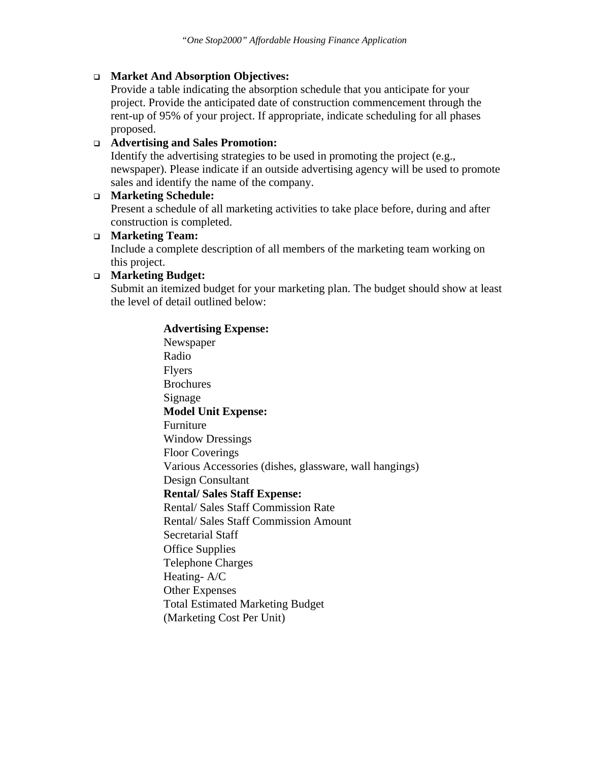- **Market And Absorption Objectives:**
  Provide a table indicating the absorption schedule that you anticipate for your project. Provide the anticipated date of construction commencement through the rent-up of 95% of your project. If appropriate, indicate scheduling for all phases proposed.
- **Advertising and Sales Promotion:**
  Identify the advertising strategies to be used in promoting the project (e.g., newspaper). Please indicate if an outside advertising agency will be used to promote sales and identify the name of the company.
- **Marketing Schedule:**
  Present a schedule of all marketing activities to take place before, during and after construction is completed.
- **Marketing Team:**
  Include a complete description of all members of the marketing team working on this project.
- **Marketing Budget:**
  Submit an itemized budget for your marketing plan. The budget should show at least the level of detail outlined below:

  **Advertising Expense:**
  Newspaper
  Radio
  Flyers
  Brochures
  Signage
  **Model Unit Expense:**
  Furniture
  Window Dressings
  Floor Coverings
  Various Accessories (dishes, glassware, wall hangings)
  Design Consultant
  **Rental/ Sales Staff Expense:**
  Rental/ Sales Staff Commission Rate
  Rental/ Sales Staff Commission Amount
  Secretarial Staff
  Office Supplies
  Telephone Charges
  Heating- A/C
  Other Expenses
  Total Estimated Marketing Budget
  (Marketing Cost Per Unit)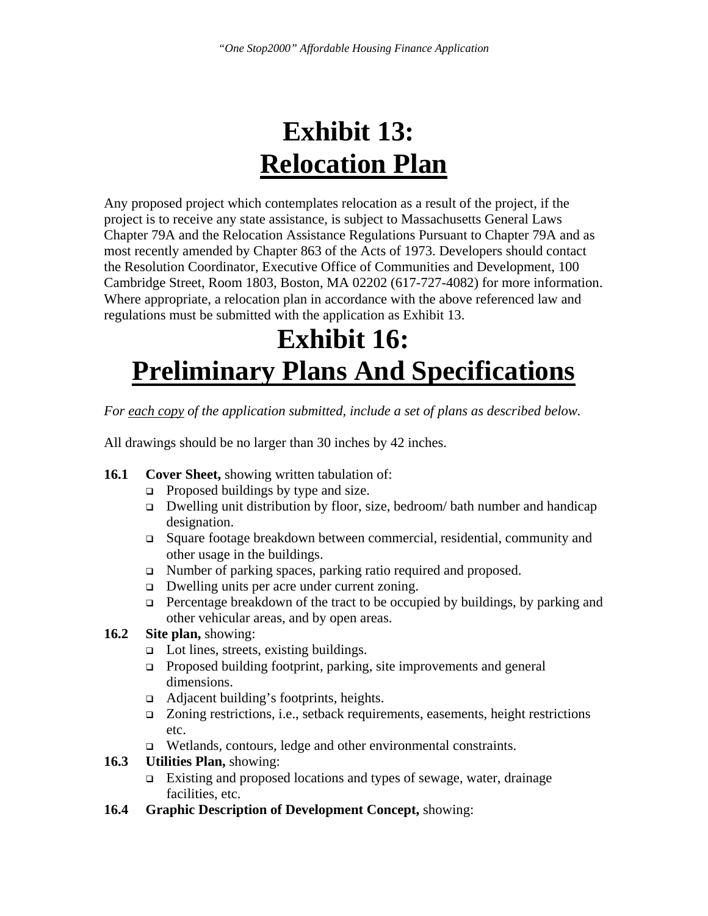# Exhibit 13: Relocation Plan

Any proposed project which contemplates relocation as a result of the project, if the project is to receive any state assistance, is subject to Massachusetts General Laws Chapter 79A and the Relocation Assistance Regulations Pursuant to Chapter 79A and as most recently amended by Chapter 863 of the Acts of 1973. Developers should contact the Resolution Coordinator, Executive Office of Communities and Development, 100 Cambridge Street, Room 1803, Boston, MA 02202 (617-727-4082) for more information. Where appropriate, a relocation plan in accordance with the above referenced law and regulations must be submitted with the application as Exhibit 13.

# Exhibit 16: Preliminary Plans And Specifications

*For each copy of the application submitted, include a set of plans as described below.*

All drawings should be no larger than 30 inches by 42 inches.

**16.1 Cover Sheet,** showing written tabulation of:

- Proposed buildings by type and size.
- Dwelling unit distribution by floor, size, bedroom/ bath number and handicap designation.
- Square footage breakdown between commercial, residential, community and other usage in the buildings.
- Number of parking spaces, parking ratio required and proposed.
- Dwelling units per acre under current zoning.
- Percentage breakdown of the tract to be occupied by buildings, by parking and other vehicular areas, and by open areas.

**16.2 Site plan,** showing:

- Lot lines, streets, existing buildings.
- Proposed building footprint, parking, site improvements and general dimensions.
- Adjacent building's footprints, heights.
- Zoning restrictions, i.e., setback requirements, easements, height restrictions etc.
- Wetlands, contours, ledge and other environmental constraints.

**16.3 Utilities Plan,** showing:

- Existing and proposed locations and types of sewage, water, drainage facilities, etc.

**16.4 Graphic Description of Development Concept,** showing: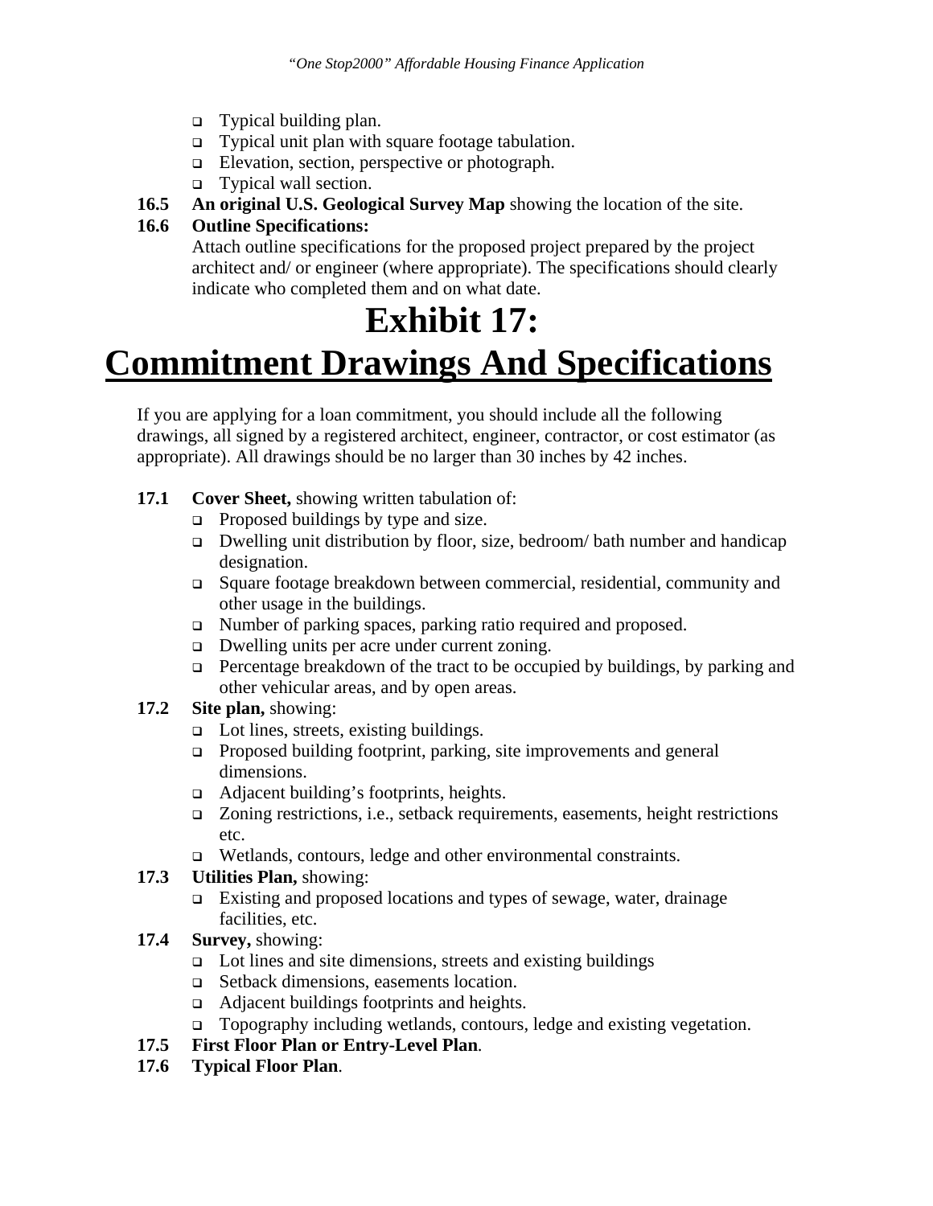- Typical building plan.
- Typical unit plan with square footage tabulation.
- Elevation, section, perspective or photograph.
- Typical wall section.

**16.5 An original U.S. Geological Survey Map** showing the location of the site.

**16.6 Outline Specifications:**

Attach outline specifications for the proposed project prepared by the project architect and/ or engineer (where appropriate). The specifications should clearly indicate who completed them and on what date.

# Exhibit 17:
# Commitment Drawings And Specifications

If you are applying for a loan commitment, you should include all the following drawings, all signed by a registered architect, engineer, contractor, or cost estimator (as appropriate). All drawings should be no larger than 30 inches by 42 inches.

**17.1 Cover Sheet,** showing written tabulation of:

- Proposed buildings by type and size.
- Dwelling unit distribution by floor, size, bedroom/ bath number and handicap designation.
- Square footage breakdown between commercial, residential, community and other usage in the buildings.
- Number of parking spaces, parking ratio required and proposed.
- Dwelling units per acre under current zoning.
- Percentage breakdown of the tract to be occupied by buildings, by parking and other vehicular areas, and by open areas.

**17.2 Site plan,** showing:

- Lot lines, streets, existing buildings.
- Proposed building footprint, parking, site improvements and general dimensions.
- Adjacent building's footprints, heights.
- Zoning restrictions, i.e., setback requirements, easements, height restrictions etc.
- Wetlands, contours, ledge and other environmental constraints.

**17.3 Utilities Plan,** showing:

- Existing and proposed locations and types of sewage, water, drainage facilities, etc.

**17.4 Survey,** showing:

- Lot lines and site dimensions, streets and existing buildings
- Setback dimensions, easements location.
- Adjacent buildings footprints and heights.
- Topography including wetlands, contours, ledge and existing vegetation.

**17.5 First Floor Plan or Entry-Level Plan**.

**17.6 Typical Floor Plan**.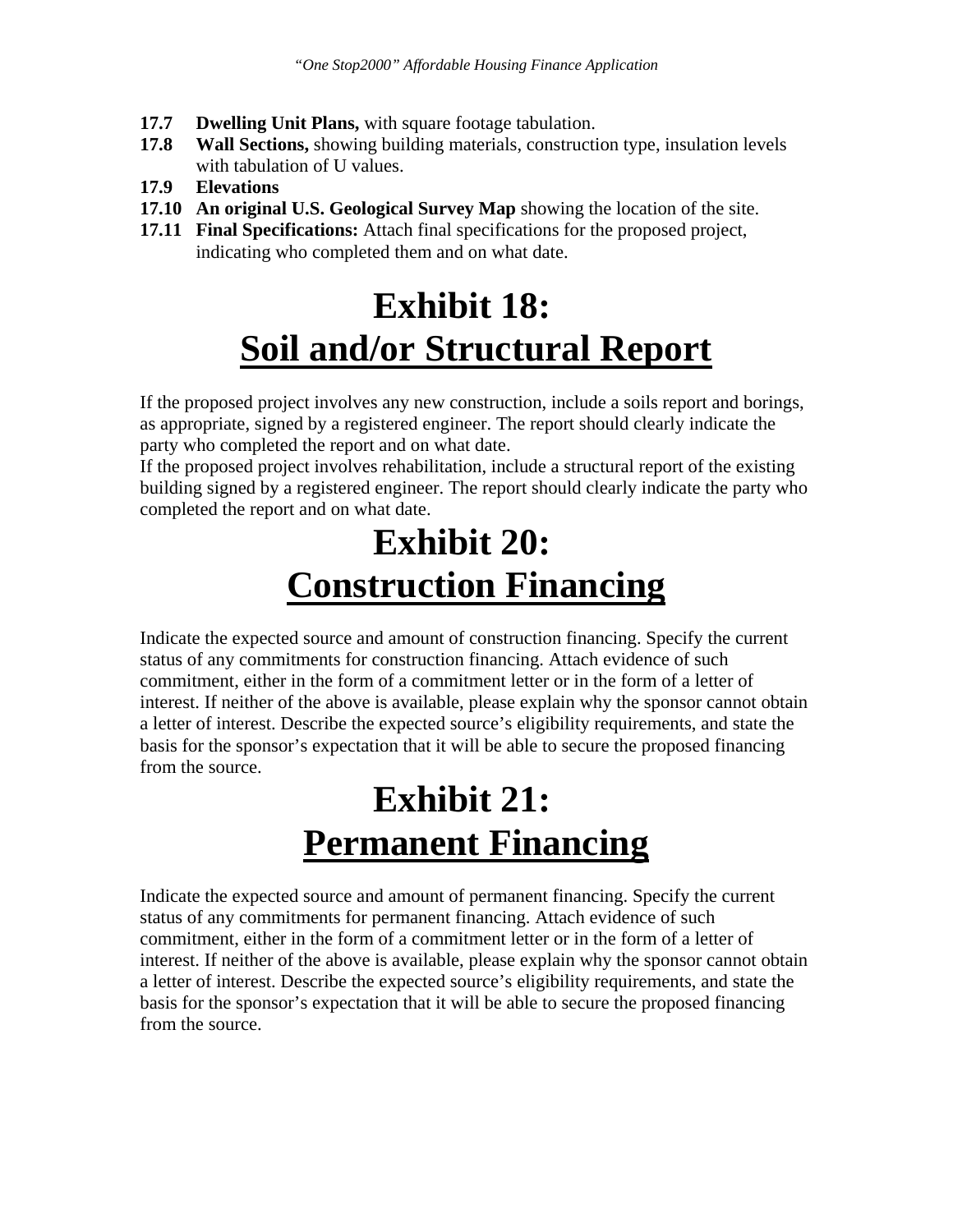**17.7** **Dwelling Unit Plans,** with square footage tabulation.

**17.8** **Wall Sections,** showing building materials, construction type, insulation levels with tabulation of U values.

**17.9** **Elevations**

**17.10** **An original U.S. Geological Survey Map** showing the location of the site.

**17.11** **Final Specifications:** Attach final specifications for the proposed project, indicating who completed them and on what date.

# Exhibit 18: Soil and/or Structural Report

If the proposed project involves any new construction, include a soils report and borings, as appropriate, signed by a registered engineer. The report should clearly indicate the party who completed the report and on what date.

If the proposed project involves rehabilitation, include a structural report of the existing building signed by a registered engineer. The report should clearly indicate the party who completed the report and on what date.

# Exhibit 20: Construction Financing

Indicate the expected source and amount of construction financing. Specify the current status of any commitments for construction financing. Attach evidence of such commitment, either in the form of a commitment letter or in the form of a letter of interest. If neither of the above is available, please explain why the sponsor cannot obtain a letter of interest. Describe the expected source's eligibility requirements, and state the basis for the sponsor's expectation that it will be able to secure the proposed financing from the source.

# Exhibit 21: Permanent Financing

Indicate the expected source and amount of permanent financing. Specify the current status of any commitments for permanent financing. Attach evidence of such commitment, either in the form of a commitment letter or in the form of a letter of interest. If neither of the above is available, please explain why the sponsor cannot obtain a letter of interest. Describe the expected source's eligibility requirements, and state the basis for the sponsor's expectation that it will be able to secure the proposed financing from the source.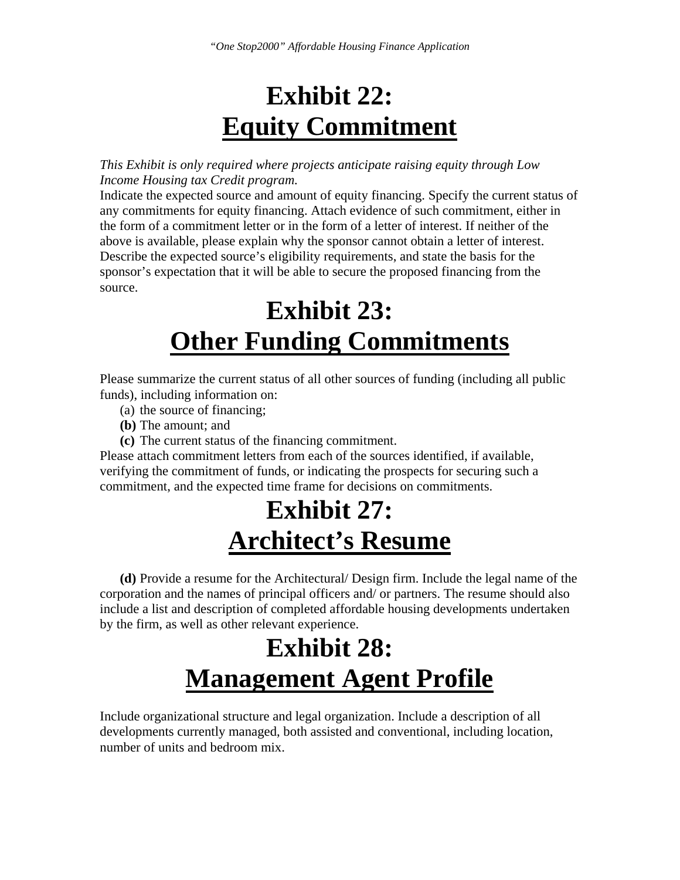# Exhibit 22:
# Equity Commitment

*This Exhibit is only required where projects anticipate raising equity through Low Income Housing tax Credit program.*

Indicate the expected source and amount of equity financing. Specify the current status of any commitments for equity financing. Attach evidence of such commitment, either in the form of a commitment letter or in the form of a letter of interest. If neither of the above is available, please explain why the sponsor cannot obtain a letter of interest. Describe the expected source's eligibility requirements, and state the basis for the sponsor's expectation that it will be able to secure the proposed financing from the source.

# Exhibit 23:
# Other Funding Commitments

Please summarize the current status of all other sources of funding (including all public funds), including information on:

(a) the source of financing;
**(b)** The amount; and
**(c)** The current status of the financing commitment.

Please attach commitment letters from each of the sources identified, if available, verifying the commitment of funds, or indicating the prospects for securing such a commitment, and the expected time frame for decisions on commitments.

# Exhibit 27:
# Architect's Resume

**(d)** Provide a resume for the Architectural/ Design firm. Include the legal name of the corporation and the names of principal officers and/ or partners. The resume should also include a list and description of completed affordable housing developments undertaken by the firm, as well as other relevant experience.

# Exhibit 28:
# Management Agent Profile

Include organizational structure and legal organization. Include a description of all developments currently managed, both assisted and conventional, including location, number of units and bedroom mix.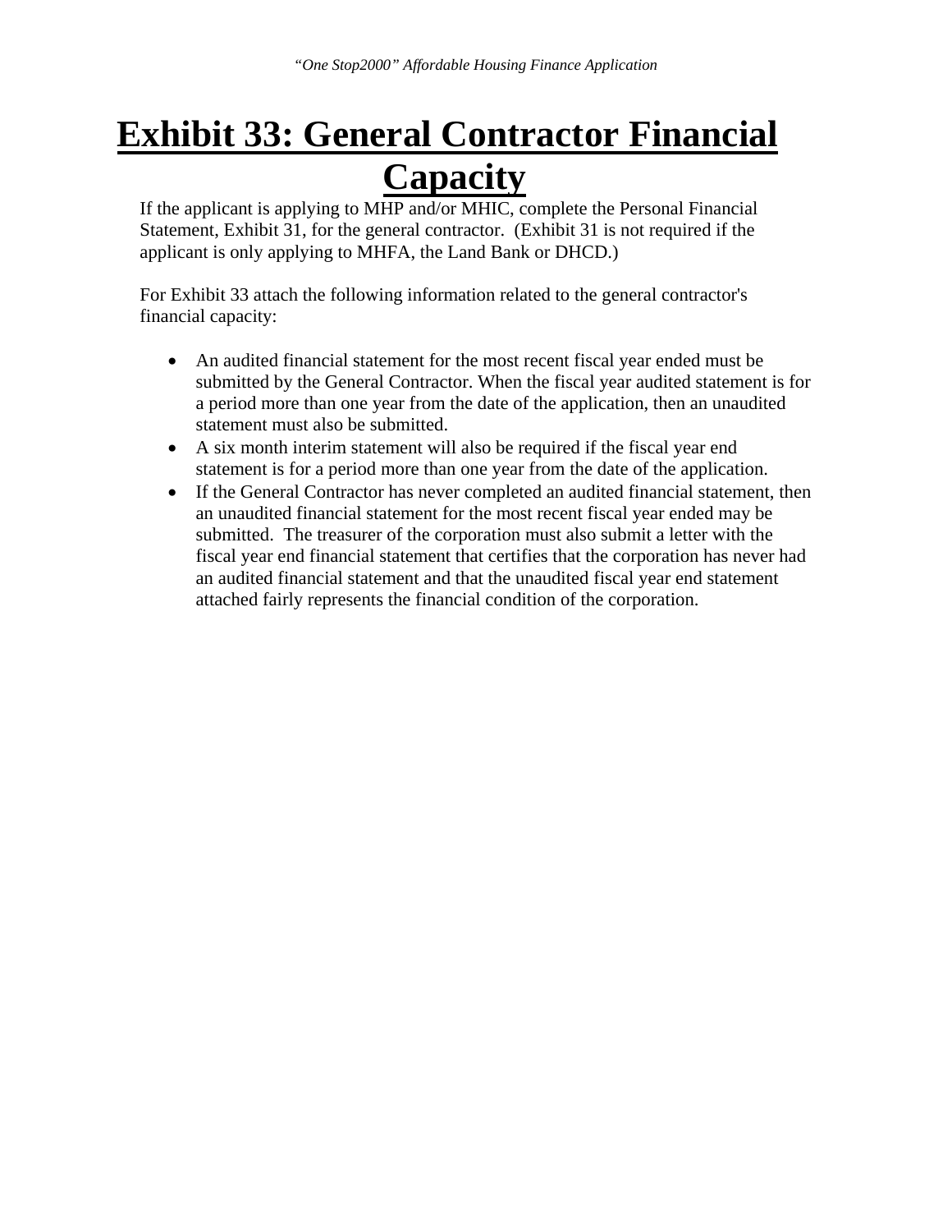# Exhibit 33: General Contractor Financial Capacity

If the applicant is applying to MHP and/or MHIC, complete the Personal Financial Statement, Exhibit 31, for the general contractor. (Exhibit 31 is not required if the applicant is only applying to MHFA, the Land Bank or DHCD.)

For Exhibit 33 attach the following information related to the general contractor's financial capacity:

- An audited financial statement for the most recent fiscal year ended must be submitted by the General Contractor. When the fiscal year audited statement is for a period more than one year from the date of the application, then an unaudited statement must also be submitted.
- A six month interim statement will also be required if the fiscal year end statement is for a period more than one year from the date of the application.
- If the General Contractor has never completed an audited financial statement, then an unaudited financial statement for the most recent fiscal year ended may be submitted. The treasurer of the corporation must also submit a letter with the fiscal year end financial statement that certifies that the corporation has never had an audited financial statement and that the unaudited fiscal year end statement attached fairly represents the financial condition of the corporation.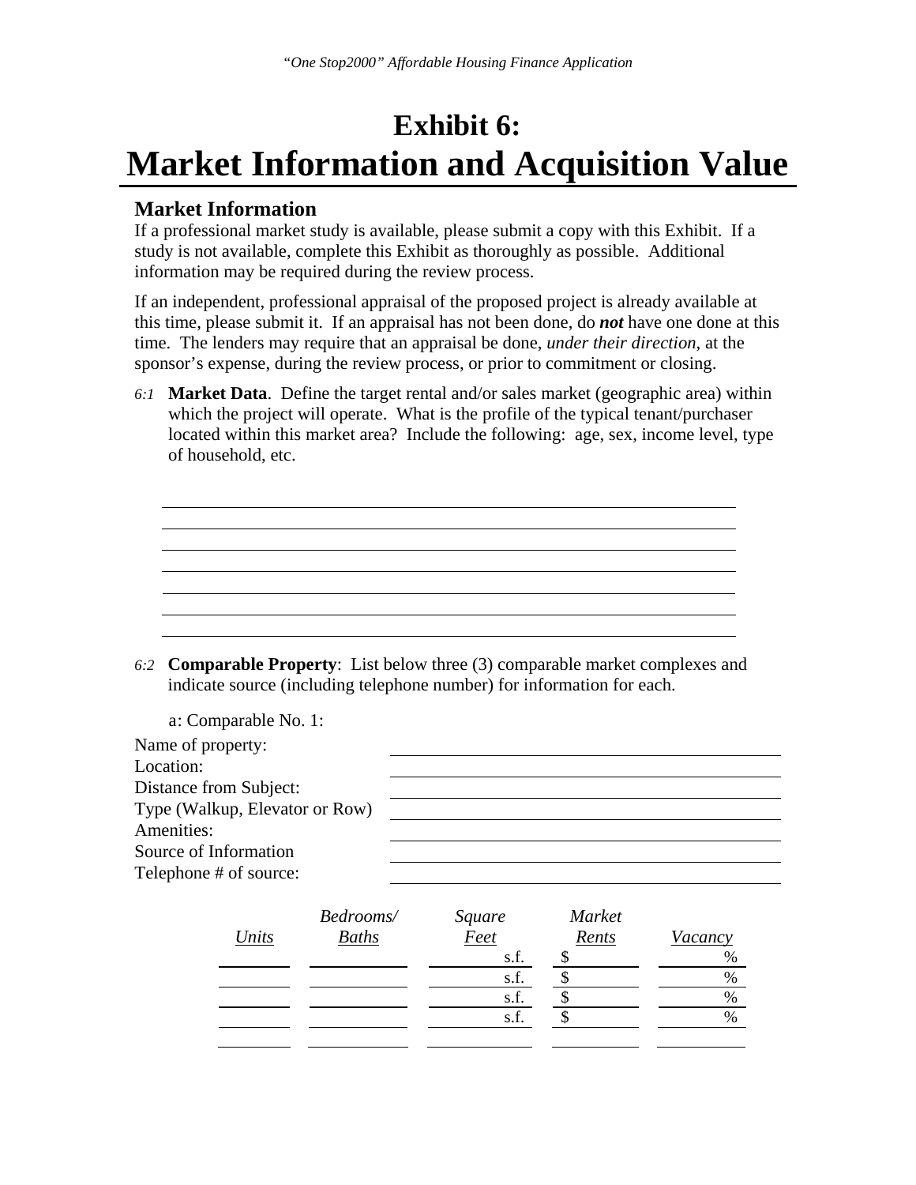# Exhibit 6: Market Information and Acquisition Value

## Market Information

If a professional market study is available, please submit a copy with this Exhibit. If a study is not available, complete this Exhibit as thoroughly as possible. Additional information may be required during the review process.

If an independent, professional appraisal of the proposed project is already available at this time, please submit it. If an appraisal has not been done, do ***not*** have one done at this time. The lenders may require that an appraisal be done, *under their direction*, at the sponsor's expense, during the review process, or prior to commitment or closing.

*6:1* **Market Data**. Define the target rental and/or sales market (geographic area) within which the project will operate. What is the profile of the typical tenant/purchaser located within this market area? Include the following: age, sex, income level, type of household, etc.

______________________________________________
______________________________________________
______________________________________________
______________________________________________
______________________________________________
______________________________________________
______________________________________________

*6:2* **Comparable Property**: List below three (3) comparable market complexes and indicate source (including telephone number) for information for each.

a: Comparable No. 1:

| | |
|---|---|
| Name of property: | |
| Location: | |
| Distance from Subject: | |
| Type (Walkup, Elevator or Row) | |
| Amenities: | |
| Source of Information | |
| Telephone # of source: | |

| *Units* | *Bedrooms/ Baths* | *Square Feet* | *Market Rents* | *Vacancy* |
|---|---|---|---|---|
| | | s.f. | $ | % |
| | | s.f. | $ | % |
| | | s.f. | $ | % |
| | | s.f. | $ | % |
| | | | | |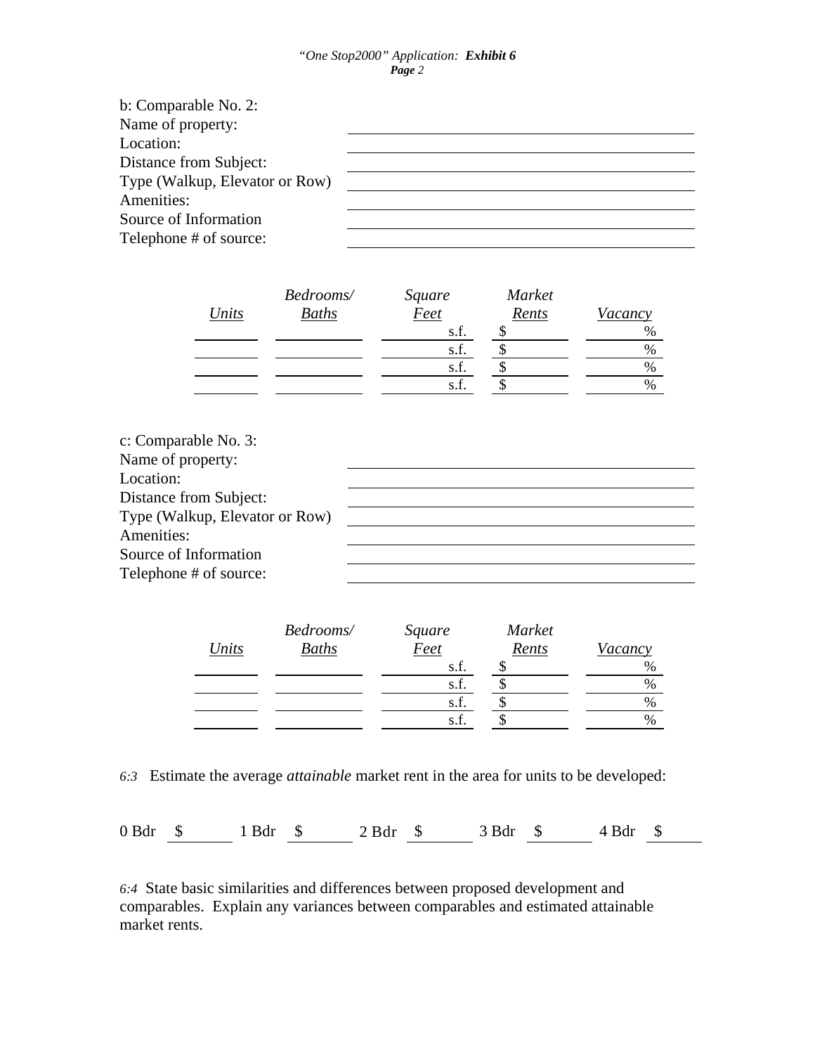b: Comparable No. 2:

| | |
|---|---|
| Name of property: | |
| Location: | |
| Distance from Subject: | |
| Type (Walkup, Elevator or Row) | |
| Amenities: | |
| Source of Information | |
| Telephone # of source: | |

| *Units* | *Bedrooms/ Baths* | *Square Feet* | *Market Rents* | *Vacancy* |
|---|---|---|---|---|
| | | s.f. | $ | % |
| | | s.f. | $ | % |
| | | s.f. | $ | % |
| | | s.f. | $ | % |

c: Comparable No. 3:

| | |
|---|---|
| Name of property: | |
| Location: | |
| Distance from Subject: | |
| Type (Walkup, Elevator or Row) | |
| Amenities: | |
| Source of Information | |
| Telephone # of source: | |

| *Units* | *Bedrooms/ Baths* | *Square Feet* | *Market Rents* | *Vacancy* |
|---|---|---|---|---|
| | | s.f. | $ | % |
| | | s.f. | $ | % |
| | | s.f. | $ | % |
| | | s.f. | $ | % |

*6:3* Estimate the average *attainable* market rent in the area for units to be developed:

0 Bdr $ ______ 1 Bdr $ ______ 2 Bdr $ ______ 3 Bdr $ ______ 4 Bdr $ ______

*6:4* State basic similarities and differences between proposed development and comparables. Explain any variances between comparables and estimated attainable market rents.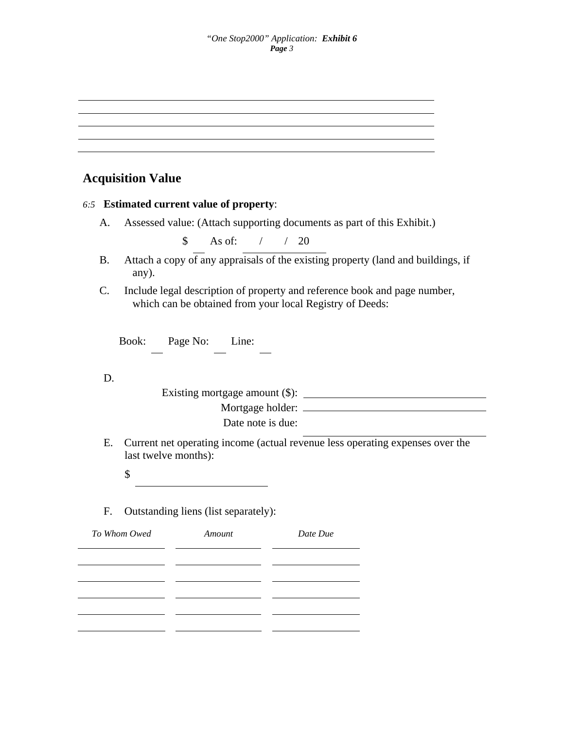## Acquisition Value

*6:5* **Estimated current value of property**:

A. Assessed value: (Attach supporting documents as part of this Exhibit.)

$ ___ As of: / / 20 ___

B. Attach a copy of any appraisals of the existing property (land and buildings, if any).

C. Include legal description of property and reference book and page number, which can be obtained from your local Registry of Deeds:

Book: ___ Page No: ___ Line: ___

D.

Existing mortgage amount ($): ___

Mortgage holder: ___

Date note is due: ___

E. Current net operating income (actual revenue less operating expenses over the last twelve months):

$ ___

F. Outstanding liens (list separately):

| *To Whom Owed* | *Amount* | *Date Due* |
|---|---|---|
| | | |
| | | |
| | | |
| | | |
| | | |
| | | |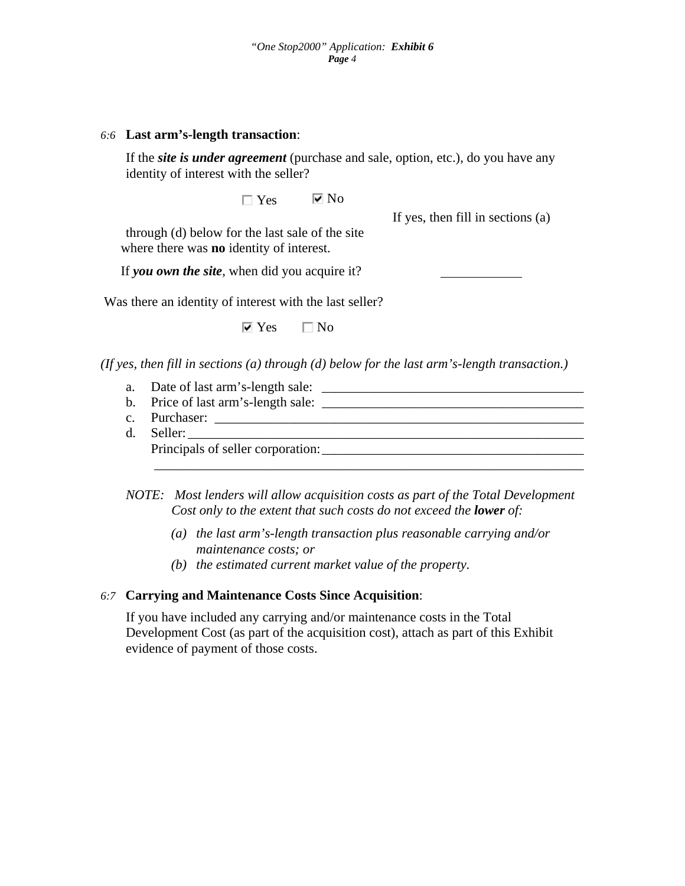*6:6* **Last arm's-length transaction**:

If the ***site is under agreement*** (purchase and sale, option, etc.), do you have any identity of interest with the seller?

☐ Yes ☑ No

If yes, then fill in sections (a) through (d) below for the last sale of the site where there was **no** identity of interest.

If ***you own the site***, when did you acquire it? ____________

Was there an identity of interest with the last seller?

☑ Yes ☐ No

*(If yes, then fill in sections (a) through (d) below for the last arm's-length transaction.)*

a. Date of last arm's-length sale: _______________________________________
b. Price of last arm's-length sale: _______________________________________
c. Purchaser: _______________________________________________________
d. Seller: _________________________________________________________
   Principals of seller corporation: _______________________________________
   _____________________________________________________________________

*NOTE: Most lenders will allow acquisition costs as part of the Total Development Cost only to the extent that such costs do not exceed the* ***lower*** *of:*

*(a) the last arm's-length transaction plus reasonable carrying and/or maintenance costs; or*
*(b) the estimated current market value of the property.*

*6:7* **Carrying and Maintenance Costs Since Acquisition**:

If you have included any carrying and/or maintenance costs in the Total Development Cost (as part of the acquisition cost), attach as part of this Exhibit evidence of payment of those costs.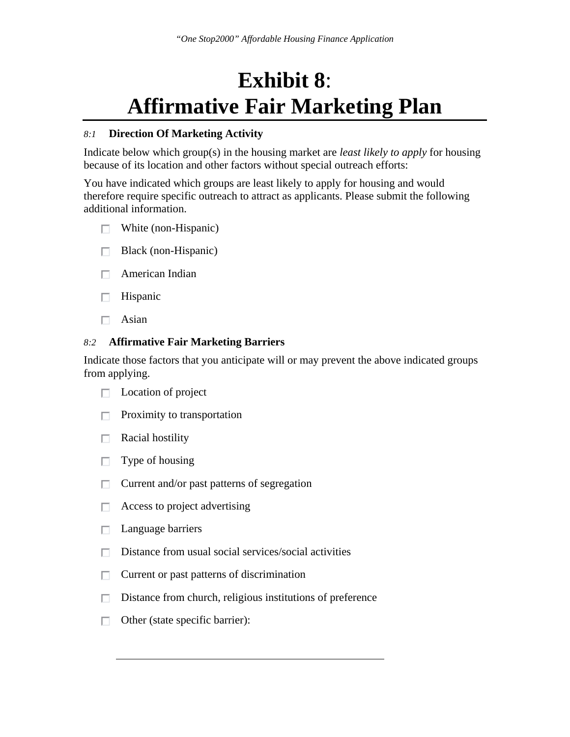# Exhibit 8: Affirmative Fair Marketing Plan

*8:1* **Direction Of Marketing Activity**

Indicate below which group(s) in the housing market are *least likely to apply* for housing because of its location and other factors without special outreach efforts:

You have indicated which groups are least likely to apply for housing and would therefore require specific outreach to attract as applicants. Please submit the following additional information.

- [ ] White (non-Hispanic)
- [ ] Black (non-Hispanic)
- [ ] American Indian
- [ ] Hispanic
- [ ] Asian

*8:2* **Affirmative Fair Marketing Barriers**

Indicate those factors that you anticipate will or may prevent the above indicated groups from applying.

- [ ] Location of project
- [ ] Proximity to transportation
- [ ] Racial hostility
- [ ] Type of housing
- [ ] Current and/or past patterns of segregation
- [ ] Access to project advertising
- [ ] Language barriers
- [ ] Distance from usual social services/social activities
- [ ] Current or past patterns of discrimination
- [ ] Distance from church, religious institutions of preference
- [ ] Other (state specific barrier):

______________________________________________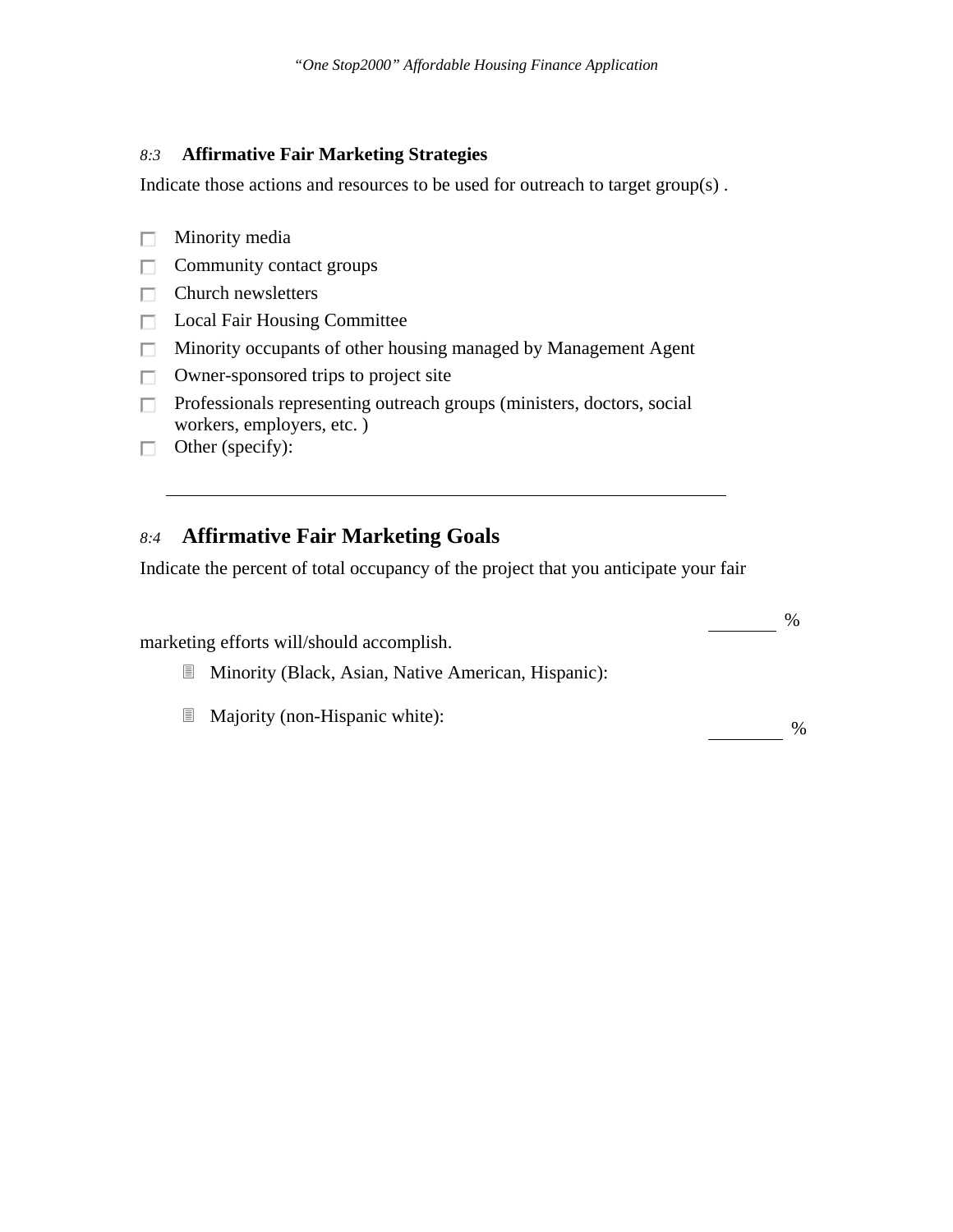### *8:3* Affirmative Fair Marketing Strategies

Indicate those actions and resources to be used for outreach to target group(s) .

- ☐ Minority media
- ☐ Community contact groups
- ☐ Church newsletters
- ☐ Local Fair Housing Committee
- ☐ Minority occupants of other housing managed by Management Agent
- ☐ Owner-sponsored trips to project site
- ☐ Professionals representing outreach groups (ministers, doctors, social workers, employers, etc. )
- ☐ Other (specify):

______________________________________________________________

## *8:4* Affirmative Fair Marketing Goals

Indicate the percent of total occupancy of the project that you anticipate your fair marketing efforts will/should accomplish.

- Minority (Black, Asian, Native American, Hispanic): ________ %
- Majority (non-Hispanic white): ________ %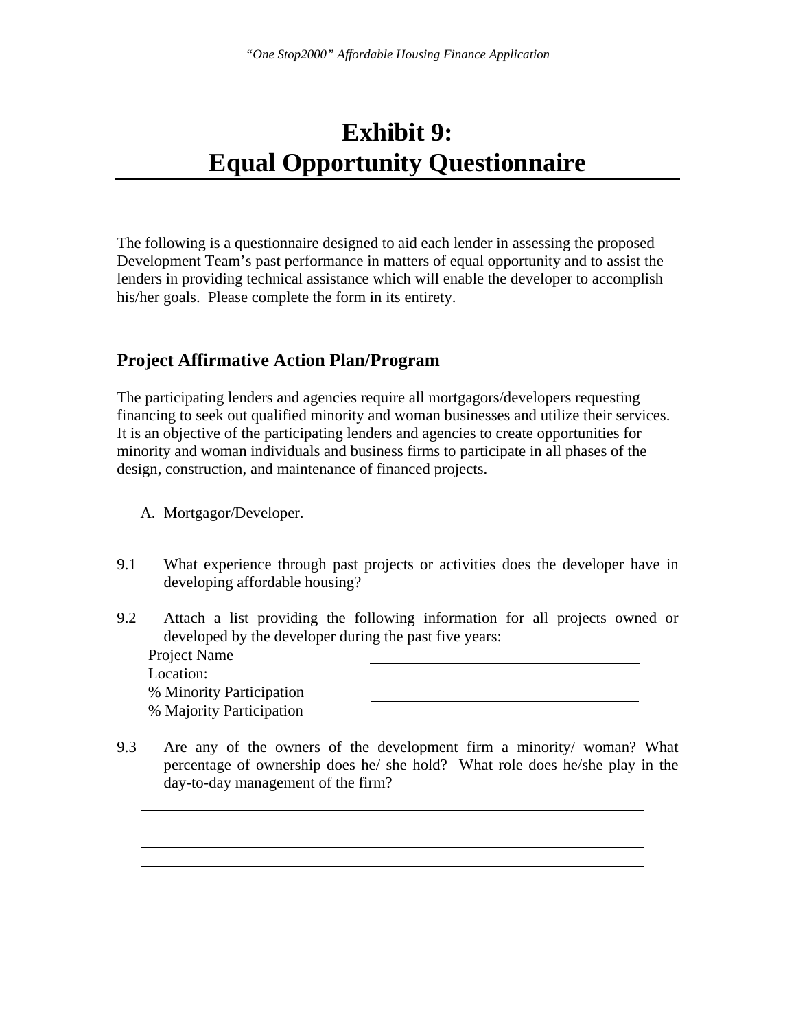// Exhibit 9: Equal Opportunity Questionnaire

# Exhibit 9:
# Equal Opportunity Questionnaire

The following is a questionnaire designed to aid each lender in assessing the proposed Development Team's past performance in matters of equal opportunity and to assist the lenders in providing technical assistance which will enable the developer to accomplish his/her goals. Please complete the form in its entirety.

## Project Affirmative Action Plan/Program

The participating lenders and agencies require all mortgagors/developers requesting financing to seek out qualified minority and woman businesses and utilize their services. It is an objective of the participating lenders and agencies to create opportunities for minority and woman individuals and business firms to participate in all phases of the design, construction, and maintenance of financed projects.

A. Mortgagor/Developer.

9.1 What experience through past projects or activities does the developer have in developing affordable housing?

9.2 Attach a list providing the following information for all projects owned or developed by the developer during the past five years:

Project Name ____________________

Location: ____________________

% Minority Participation ____________________

% Majority Participation ____________________

9.3 Are any of the owners of the development firm a minority/ woman? What percentage of ownership does he/ she hold? What role does he/she play in the day-to-day management of the firm?

____________________

____________________

____________________

____________________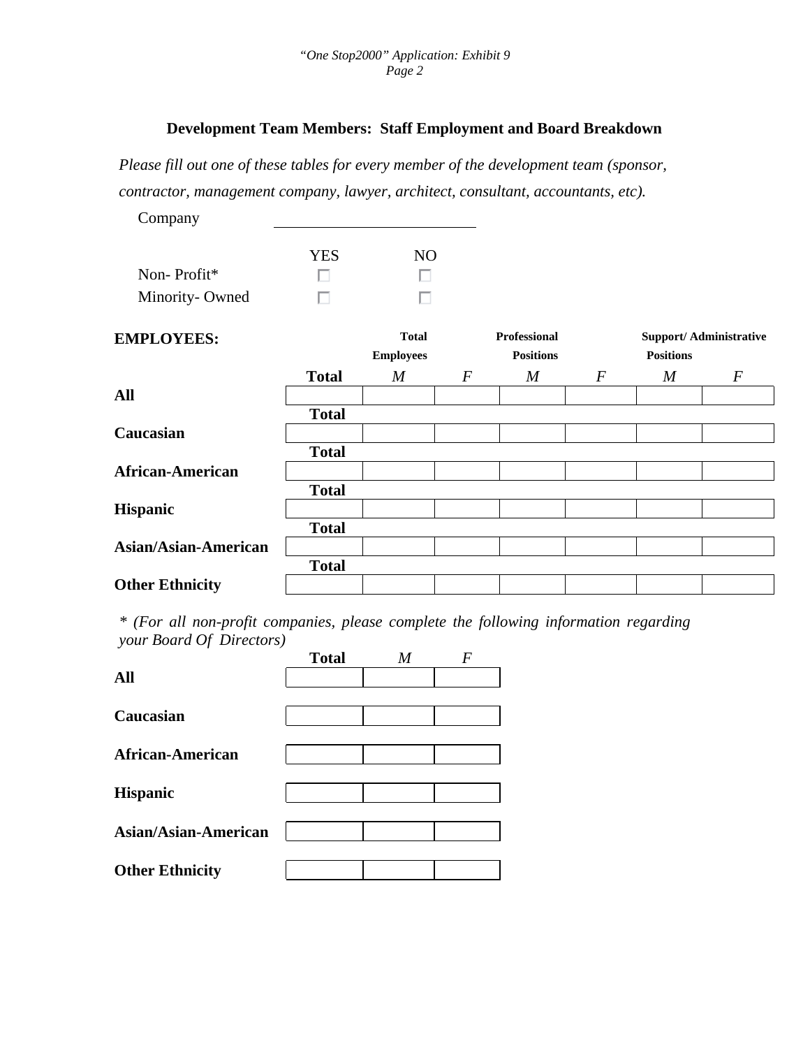## Development Team Members: Staff Employment and Board Breakdown

*Please fill out one of these tables for every member of the development team (sponsor, contractor, management company, lawyer, architect, consultant, accountants, etc).*

Company \_\_\_\_\_\_\_\_\_\_\_\_\_\_\_\_\_\_\_\_\_\_\_\_\_\_

| | YES | NO |
|---|---|---|
| Non- Profit* | ☐ | ☐ |
| Minority- Owned | ☐ | ☐ |

| **EMPLOYEES:** | | **Total Employees** | | **Professional Positions** | | **Support/ Administrative Positions** | |
|---|---|---|---|---|---|---|---|
| | **Total** | *M* | *F* | *M* | *F* | *M* | *F* |
| **All** | | | | | | | |
| **Caucasian** | | | | | | | |
| **African-American** | | | | | | | |
| **Hispanic** | | | | | | | |
| **Asian/Asian-American** | | | | | | | |
| **Other Ethnicity** | | | | | | | |

* *(For all non-profit companies, please complete the following information regarding your Board Of Directors)*

| | **Total** | *M* | *F* |
|---|---|---|---|
| **All** | | | |
| **Caucasian** | | | |
| **African-American** | | | |
| **Hispanic** | | | |
| **Asian/Asian-American** | | | |
| **Other Ethnicity** | | | |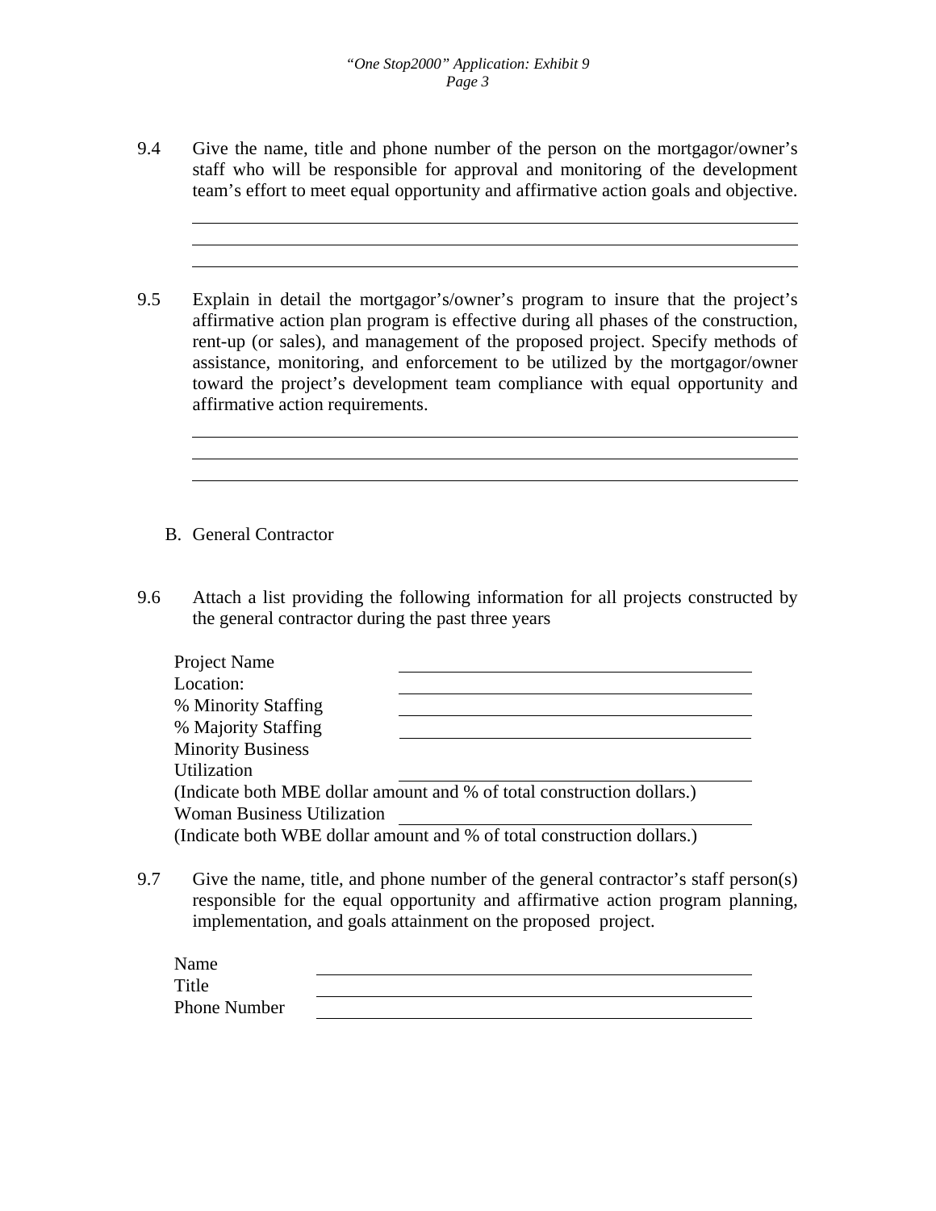9.4 Give the name, title and phone number of the person on the mortgagor/owner's staff who will be responsible for approval and monitoring of the development team's effort to meet equal opportunity and affirmative action goals and objective.

\_\_\_\_\_\_\_\_\_\_\_\_\_\_\_\_\_\_\_\_\_\_\_\_\_\_\_\_\_\_\_\_\_\_\_\_\_\_\_\_\_\_\_\_\_\_\_\_\_\_\_\_\_\_\_\_\_\_\_\_

\_\_\_\_\_\_\_\_\_\_\_\_\_\_\_\_\_\_\_\_\_\_\_\_\_\_\_\_\_\_\_\_\_\_\_\_\_\_\_\_\_\_\_\_\_\_\_\_\_\_\_\_\_\_\_\_\_\_\_\_

\_\_\_\_\_\_\_\_\_\_\_\_\_\_\_\_\_\_\_\_\_\_\_\_\_\_\_\_\_\_\_\_\_\_\_\_\_\_\_\_\_\_\_\_\_\_\_\_\_\_\_\_\_\_\_\_\_\_\_\_

9.5 Explain in detail the mortgagor's/owner's program to insure that the project's affirmative action plan program is effective during all phases of the construction, rent-up (or sales), and management of the proposed project. Specify methods of assistance, monitoring, and enforcement to be utilized by the mortgagor/owner toward the project's development team compliance with equal opportunity and affirmative action requirements.

\_\_\_\_\_\_\_\_\_\_\_\_\_\_\_\_\_\_\_\_\_\_\_\_\_\_\_\_\_\_\_\_\_\_\_\_\_\_\_\_\_\_\_\_\_\_\_\_\_\_\_\_\_\_\_\_\_\_\_\_

\_\_\_\_\_\_\_\_\_\_\_\_\_\_\_\_\_\_\_\_\_\_\_\_\_\_\_\_\_\_\_\_\_\_\_\_\_\_\_\_\_\_\_\_\_\_\_\_\_\_\_\_\_\_\_\_\_\_\_\_

\_\_\_\_\_\_\_\_\_\_\_\_\_\_\_\_\_\_\_\_\_\_\_\_\_\_\_\_\_\_\_\_\_\_\_\_\_\_\_\_\_\_\_\_\_\_\_\_\_\_\_\_\_\_\_\_\_\_\_\_

B. General Contractor

9.6 Attach a list providing the following information for all projects constructed by the general contractor during the past three years

Project Name \_\_\_\_\_\_\_\_\_\_\_\_\_\_\_\_\_\_\_\_\_\_\_\_\_\_\_\_\_\_\_\_\_\_\_\_

Location: \_\_\_\_\_\_\_\_\_\_\_\_\_\_\_\_\_\_\_\_\_\_\_\_\_\_\_\_\_\_\_\_\_\_\_\_

% Minority Staffing \_\_\_\_\_\_\_\_\_\_\_\_\_\_\_\_\_\_\_\_\_\_\_\_\_\_\_\_\_\_\_\_\_\_\_\_

% Majority Staffing \_\_\_\_\_\_\_\_\_\_\_\_\_\_\_\_\_\_\_\_\_\_\_\_\_\_\_\_\_\_\_\_\_\_\_\_

Minority Business Utilization \_\_\_\_\_\_\_\_\_\_\_\_\_\_\_\_\_\_\_\_\_\_\_\_\_\_\_\_\_\_\_\_\_\_\_\_

(Indicate both MBE dollar amount and % of total construction dollars.)

Woman Business Utilization \_\_\_\_\_\_\_\_\_\_\_\_\_\_\_\_\_\_\_\_\_\_\_\_\_\_\_\_\_\_\_\_\_\_\_\_

(Indicate both WBE dollar amount and % of total construction dollars.)

9.7 Give the name, title, and phone number of the general contractor's staff person(s) responsible for the equal opportunity and affirmative action program planning, implementation, and goals attainment on the proposed project.

Name \_\_\_\_\_\_\_\_\_\_\_\_\_\_\_\_\_\_\_\_\_\_\_\_\_\_\_\_\_\_\_\_\_\_\_\_\_\_\_\_\_\_

Title \_\_\_\_\_\_\_\_\_\_\_\_\_\_\_\_\_\_\_\_\_\_\_\_\_\_\_\_\_\_\_\_\_\_\_\_\_\_\_\_\_\_

Phone Number \_\_\_\_\_\_\_\_\_\_\_\_\_\_\_\_\_\_\_\_\_\_\_\_\_\_\_\_\_\_\_\_\_\_\_\_\_\_\_\_\_\_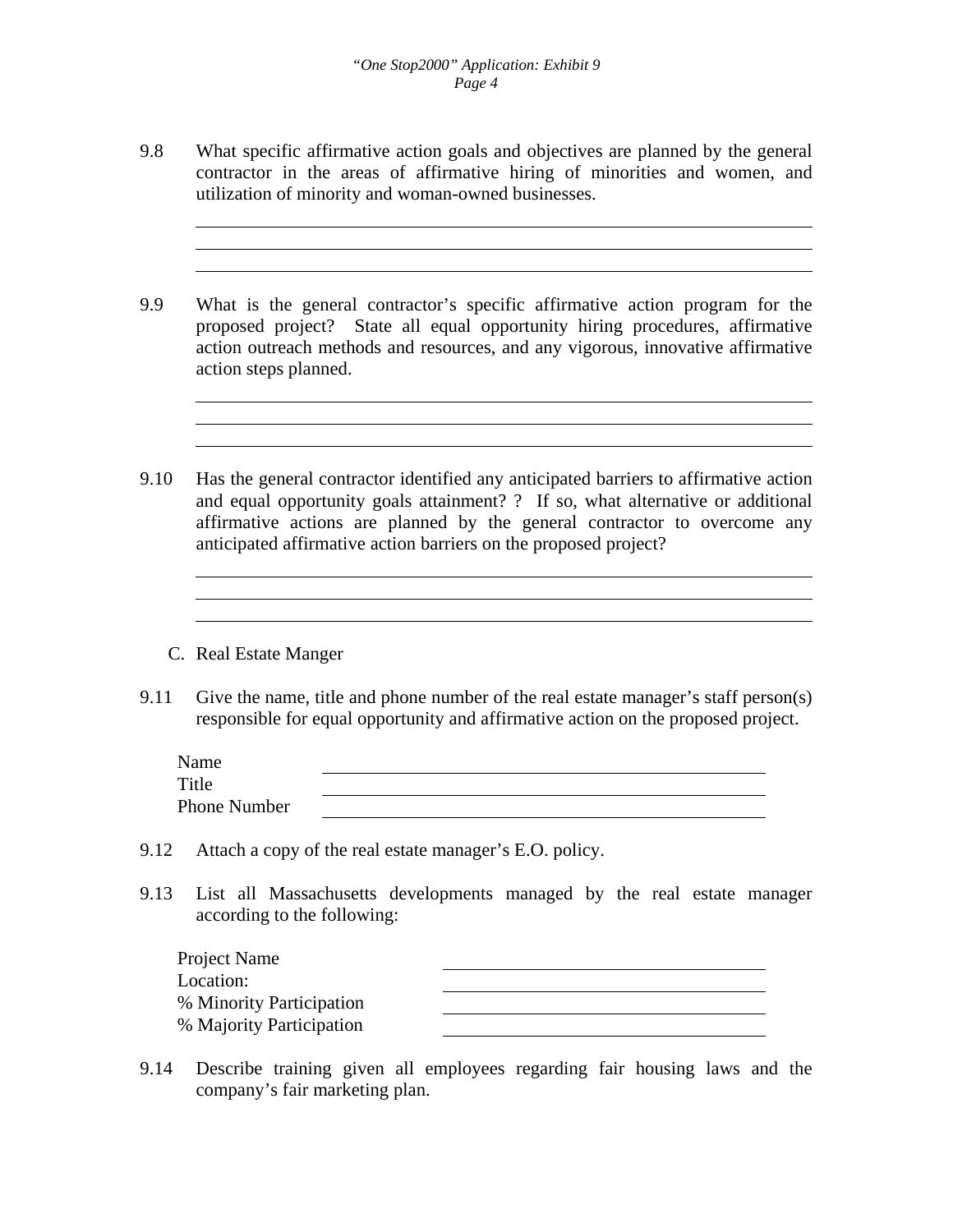9.8 What specific affirmative action goals and objectives are planned by the general contractor in the areas of affirmative hiring of minorities and women, and utilization of minority and woman-owned businesses.

______________________________________________________________________
______________________________________________________________________
______________________________________________________________________

9.9 What is the general contractor's specific affirmative action program for the proposed project? State all equal opportunity hiring procedures, affirmative action outreach methods and resources, and any vigorous, innovative affirmative action steps planned.

______________________________________________________________________
______________________________________________________________________
______________________________________________________________________

9.10 Has the general contractor identified any anticipated barriers to affirmative action and equal opportunity goals attainment? ? If so, what alternative or additional affirmative actions are planned by the general contractor to overcome any anticipated affirmative action barriers on the proposed project?

______________________________________________________________________
______________________________________________________________________
______________________________________________________________________

C. Real Estate Manger

9.11 Give the name, title and phone number of the real estate manager's staff person(s) responsible for equal opportunity and affirmative action on the proposed project.

Name ________________________________________________

Title ________________________________________________

Phone Number ________________________________________________

9.12 Attach a copy of the real estate manager's E.O. policy.

9.13 List all Massachusetts developments managed by the real estate manager according to the following:

Project Name ______________________________

Location: ______________________________

% Minority Participation ______________________________

% Majority Participation ______________________________

9.14 Describe training given all employees regarding fair housing laws and the company's fair marketing plan.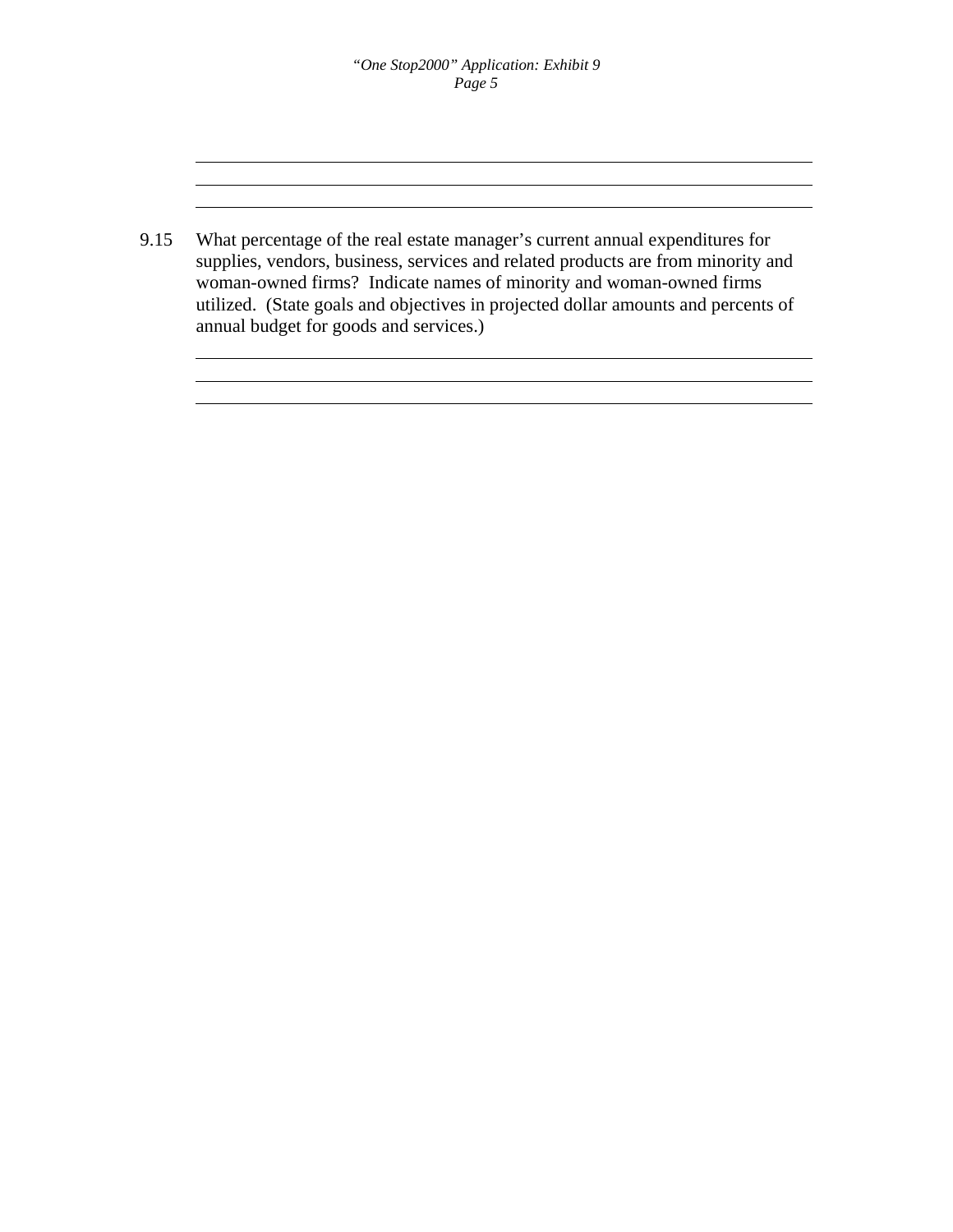9.15 What percentage of the real estate manager's current annual expenditures for supplies, vendors, business, services and related products are from minority and woman-owned firms? Indicate names of minority and woman-owned firms utilized. (State goals and objectives in projected dollar amounts and percents of annual budget for goods and services.)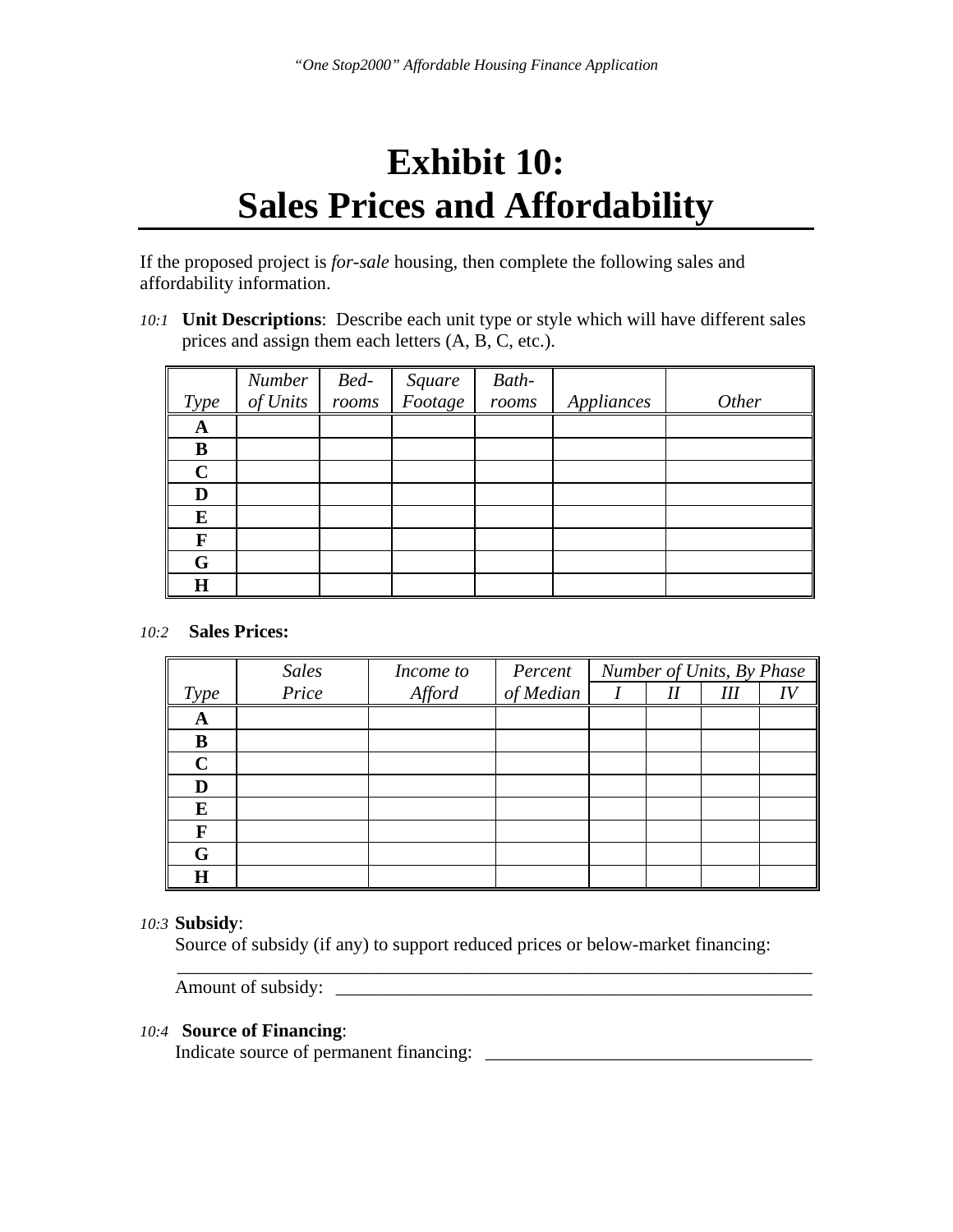# Exhibit 10: Sales Prices and Affordability

If the proposed project is *for-sale* housing, then complete the following sales and affordability information.

*10:1* **Unit Descriptions**: Describe each unit type or style which will have different sales prices and assign them each letters (A, B, C, etc.).

| *Type* | *Number of Units* | *Bed-rooms* | *Square Footage* | *Bath-rooms* | *Appliances* | *Other* |
|---|---|---|---|---|---|---|
| **A** | | | | | | |
| **B** | | | | | | |
| **C** | | | | | | |
| **D** | | | | | | |
| **E** | | | | | | |
| **F** | | | | | | |
| **G** | | | | | | |
| **H** | | | | | | |

*10:2* **Sales Prices:**

| *Type* | *Sales Price* | *Income to Afford* | *Percent of Median* | *Number of Units, By Phase* | | | |
|---|---|---|---|---|---|---|---|
| | | | | *I* | *II* | *III* | *IV* |
| **A** | | | | | | | |
| **B** | | | | | | | |
| **C** | | | | | | | |
| **D** | | | | | | | |
| **E** | | | | | | | |
| **F** | | | | | | | |
| **G** | | | | | | | |
| **H** | | | | | | | |

*10:3* **Subsidy**:

Source of subsidy (if any) to support reduced prices or below-market financing:

______________________________________________________________________

Amount of subsidy: ________________________________________________

*10:4* **Source of Financing**:

Indicate source of permanent financing: ________________________________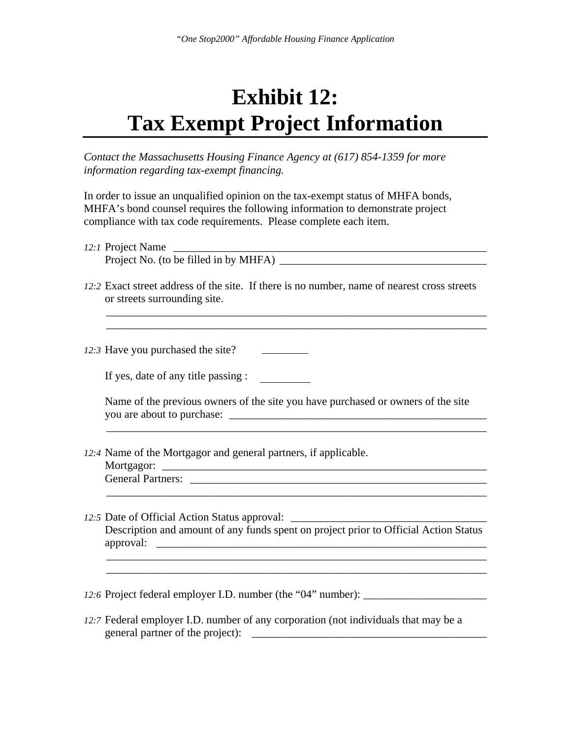# Exhibit 12: Tax Exempt Project Information

*Contact the Massachusetts Housing Finance Agency at (617) 854-1359 for more information regarding tax-exempt financing.*

In order to issue an unqualified opinion on the tax-exempt status of MHFA bonds, MHFA's bond counsel requires the following information to demonstrate project compliance with tax code requirements. Please complete each item.

*12:1* Project Name ______________________________________________________

Project No. (to be filled in by MHFA) ____________________________________

*12:2* Exact street address of the site. If there is no number, name of nearest cross streets or streets surrounding site.

______________________________________________________________________

______________________________________________________________________

*12:3* Have you purchased the site? ________

If yes, date of any title passing : ________

Name of the previous owners of the site you have purchased or owners of the site you are about to purchase: _______________________________________________

______________________________________________________________________

*12:4* Name of the Mortgagor and general partners, if applicable.

Mortgagor: ____________________________________________________________

General Partners: _______________________________________________________

______________________________________________________________________

*12:5* Date of Official Action Status approval: __________________________________

Description and amount of any funds spent on project prior to Official Action Status approval: ____________________________________________________________

______________________________________________________________________

______________________________________________________________________

*12:6* Project federal employer I.D. number (the "04" number): _____________________

*12:7* Federal employer I.D. number of any corporation (not individuals that may be a general partner of the project): __________________________________________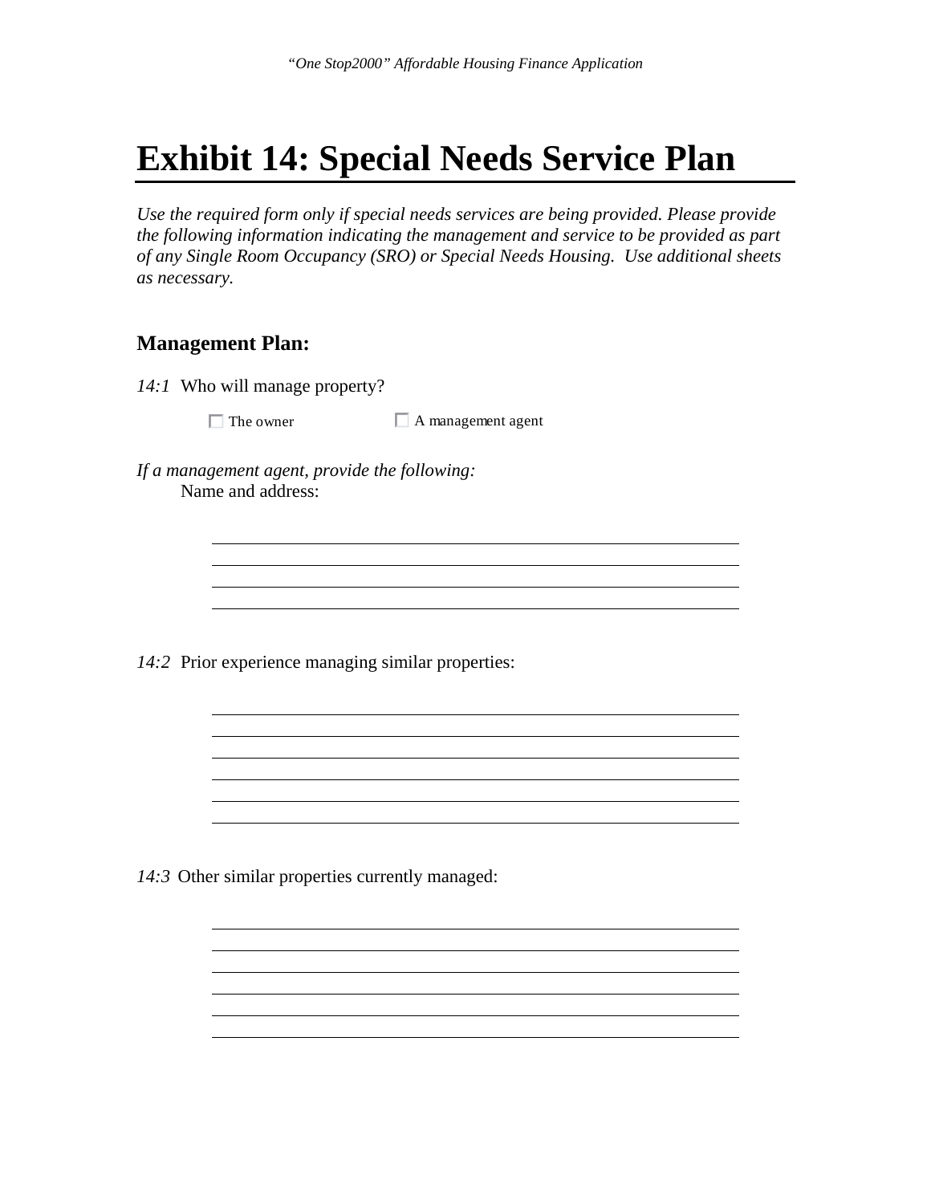# Exhibit 14: Special Needs Service Plan

*Use the required form only if special needs services are being provided. Please provide the following information indicating the management and service to be provided as part of any Single Room Occupancy (SRO) or Special Needs Housing. Use additional sheets as necessary.*

## Management Plan:

*14:1* Who will manage property?

☐ The owner ☐ A management agent

*If a management agent, provide the following:*

Name and address:

\_\_\_\_\_\_\_\_\_\_\_\_\_\_\_\_\_\_\_\_\_\_\_\_\_\_\_\_\_\_\_\_\_\_\_\_\_\_\_\_\_\_\_\_\_\_\_\_\_\_\_\_\_\_\_\_\_\_

\_\_\_\_\_\_\_\_\_\_\_\_\_\_\_\_\_\_\_\_\_\_\_\_\_\_\_\_\_\_\_\_\_\_\_\_\_\_\_\_\_\_\_\_\_\_\_\_\_\_\_\_\_\_\_\_\_\_

\_\_\_\_\_\_\_\_\_\_\_\_\_\_\_\_\_\_\_\_\_\_\_\_\_\_\_\_\_\_\_\_\_\_\_\_\_\_\_\_\_\_\_\_\_\_\_\_\_\_\_\_\_\_\_\_\_\_

\_\_\_\_\_\_\_\_\_\_\_\_\_\_\_\_\_\_\_\_\_\_\_\_\_\_\_\_\_\_\_\_\_\_\_\_\_\_\_\_\_\_\_\_\_\_\_\_\_\_\_\_\_\_\_\_\_\_

*14:2* Prior experience managing similar properties:

\_\_\_\_\_\_\_\_\_\_\_\_\_\_\_\_\_\_\_\_\_\_\_\_\_\_\_\_\_\_\_\_\_\_\_\_\_\_\_\_\_\_\_\_\_\_\_\_\_\_\_\_\_\_\_\_\_\_

\_\_\_\_\_\_\_\_\_\_\_\_\_\_\_\_\_\_\_\_\_\_\_\_\_\_\_\_\_\_\_\_\_\_\_\_\_\_\_\_\_\_\_\_\_\_\_\_\_\_\_\_\_\_\_\_\_\_

\_\_\_\_\_\_\_\_\_\_\_\_\_\_\_\_\_\_\_\_\_\_\_\_\_\_\_\_\_\_\_\_\_\_\_\_\_\_\_\_\_\_\_\_\_\_\_\_\_\_\_\_\_\_\_\_\_\_

\_\_\_\_\_\_\_\_\_\_\_\_\_\_\_\_\_\_\_\_\_\_\_\_\_\_\_\_\_\_\_\_\_\_\_\_\_\_\_\_\_\_\_\_\_\_\_\_\_\_\_\_\_\_\_\_\_\_

\_\_\_\_\_\_\_\_\_\_\_\_\_\_\_\_\_\_\_\_\_\_\_\_\_\_\_\_\_\_\_\_\_\_\_\_\_\_\_\_\_\_\_\_\_\_\_\_\_\_\_\_\_\_\_\_\_\_

\_\_\_\_\_\_\_\_\_\_\_\_\_\_\_\_\_\_\_\_\_\_\_\_\_\_\_\_\_\_\_\_\_\_\_\_\_\_\_\_\_\_\_\_\_\_\_\_\_\_\_\_\_\_\_\_\_\_

*14:3* Other similar properties currently managed:

\_\_\_\_\_\_\_\_\_\_\_\_\_\_\_\_\_\_\_\_\_\_\_\_\_\_\_\_\_\_\_\_\_\_\_\_\_\_\_\_\_\_\_\_\_\_\_\_\_\_\_\_\_\_\_\_\_\_

\_\_\_\_\_\_\_\_\_\_\_\_\_\_\_\_\_\_\_\_\_\_\_\_\_\_\_\_\_\_\_\_\_\_\_\_\_\_\_\_\_\_\_\_\_\_\_\_\_\_\_\_\_\_\_\_\_\_

\_\_\_\_\_\_\_\_\_\_\_\_\_\_\_\_\_\_\_\_\_\_\_\_\_\_\_\_\_\_\_\_\_\_\_\_\_\_\_\_\_\_\_\_\_\_\_\_\_\_\_\_\_\_\_\_\_\_

\_\_\_\_\_\_\_\_\_\_\_\_\_\_\_\_\_\_\_\_\_\_\_\_\_\_\_\_\_\_\_\_\_\_\_\_\_\_\_\_\_\_\_\_\_\_\_\_\_\_\_\_\_\_\_\_\_\_

\_\_\_\_\_\_\_\_\_\_\_\_\_\_\_\_\_\_\_\_\_\_\_\_\_\_\_\_\_\_\_\_\_\_\_\_\_\_\_\_\_\_\_\_\_\_\_\_\_\_\_\_\_\_\_\_\_\_

\_\_\_\_\_\_\_\_\_\_\_\_\_\_\_\_\_\_\_\_\_\_\_\_\_\_\_\_\_\_\_\_\_\_\_\_\_\_\_\_\_\_\_\_\_\_\_\_\_\_\_\_\_\_\_\_\_\_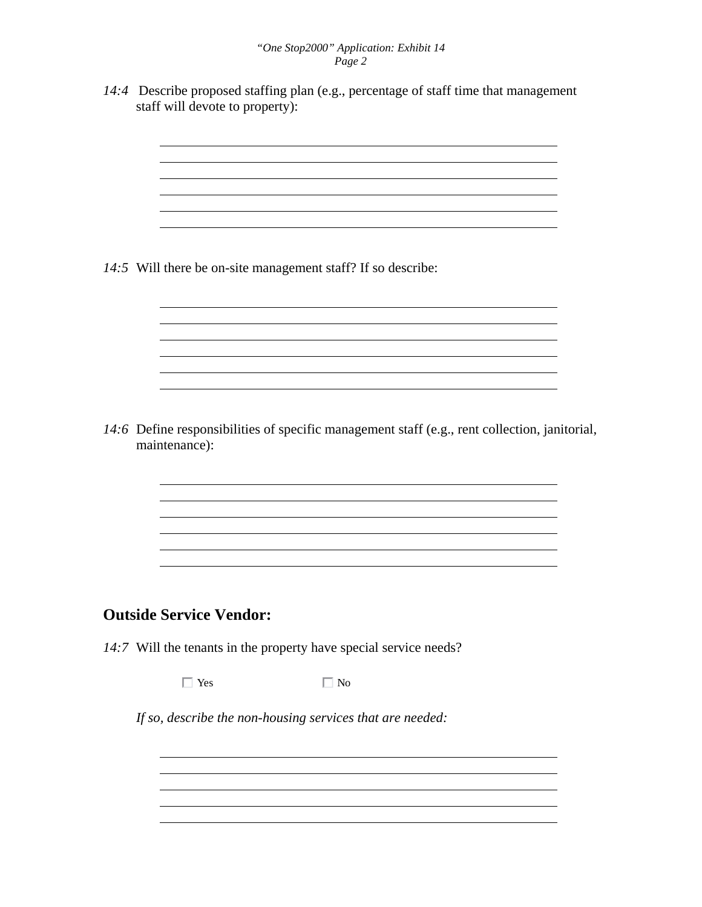*14:4* Describe proposed staffing plan (e.g., percentage of staff time that management staff will devote to property):

______________________________________________________________________
______________________________________________________________________
______________________________________________________________________
______________________________________________________________________
______________________________________________________________________
______________________________________________________________________

*14:5* Will there be on-site management staff? If so describe:

______________________________________________________________________
______________________________________________________________________
______________________________________________________________________
______________________________________________________________________
______________________________________________________________________
______________________________________________________________________

*14:6* Define responsibilities of specific management staff (e.g., rent collection, janitorial, maintenance):

______________________________________________________________________
______________________________________________________________________
______________________________________________________________________
______________________________________________________________________
______________________________________________________________________
______________________________________________________________________

## Outside Service Vendor:

*14:7* Will the tenants in the property have special service needs?

☐ Yes ☐ No

*If so, describe the non-housing services that are needed:*

______________________________________________________________________
______________________________________________________________________
______________________________________________________________________
______________________________________________________________________
______________________________________________________________________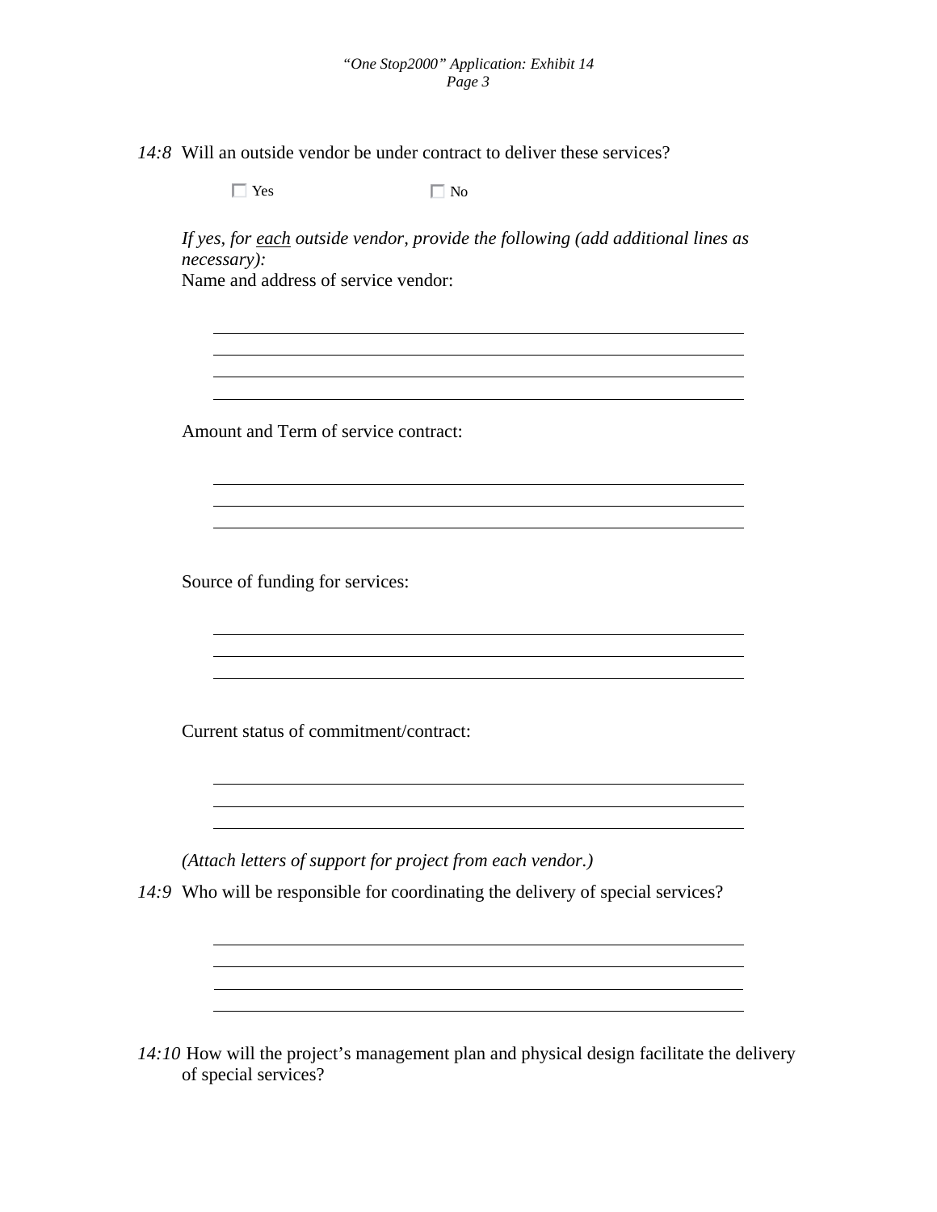*14:8* Will an outside vendor be under contract to deliver these services?

☐ Yes ☐ No

*If yes, for <u>each</u> outside vendor, provide the following (add additional lines as necessary):*

Name and address of service vendor:

\_\_\_\_\_\_\_\_\_\_\_\_\_\_\_\_\_\_\_\_\_\_\_\_\_\_\_\_\_\_\_\_\_\_\_\_\_\_\_\_\_\_\_\_\_\_\_\_\_\_\_\_\_\_\_\_\_\_\_\_\_\_\_\_

\_\_\_\_\_\_\_\_\_\_\_\_\_\_\_\_\_\_\_\_\_\_\_\_\_\_\_\_\_\_\_\_\_\_\_\_\_\_\_\_\_\_\_\_\_\_\_\_\_\_\_\_\_\_\_\_\_\_\_\_\_\_\_\_

\_\_\_\_\_\_\_\_\_\_\_\_\_\_\_\_\_\_\_\_\_\_\_\_\_\_\_\_\_\_\_\_\_\_\_\_\_\_\_\_\_\_\_\_\_\_\_\_\_\_\_\_\_\_\_\_\_\_\_\_\_\_\_\_

\_\_\_\_\_\_\_\_\_\_\_\_\_\_\_\_\_\_\_\_\_\_\_\_\_\_\_\_\_\_\_\_\_\_\_\_\_\_\_\_\_\_\_\_\_\_\_\_\_\_\_\_\_\_\_\_\_\_\_\_\_\_\_\_

Amount and Term of service contract:

\_\_\_\_\_\_\_\_\_\_\_\_\_\_\_\_\_\_\_\_\_\_\_\_\_\_\_\_\_\_\_\_\_\_\_\_\_\_\_\_\_\_\_\_\_\_\_\_\_\_\_\_\_\_\_\_\_\_\_\_\_\_\_\_

\_\_\_\_\_\_\_\_\_\_\_\_\_\_\_\_\_\_\_\_\_\_\_\_\_\_\_\_\_\_\_\_\_\_\_\_\_\_\_\_\_\_\_\_\_\_\_\_\_\_\_\_\_\_\_\_\_\_\_\_\_\_\_\_

\_\_\_\_\_\_\_\_\_\_\_\_\_\_\_\_\_\_\_\_\_\_\_\_\_\_\_\_\_\_\_\_\_\_\_\_\_\_\_\_\_\_\_\_\_\_\_\_\_\_\_\_\_\_\_\_\_\_\_\_\_\_\_\_

Source of funding for services:

\_\_\_\_\_\_\_\_\_\_\_\_\_\_\_\_\_\_\_\_\_\_\_\_\_\_\_\_\_\_\_\_\_\_\_\_\_\_\_\_\_\_\_\_\_\_\_\_\_\_\_\_\_\_\_\_\_\_\_\_\_\_\_\_

\_\_\_\_\_\_\_\_\_\_\_\_\_\_\_\_\_\_\_\_\_\_\_\_\_\_\_\_\_\_\_\_\_\_\_\_\_\_\_\_\_\_\_\_\_\_\_\_\_\_\_\_\_\_\_\_\_\_\_\_\_\_\_\_

\_\_\_\_\_\_\_\_\_\_\_\_\_\_\_\_\_\_\_\_\_\_\_\_\_\_\_\_\_\_\_\_\_\_\_\_\_\_\_\_\_\_\_\_\_\_\_\_\_\_\_\_\_\_\_\_\_\_\_\_\_\_\_\_

Current status of commitment/contract:

\_\_\_\_\_\_\_\_\_\_\_\_\_\_\_\_\_\_\_\_\_\_\_\_\_\_\_\_\_\_\_\_\_\_\_\_\_\_\_\_\_\_\_\_\_\_\_\_\_\_\_\_\_\_\_\_\_\_\_\_\_\_\_\_

\_\_\_\_\_\_\_\_\_\_\_\_\_\_\_\_\_\_\_\_\_\_\_\_\_\_\_\_\_\_\_\_\_\_\_\_\_\_\_\_\_\_\_\_\_\_\_\_\_\_\_\_\_\_\_\_\_\_\_\_\_\_\_\_

\_\_\_\_\_\_\_\_\_\_\_\_\_\_\_\_\_\_\_\_\_\_\_\_\_\_\_\_\_\_\_\_\_\_\_\_\_\_\_\_\_\_\_\_\_\_\_\_\_\_\_\_\_\_\_\_\_\_\_\_\_\_\_\_

*(Attach letters of support for project from each vendor.)*

*14:9* Who will be responsible for coordinating the delivery of special services?

\_\_\_\_\_\_\_\_\_\_\_\_\_\_\_\_\_\_\_\_\_\_\_\_\_\_\_\_\_\_\_\_\_\_\_\_\_\_\_\_\_\_\_\_\_\_\_\_\_\_\_\_\_\_\_\_\_\_\_\_\_\_\_\_

\_\_\_\_\_\_\_\_\_\_\_\_\_\_\_\_\_\_\_\_\_\_\_\_\_\_\_\_\_\_\_\_\_\_\_\_\_\_\_\_\_\_\_\_\_\_\_\_\_\_\_\_\_\_\_\_\_\_\_\_\_\_\_\_

\_\_\_\_\_\_\_\_\_\_\_\_\_\_\_\_\_\_\_\_\_\_\_\_\_\_\_\_\_\_\_\_\_\_\_\_\_\_\_\_\_\_\_\_\_\_\_\_\_\_\_\_\_\_\_\_\_\_\_\_\_\_\_\_

\_\_\_\_\_\_\_\_\_\_\_\_\_\_\_\_\_\_\_\_\_\_\_\_\_\_\_\_\_\_\_\_\_\_\_\_\_\_\_\_\_\_\_\_\_\_\_\_\_\_\_\_\_\_\_\_\_\_\_\_\_\_\_\_

*14:10* How will the project's management plan and physical design facilitate the delivery of special services?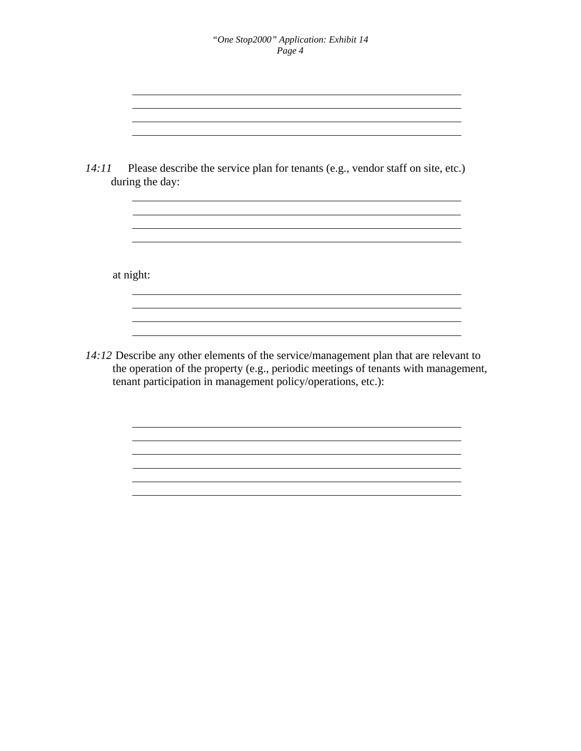*14:11* Please describe the service plan for tenants (e.g., vendor staff on site, etc.) during the day:

at night:

*14:12* Describe any other elements of the service/management plan that are relevant to the operation of the property (e.g., periodic meetings of tenants with management, tenant participation in management policy/operations, etc.):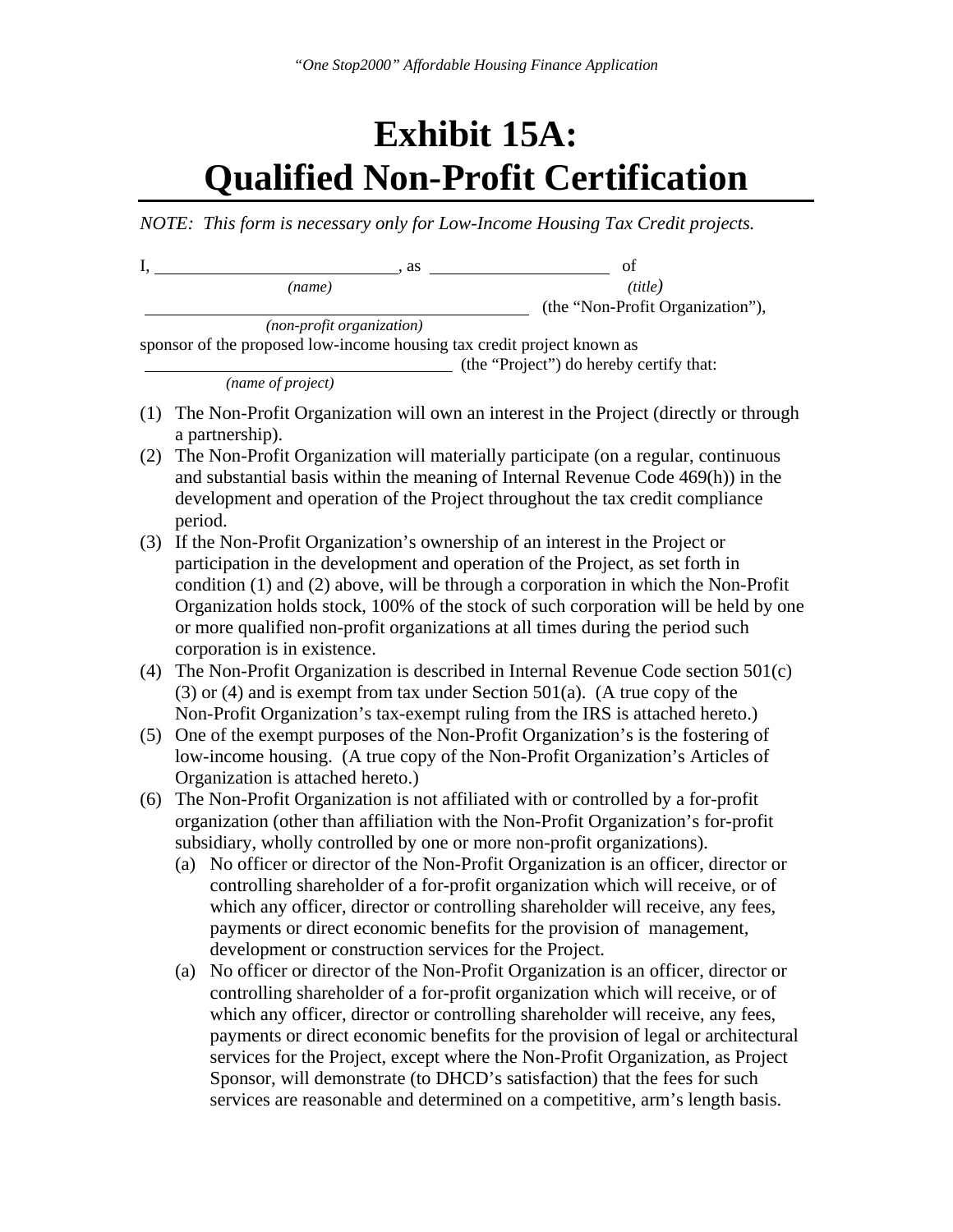# Exhibit 15A: Qualified Non-Profit Certification

*NOTE: This form is necessary only for Low-Income Housing Tax Credit projects.*

I, \_\_\_\_\_\_\_\_\_\_\_\_\_\_\_\_\_\_\_\_\_\_\_\_\_\_\_\_, as \_\_\_\_\_\_\_\_\_\_\_\_\_\_\_\_\_\_\_\_\_\_ of
*(name)* *(title)*

\_\_\_\_\_\_\_\_\_\_\_\_\_\_\_\_\_\_\_\_\_\_\_\_\_\_\_\_\_\_\_\_\_\_\_\_\_\_\_\_\_\_\_\_\_\_ (the "Non-Profit Organization"),
*(non-profit organization)*

sponsor of the proposed low-income housing tax credit project known as

\_\_\_\_\_\_\_\_\_\_\_\_\_\_\_\_\_\_\_\_\_\_\_\_\_\_\_\_\_\_\_\_\_\_\_\_\_\_\_\_\_\_ (the "Project") do hereby certify that:
*(name of project)*

(1) The Non-Profit Organization will own an interest in the Project (directly or through a partnership).

(2) The Non-Profit Organization will materially participate (on a regular, continuous and substantial basis within the meaning of Internal Revenue Code 469(h)) in the development and operation of the Project throughout the tax credit compliance period.

(3) If the Non-Profit Organization's ownership of an interest in the Project or participation in the development and operation of the Project, as set forth in condition (1) and (2) above, will be through a corporation in which the Non-Profit Organization holds stock, 100% of the stock of such corporation will be held by one or more qualified non-profit organizations at all times during the period such corporation is in existence.

(4) The Non-Profit Organization is described in Internal Revenue Code section 501(c)(3) or (4) and is exempt from tax under Section 501(a). (A true copy of the Non-Profit Organization's tax-exempt ruling from the IRS is attached hereto.)

(5) One of the exempt purposes of the Non-Profit Organization's is the fostering of low-income housing. (A true copy of the Non-Profit Organization's Articles of Organization is attached hereto.)

(6) The Non-Profit Organization is not affiliated with or controlled by a for-profit organization (other than affiliation with the Non-Profit Organization's for-profit subsidiary, wholly controlled by one or more non-profit organizations).

   (a) No officer or director of the Non-Profit Organization is an officer, director or controlling shareholder of a for-profit organization which will receive, or of which any officer, director or controlling shareholder will receive, any fees, payments or direct economic benefits for the provision of management, development or construction services for the Project.

   (a) No officer or director of the Non-Profit Organization is an officer, director or controlling shareholder of a for-profit organization which will receive, or of which any officer, director or controlling shareholder will receive, any fees, payments or direct economic benefits for the provision of legal or architectural services for the Project, except where the Non-Profit Organization, as Project Sponsor, will demonstrate (to DHCD's satisfaction) that the fees for such services are reasonable and determined on a competitive, arm's length basis.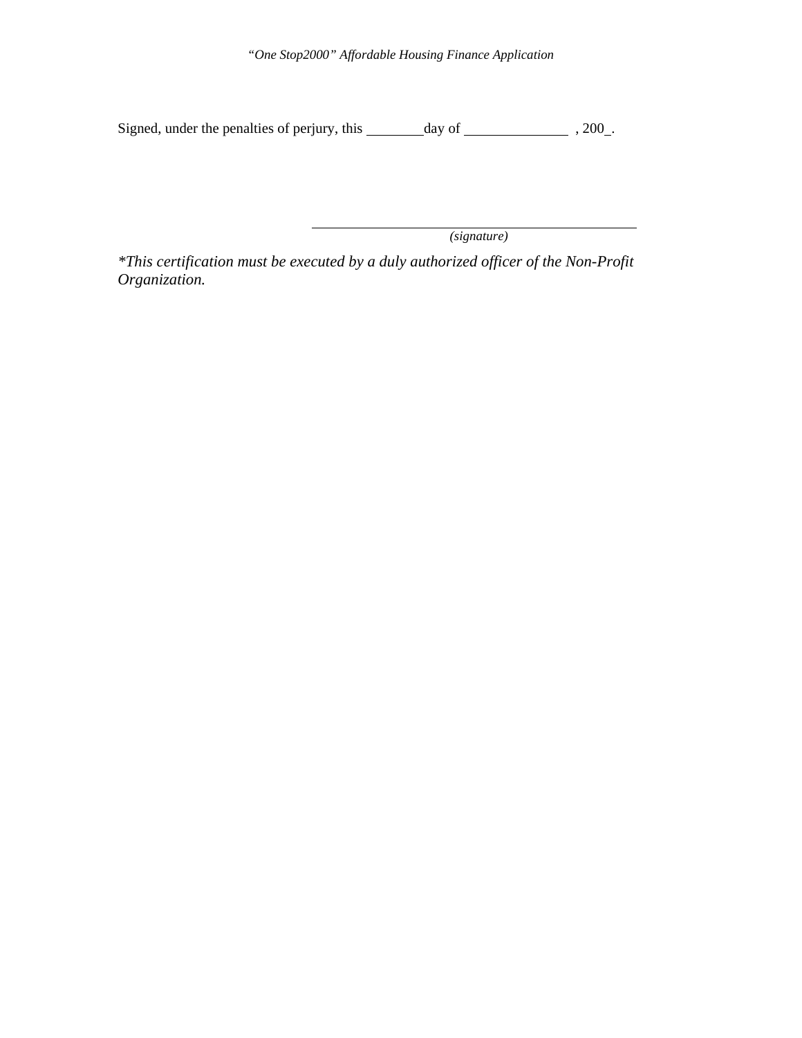Signed, under the penalties of perjury, this ________day of ______________ , 200_.

_________________________________________

*(signature)*

*\*This certification must be executed by a duly authorized officer of the Non-Profit Organization.*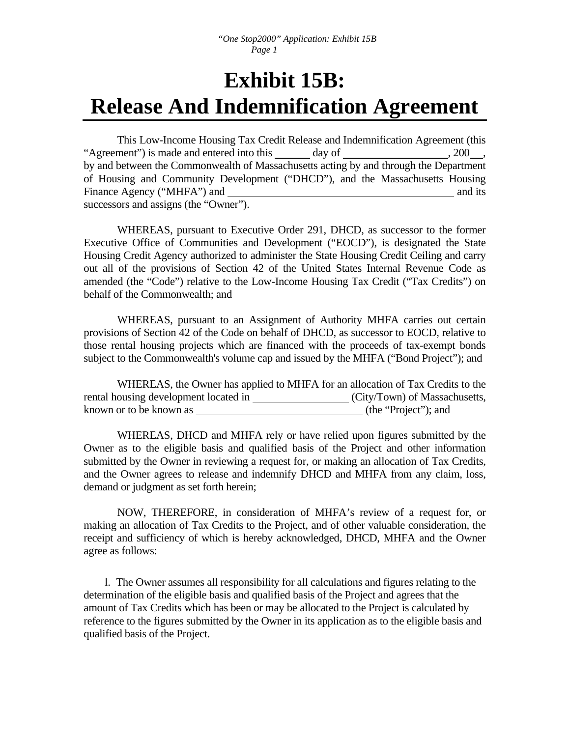# Exhibit 15B: Release And Indemnification Agreement

This Low-Income Housing Tax Credit Release and Indemnification Agreement (this "Agreement") is made and entered into this ______ day of __________________, 200__, by and between the Commonwealth of Massachusetts acting by and through the Department of Housing and Community Development ("DHCD"), and the Massachusetts Housing Finance Agency ("MHFA") and ________________________________________ and its successors and assigns (the "Owner").

WHEREAS, pursuant to Executive Order 291, DHCD, as successor to the former Executive Office of Communities and Development ("EOCD"), is designated the State Housing Credit Agency authorized to administer the State Housing Credit Ceiling and carry out all of the provisions of Section 42 of the United States Internal Revenue Code as amended (the "Code") relative to the Low-Income Housing Tax Credit ("Tax Credits") on behalf of the Commonwealth; and

WHEREAS, pursuant to an Assignment of Authority MHFA carries out certain provisions of Section 42 of the Code on behalf of DHCD, as successor to EOCD, relative to those rental housing projects which are financed with the proceeds of tax-exempt bonds subject to the Commonwealth's volume cap and issued by the MHFA ("Bond Project"); and

WHEREAS, the Owner has applied to MHFA for an allocation of Tax Credits to the rental housing development located in ________________ (City/Town) of Massachusetts, known or to be known as ______________________________ (the "Project"); and

WHEREAS, DHCD and MHFA rely or have relied upon figures submitted by the Owner as to the eligible basis and qualified basis of the Project and other information submitted by the Owner in reviewing a request for, or making an allocation of Tax Credits, and the Owner agrees to release and indemnify DHCD and MHFA from any claim, loss, demand or judgment as set forth herein;

NOW, THEREFORE, in consideration of MHFA's review of a request for, or making an allocation of Tax Credits to the Project, and of other valuable consideration, the receipt and sufficiency of which is hereby acknowledged, DHCD, MHFA and the Owner agree as follows:

1. The Owner assumes all responsibility for all calculations and figures relating to the determination of the eligible basis and qualified basis of the Project and agrees that the amount of Tax Credits which has been or may be allocated to the Project is calculated by reference to the figures submitted by the Owner in its application as to the eligible basis and qualified basis of the Project.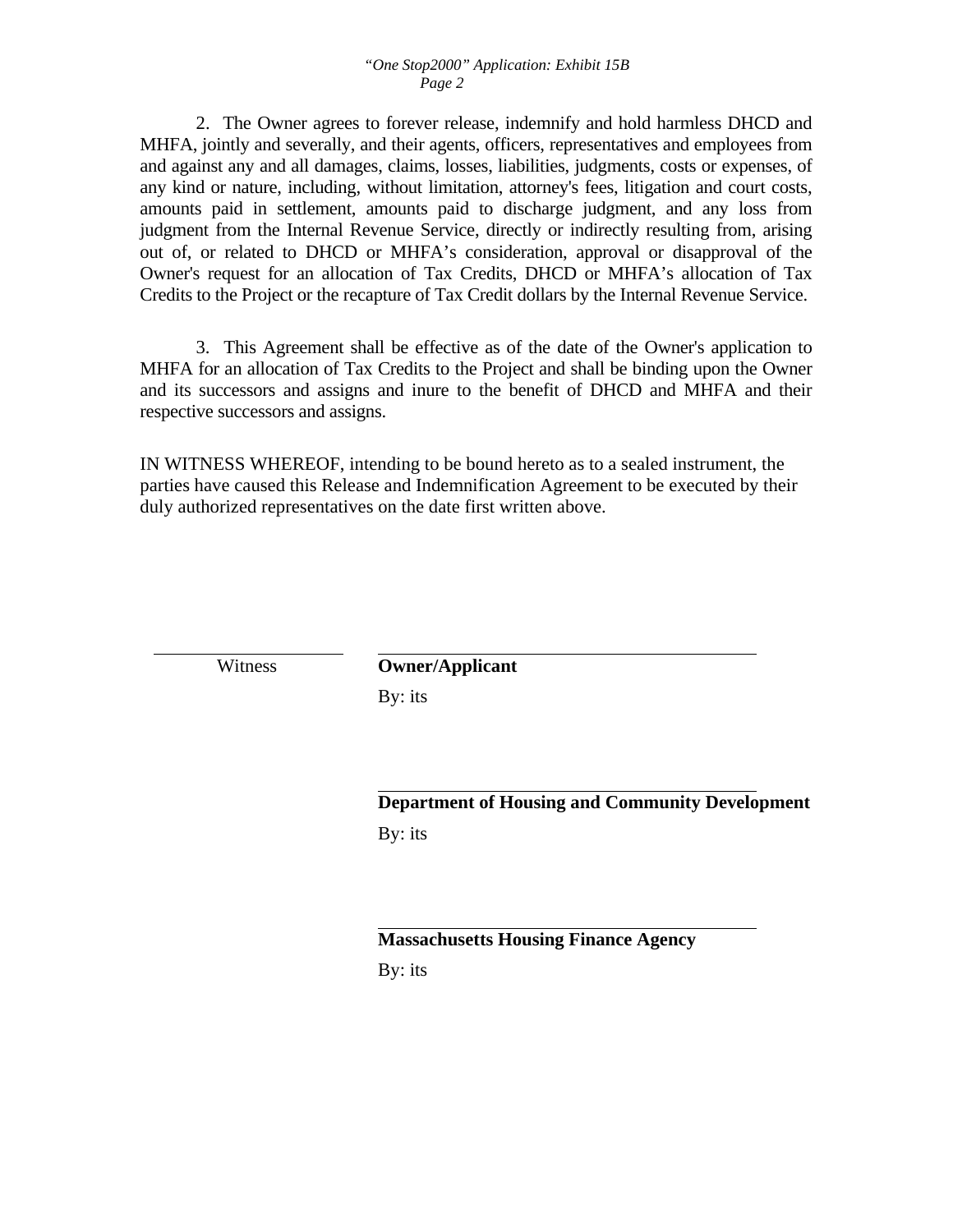2. The Owner agrees to forever release, indemnify and hold harmless DHCD and MHFA, jointly and severally, and their agents, officers, representatives and employees from and against any and all damages, claims, losses, liabilities, judgments, costs or expenses, of any kind or nature, including, without limitation, attorney's fees, litigation and court costs, amounts paid in settlement, amounts paid to discharge judgment, and any loss from judgment from the Internal Revenue Service, directly or indirectly resulting from, arising out of, or related to DHCD or MHFA's consideration, approval or disapproval of the Owner's request for an allocation of Tax Credits, DHCD or MHFA's allocation of Tax Credits to the Project or the recapture of Tax Credit dollars by the Internal Revenue Service.

3. This Agreement shall be effective as of the date of the Owner's application to MHFA for an allocation of Tax Credits to the Project and shall be binding upon the Owner and its successors and assigns and inure to the benefit of DHCD and MHFA and their respective successors and assigns.

IN WITNESS WHEREOF, intending to be bound hereto as to a sealed instrument, the parties have caused this Release and Indemnification Agreement to be executed by their duly authorized representatives on the date first written above.

______________________ Witness

______________________________________
**Owner/Applicant**
By: its

______________________________________
**Department of Housing and Community Development**
By: its

______________________________________
**Massachusetts Housing Finance Agency**
By: its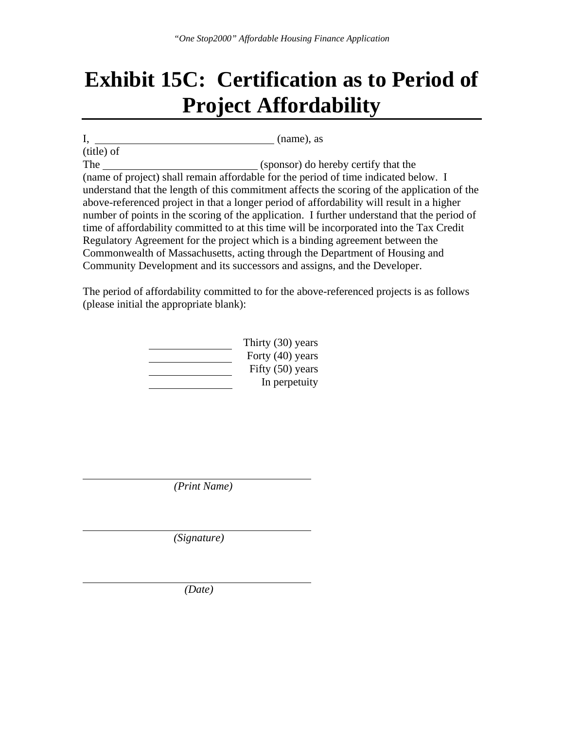# Exhibit 15C: Certification as to Period of Project Affordability

I, ________________________________ (name), as
(title) of
The ___________________________ (sponsor) do hereby certify that the
(name of project) shall remain affordable for the period of time indicated below. I understand that the length of this commitment affects the scoring of the application of the above-referenced project in that a longer period of affordability will result in a higher number of points in the scoring of the application. I further understand that the period of time of affordability committed to at this time will be incorporated into the Tax Credit Regulatory Agreement for the project which is a binding agreement between the Commonwealth of Massachusetts, acting through the Department of Housing and Community Development and its successors and assigns, and the Developer.

The period of affordability committed to for the above-referenced projects is as follows (please initial the appropriate blank):

_______________ Thirty (30) years
_______________ Forty (40) years
_______________ Fifty (50) years
_______________ In perpetuity

________________________________________
*(Print Name)*

________________________________________
*(Signature)*

________________________________________
*(Date)*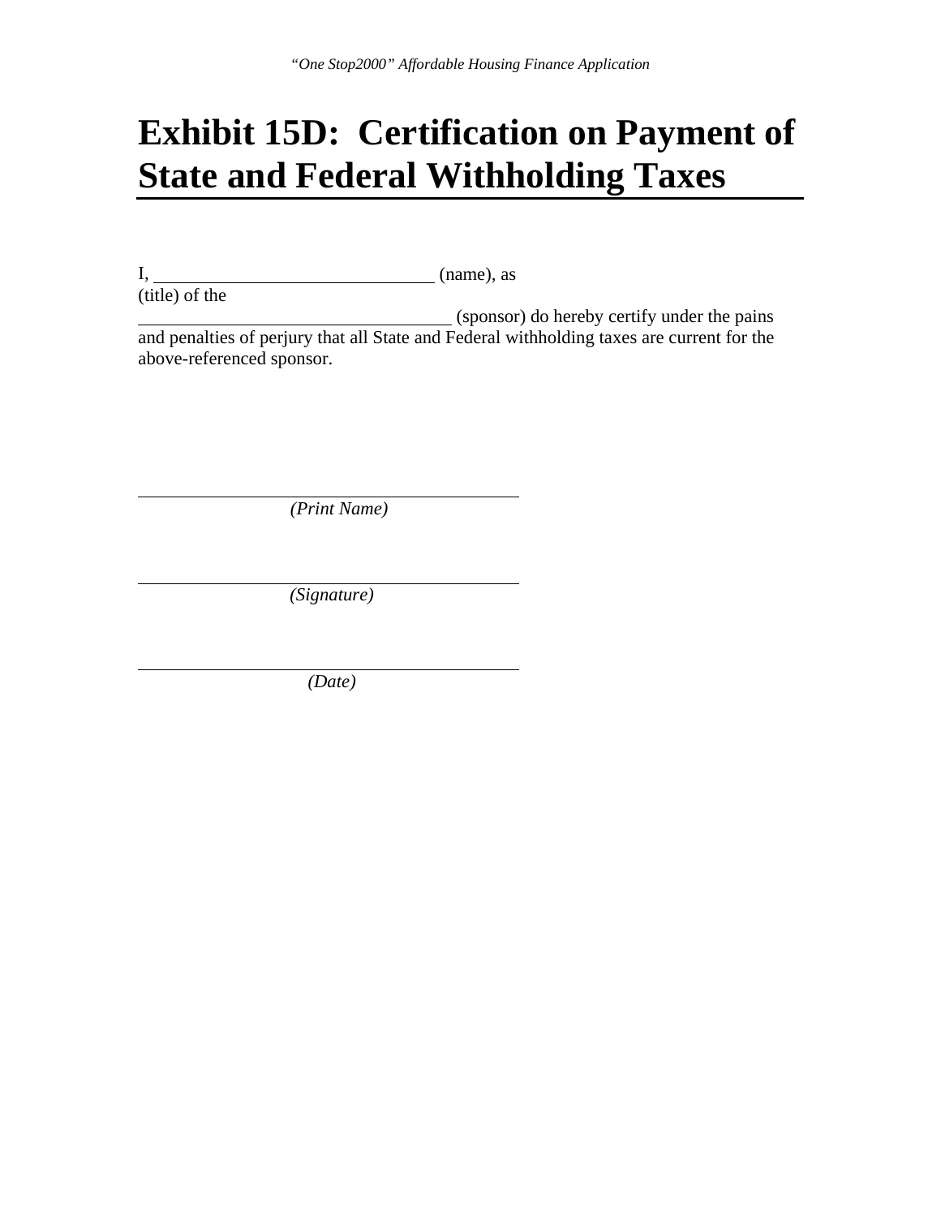# Exhibit 15D: Certification on Payment of State and Federal Withholding Taxes

I, ______________________________ (name), as (title) of the ________________________________ (sponsor) do hereby certify under the pains and penalties of perjury that all State and Federal withholding taxes are current for the above-referenced sponsor.

______________________________
*(Print Name)*

______________________________
*(Signature)*

______________________________
*(Date)*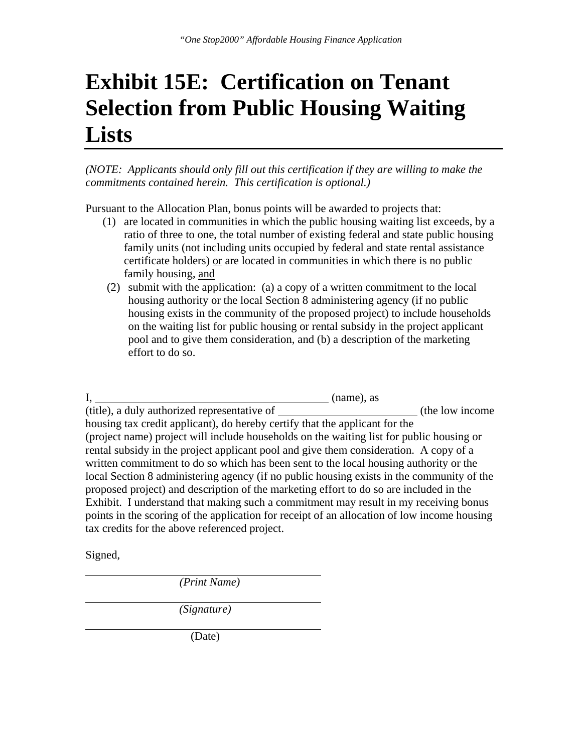# Exhibit 15E: Certification on Tenant Selection from Public Housing Waiting Lists

*(NOTE: Applicants should only fill out this certification if they are willing to make the commitments contained herein. This certification is optional.)*

Pursuant to the Allocation Plan, bonus points will be awarded to projects that:

(1) are located in communities in which the public housing waiting list exceeds, by a ratio of three to one, the total number of existing federal and state public housing family units (not including units occupied by federal and state rental assistance certificate holders) <u>or</u> are located in communities in which there is no public family housing, <u>and</u>

(2) submit with the application: (a) a copy of a written commitment to the local housing authority or the local Section 8 administering agency (if no public housing exists in the community of the proposed project) to include households on the waiting list for public housing or rental subsidy in the project applicant pool and to give them consideration, and (b) a description of the marketing effort to do so.

I, ______________________________________ (name), as (title), a duly authorized representative of ______________________ (the low income housing tax credit applicant), do hereby certify that the applicant for the (project name) project will include households on the waiting list for public housing or rental subsidy in the project applicant pool and give them consideration. A copy of a written commitment to do so which has been sent to the local housing authority or the local Section 8 administering agency (if no public housing exists in the community of the proposed project) and description of the marketing effort to do so are included in the Exhibit. I understand that making such a commitment may result in my receiving bonus points in the scoring of the application for receipt of an allocation of low income housing tax credits for the above referenced project.

Signed,

______________________________________
*(Print Name)*

______________________________________
*(Signature)*

______________________________________
(Date)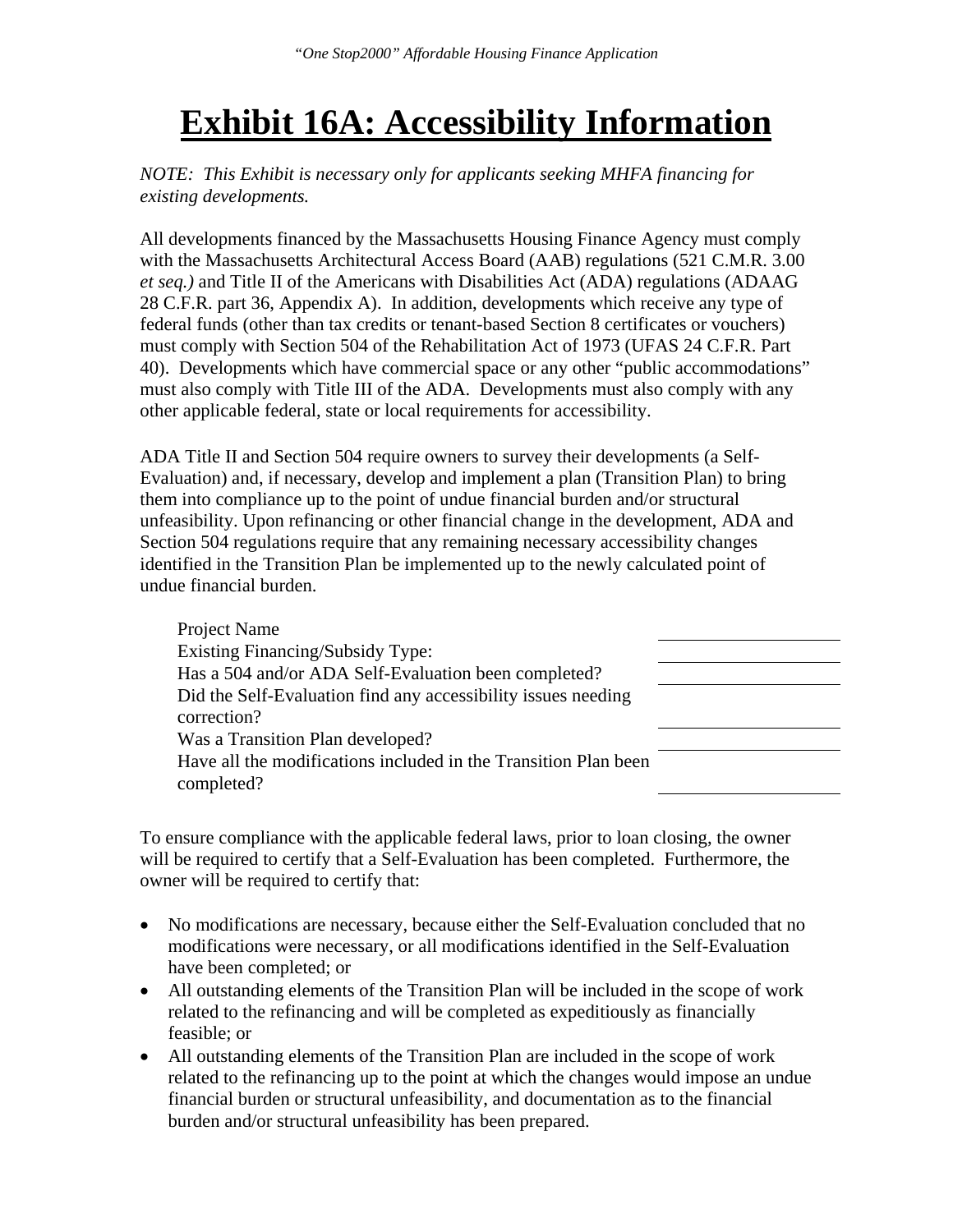# Exhibit 16A: Accessibility Information

*NOTE: This Exhibit is necessary only for applicants seeking MHFA financing for existing developments.*

All developments financed by the Massachusetts Housing Finance Agency must comply with the Massachusetts Architectural Access Board (AAB) regulations (521 C.M.R. 3.00 *et seq.)* and Title II of the Americans with Disabilities Act (ADA) regulations (ADAAG 28 C.F.R. part 36, Appendix A). In addition, developments which receive any type of federal funds (other than tax credits or tenant-based Section 8 certificates or vouchers) must comply with Section 504 of the Rehabilitation Act of 1973 (UFAS 24 C.F.R. Part 40). Developments which have commercial space or any other "public accommodations" must also comply with Title III of the ADA. Developments must also comply with any other applicable federal, state or local requirements for accessibility.

ADA Title II and Section 504 require owners to survey their developments (a Self-Evaluation) and, if necessary, develop and implement a plan (Transition Plan) to bring them into compliance up to the point of undue financial burden and/or structural unfeasibility. Upon refinancing or other financial change in the development, ADA and Section 504 regulations require that any remaining necessary accessibility changes identified in the Transition Plan be implemented up to the newly calculated point of undue financial burden.

| | |
|---|---|
| Project Name | \_\_\_\_\_\_\_\_\_\_\_\_\_\_\_\_ |
| Existing Financing/Subsidy Type: | \_\_\_\_\_\_\_\_\_\_\_\_\_\_\_\_ |
| Has a 504 and/or ADA Self-Evaluation been completed? | \_\_\_\_\_\_\_\_\_\_\_\_\_\_\_\_ |
| Did the Self-Evaluation find any accessibility issues needing correction? | \_\_\_\_\_\_\_\_\_\_\_\_\_\_\_\_ |
| Was a Transition Plan developed? | \_\_\_\_\_\_\_\_\_\_\_\_\_\_\_\_ |
| Have all the modifications included in the Transition Plan been completed? | \_\_\_\_\_\_\_\_\_\_\_\_\_\_\_\_ |

To ensure compliance with the applicable federal laws, prior to loan closing, the owner will be required to certify that a Self-Evaluation has been completed. Furthermore, the owner will be required to certify that:

- No modifications are necessary, because either the Self-Evaluation concluded that no modifications were necessary, or all modifications identified in the Self-Evaluation have been completed; or
- All outstanding elements of the Transition Plan will be included in the scope of work related to the refinancing and will be completed as expeditiously as financially feasible; or
- All outstanding elements of the Transition Plan are included in the scope of work related to the refinancing up to the point at which the changes would impose an undue financial burden or structural unfeasibility, and documentation as to the financial burden and/or structural unfeasibility has been prepared.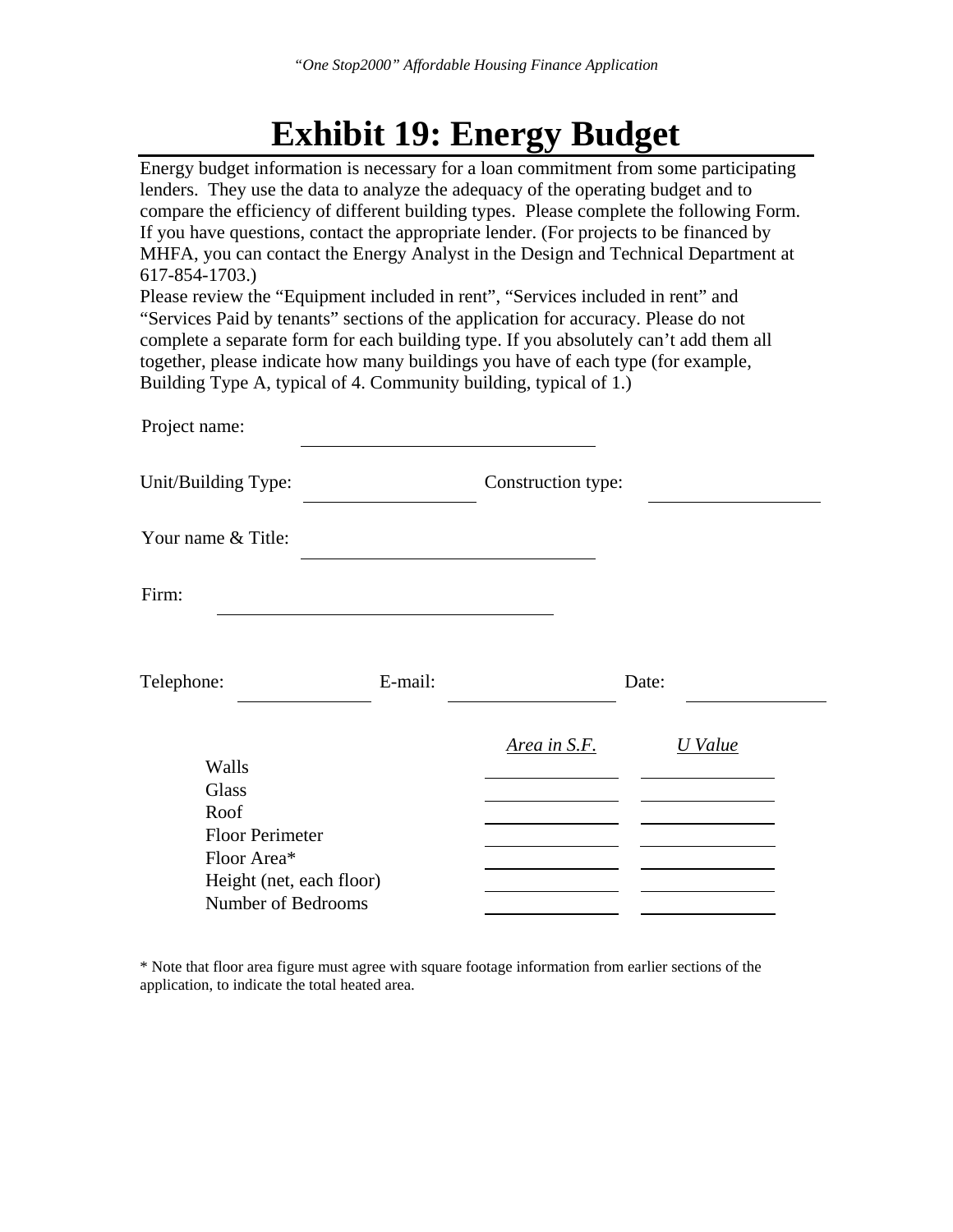# Exhibit 19: Energy Budget

Energy budget information is necessary for a loan commitment from some participating lenders. They use the data to analyze the adequacy of the operating budget and to compare the efficiency of different building types. Please complete the following Form. If you have questions, contact the appropriate lender. (For projects to be financed by MHFA, you can contact the Energy Analyst in the Design and Technical Department at 617-854-1703.)

Please review the "Equipment included in rent", "Services included in rent" and "Services Paid by tenants" sections of the application for accuracy. Please do not complete a separate form for each building type. If you absolutely can't add them all together, please indicate how many buildings you have of each type (for example, Building Type A, typical of 4. Community building, typical of 1.)

Project name: ______________________________

Unit/Building Type: __________________ Construction type: __________________

Your name & Title: ______________________________

Firm: ______________________________

Telephone: ______________ E-mail: __________________ Date: ______________

| | *Area in S.F.* | *U Value* |
|---|---|---|
| Walls | | |
| Glass | | |
| Roof | | |
| Floor Perimeter | | |
| Floor Area* | | |
| Height (net, each floor) | | |
| Number of Bedrooms | | |

* Note that floor area figure must agree with square footage information from earlier sections of the application, to indicate the total heated area.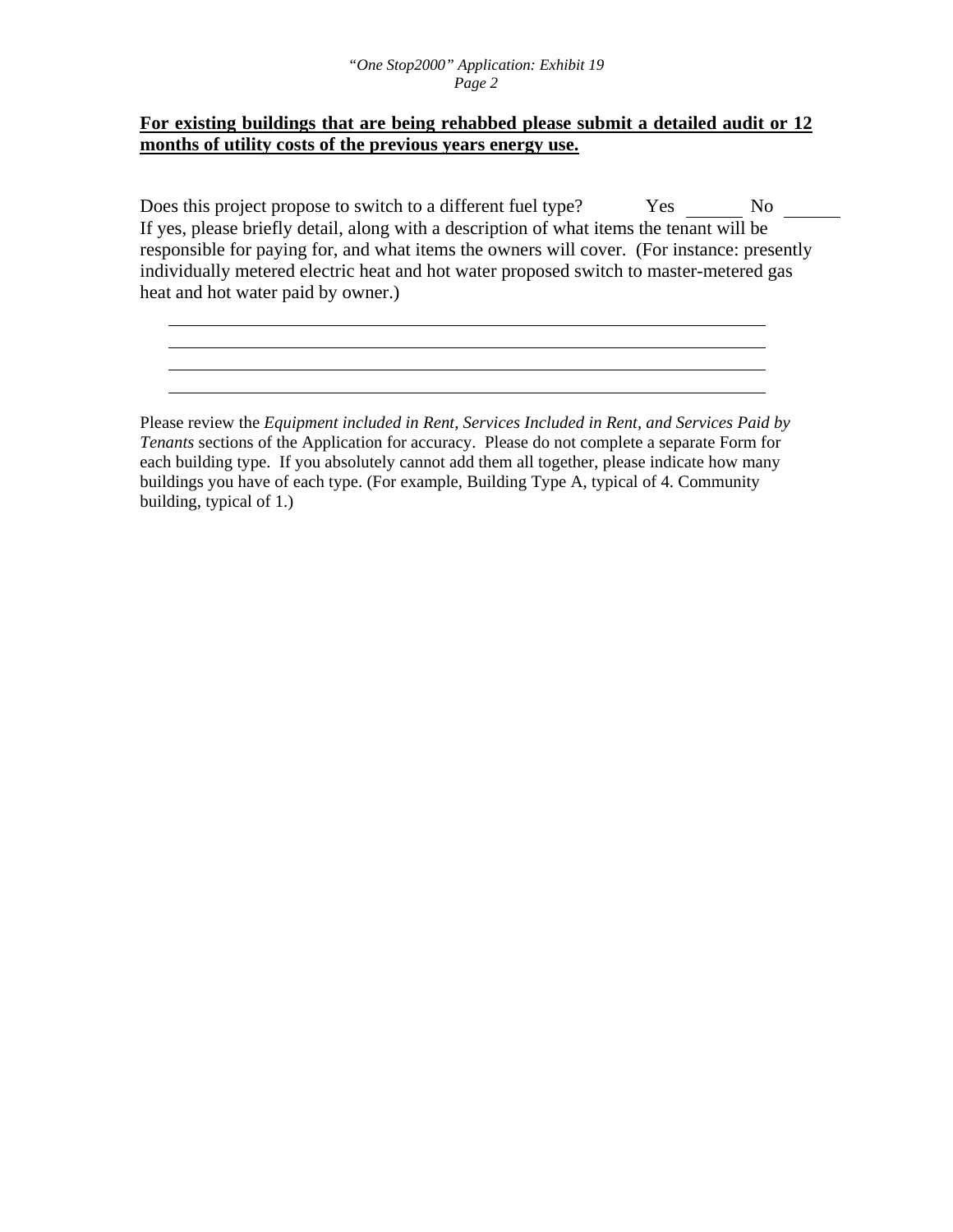**For existing buildings that are being rehabbed please submit a detailed audit or 12 months of utility costs of the previous years energy use.**

Does this project propose to switch to a different fuel type? Yes ______ No ______

If yes, please briefly detail, along with a description of what items the tenant will be responsible for paying for, and what items the owners will cover. (For instance: presently individually metered electric heat and hot water proposed switch to master-metered gas heat and hot water paid by owner.)

______________________________________________________________________

______________________________________________________________________

______________________________________________________________________

______________________________________________________________________

Please review the *Equipment included in Rent, Services Included in Rent, and Services Paid by Tenants* sections of the Application for accuracy. Please do not complete a separate Form for each building type. If you absolutely cannot add them all together, please indicate how many buildings you have of each type. (For example, Building Type A, typical of 4. Community building, typical of 1.)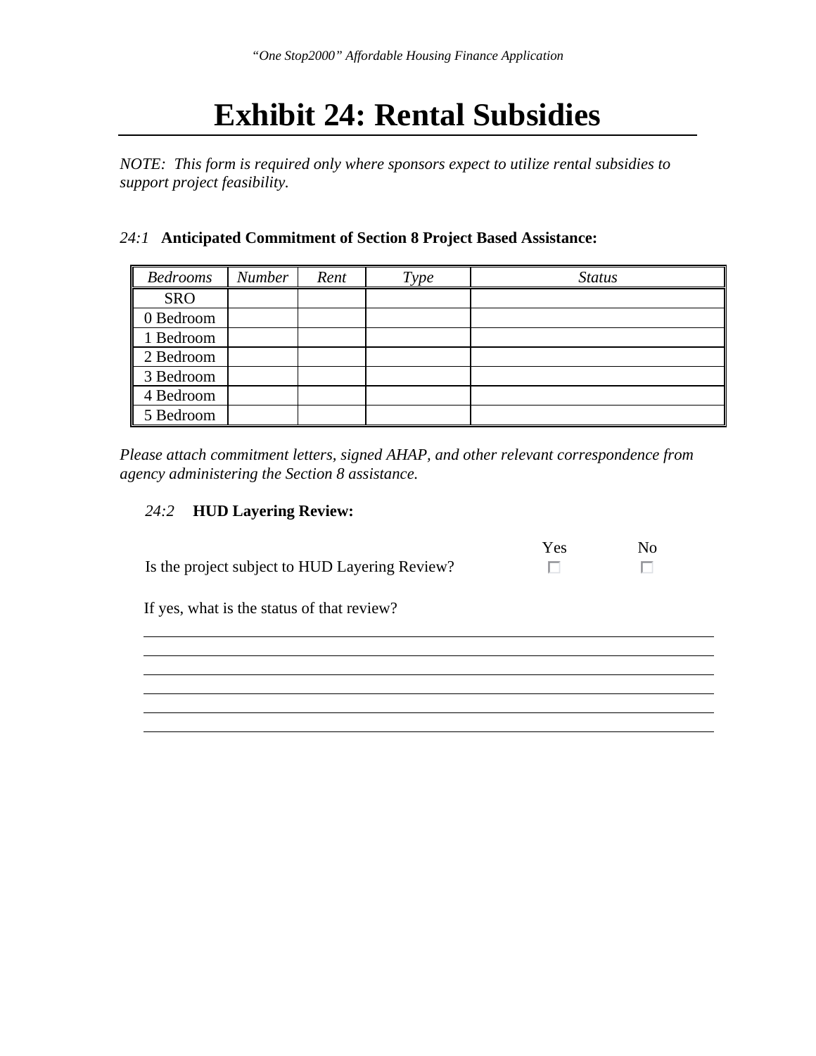# Exhibit 24: Rental Subsidies

*NOTE: This form is required only where sponsors expect to utilize rental subsidies to support project feasibility.*

*24:1* **Anticipated Commitment of Section 8 Project Based Assistance:**

| *Bedrooms* | *Number* | *Rent* | *Type* | *Status* |
|---|---|---|---|---|
| SRO | | | | |
| 0 Bedroom | | | | |
| 1 Bedroom | | | | |
| 2 Bedroom | | | | |
| 3 Bedroom | | | | |
| 4 Bedroom | | | | |
| 5 Bedroom | | | | |

*Please attach commitment letters, signed AHAP, and other relevant correspondence from agency administering the Section 8 assistance.*

*24:2* **HUD Layering Review:**

| | Yes | No |
|---|---|---|
| Is the project subject to HUD Layering Review? | ☐ | ☐ |

If yes, what is the status of that review?

______________________________________________________________________

______________________________________________________________________

______________________________________________________________________

______________________________________________________________________

______________________________________________________________________

______________________________________________________________________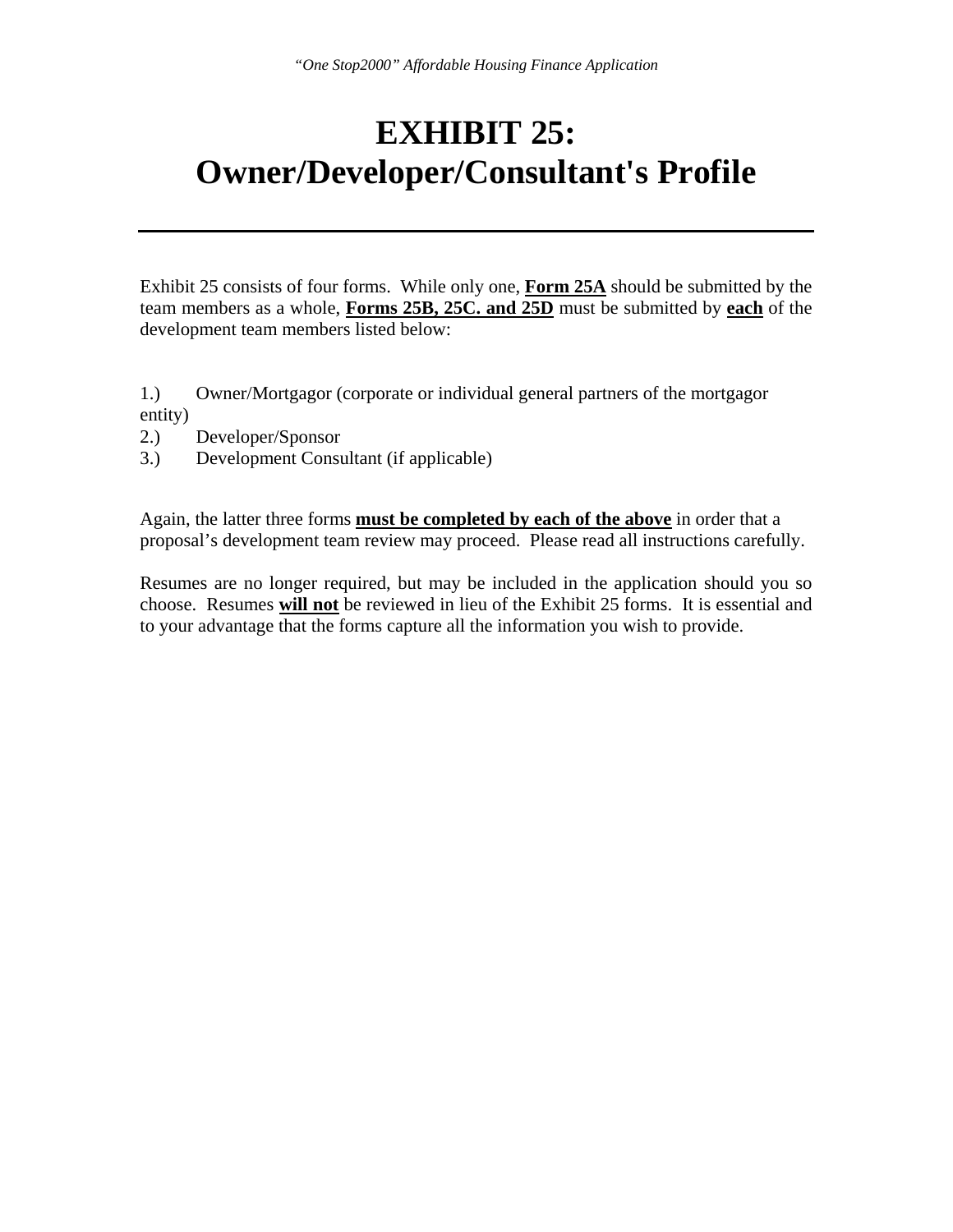# EXHIBIT 25: Owner/Developer/Consultant's Profile

---

Exhibit 25 consists of four forms. While only one, **Form 25A** should be submitted by the team members as a whole, **Forms 25B, 25C. and 25D** must be submitted by **each** of the development team members listed below:

1.) Owner/Mortgagor (corporate or individual general partners of the mortgagor entity)
2.) Developer/Sponsor
3.) Development Consultant (if applicable)

Again, the latter three forms **must be completed by each of the above** in order that a proposal's development team review may proceed. Please read all instructions carefully.

Resumes are no longer required, but may be included in the application should you so choose. Resumes **will not** be reviewed in lieu of the Exhibit 25 forms. It is essential and to your advantage that the forms capture all the information you wish to provide.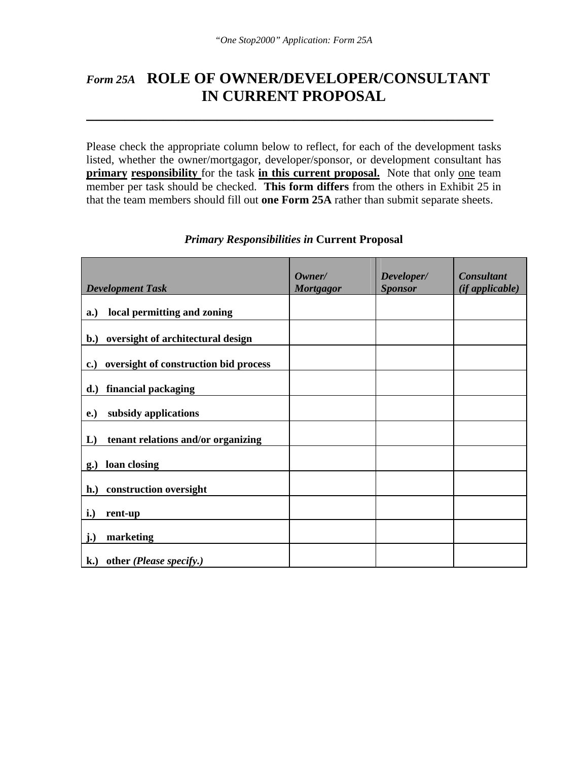# *Form 25A* ROLE OF OWNER/DEVELOPER/CONSULTANT IN CURRENT PROPOSAL

---

Please check the appropriate column below to reflect, for each of the development tasks listed, whether the owner/mortgagor, developer/sponsor, or development consultant has **primary responsibility** for the task **in this current proposal.** Note that only one team member per task should be checked. **This form differs** from the others in Exhibit 25 in that the team members should fill out **one Form 25A** rather than submit separate sheets.

***Primary Responsibilities in* Current Proposal**

| *Development Task* | *Owner/ Mortgagor* | *Developer/ Sponsor* | *Consultant (if applicable)* |
|---|---|---|---|
| **a.) local permitting and zoning** | | | |
| **b.) oversight of architectural design** | | | |
| **c.) oversight of construction bid process** | | | |
| **d.) financial packaging** | | | |
| **e.) subsidy applications** | | | |
| **L) tenant relations and/or organizing** | | | |
| **g.) loan closing** | | | |
| **h.) construction oversight** | | | |
| **i.) rent-up** | | | |
| **j.) marketing** | | | |
| **k.) other *(Please specify.)*** | | | |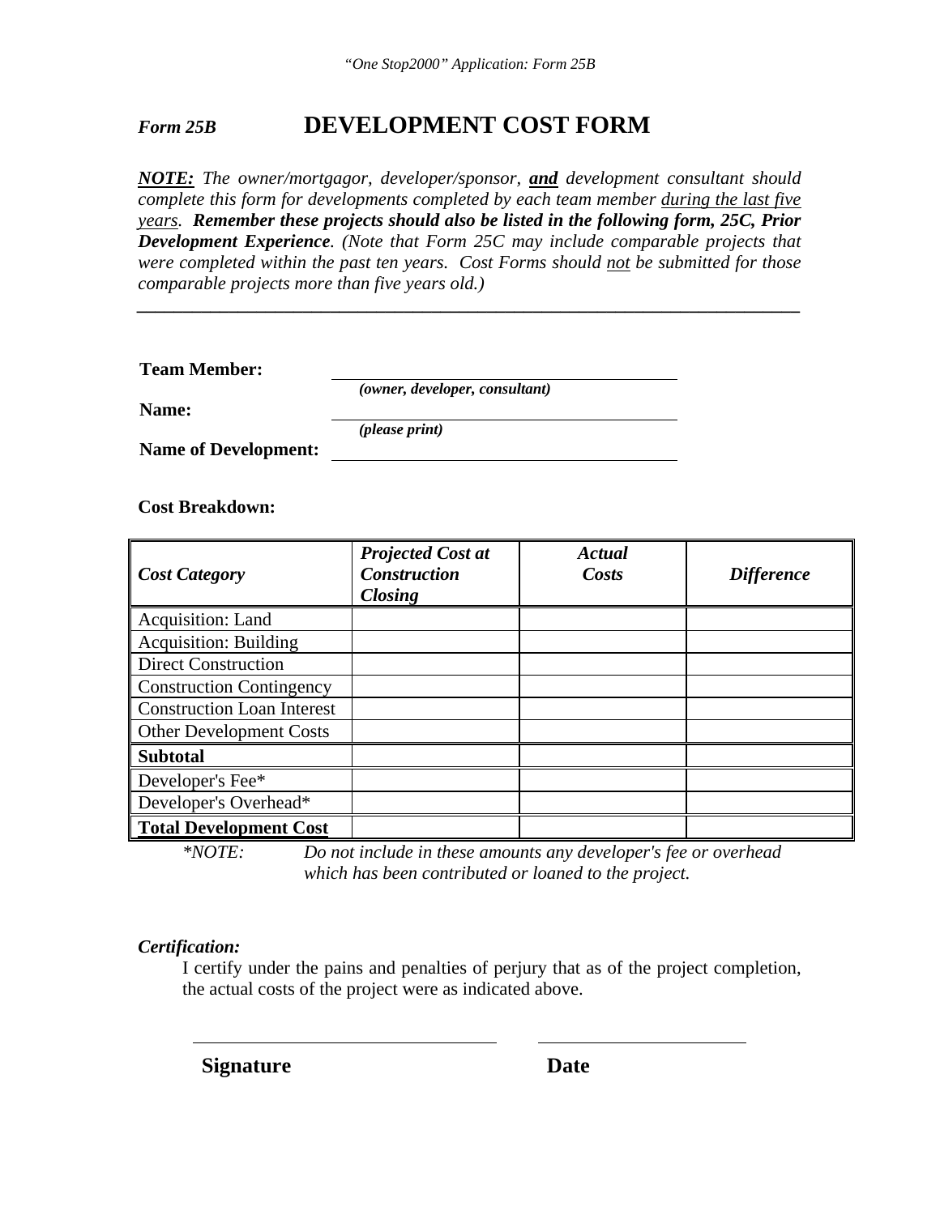# *Form 25B* DEVELOPMENT COST FORM

***NOTE:*** *The owner/mortgagor, developer/sponsor,* ***and*** *development consultant should complete this form for developments completed by each team member during the last five years.* ***Remember these projects should also be listed in the following form, 25C, Prior Development Experience****. (Note that Form 25C may include comparable projects that were completed within the past ten years. Cost Forms should not be submitted for those comparable projects more than five years old.)*

---

**Team Member:** ______________________________
*(owner, developer, consultant)*

**Name:** ______________________________
*(please print)*

**Name of Development:** ______________________________

**Cost Breakdown:**

| *Cost Category* | *Projected Cost at Construction Closing* | *Actual Costs* | *Difference* |
|---|---|---|---|
| Acquisition: Land | | | |
| Acquisition: Building | | | |
| Direct Construction | | | |
| Construction Contingency | | | |
| Construction Loan Interest | | | |
| Other Development Costs | | | |
| **Subtotal** | | | |
| Developer's Fee* | | | |
| Developer's Overhead* | | | |
| **Total Development Cost** | | | |

*\*NOTE: Do not include in these amounts any developer's fee or overhead which has been contributed or loaned to the project.*

***Certification:***

I certify under the pains and penalties of perjury that as of the project completion, the actual costs of the project were as indicated above.

______________________________ ______________________

**Signature** **Date**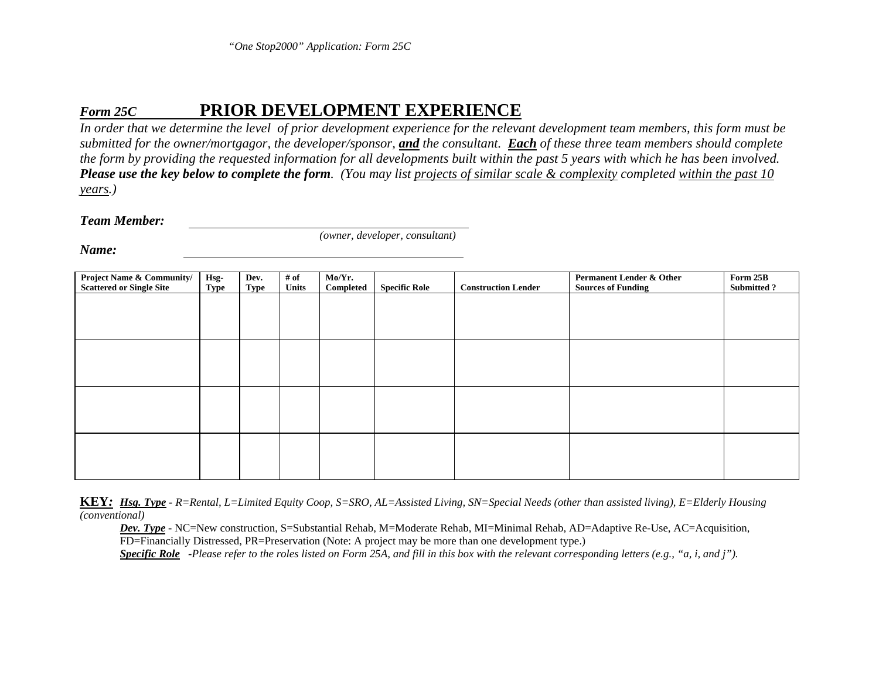*"One Stop2000" Application: Form 25C*

## *Form 25C* PRIOR DEVELOPMENT EXPERIENCE

*In order that we determine the level of prior development experience for the relevant development team members, this form must be submitted for the owner/mortgagor, the developer/sponsor, **and** the consultant. **Each** of these three team members should complete the form by providing the requested information for all developments built within the past 5 years with which he has been involved.* ***Please use the key below to complete the form****. (You may list projects of similar scale & complexity completed within the past 10 years.)*

***Team Member:*** ______________________________
*(owner, developer, consultant)*

***Name:*** ______________________________

| Project Name & Community/ Scattered or Single Site | Hsg-Type | Dev. Type | # of Units | Mo/Yr. Completed | Specific Role | Construction Lender | Permanent Lender & Other Sources of Funding | Form 25B Submitted ? |
|---|---|---|---|---|---|---|---|---|
| | | | | | | | | |
| | | | | | | | | |
| | | | | | | | | |
| | | | | | | | | |

**KEY*:*** ***Hsg. Type*** *- R=Rental, L=Limited Equity Coop, S=SRO, AL=Assisted Living, SN=Special Needs (other than assisted living), E=Elderly Housing (conventional)*

***Dev. Type*** - NC=New construction, S=Substantial Rehab, M=Moderate Rehab, MI=Minimal Rehab, AD=Adaptive Re-Use, AC=Acquisition, FD=Financially Distressed, PR=Preservation (Note: A project may be more than one development type.)

***Specific Role*** *-Please refer to the roles listed on Form 25A, and fill in this box with the relevant corresponding letters (e.g., "a, i, and j").*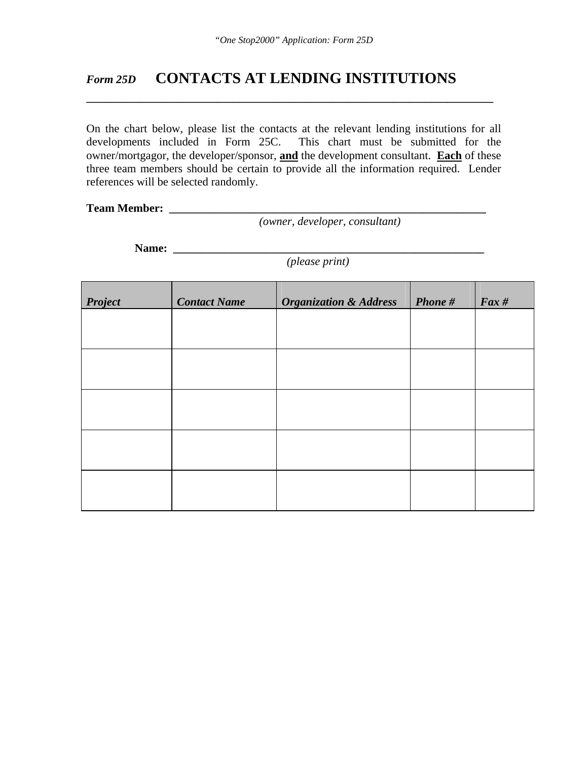## *Form 25D* CONTACTS AT LENDING INSTITUTIONS

On the chart below, please list the contacts at the relevant lending institutions for all developments included in Form 25C. This chart must be submitted for the owner/mortgagor, the developer/sponsor, **<u>and</u>** the development consultant. **<u>Each</u>** of these three team members should be certain to provide all the information required. Lender references will be selected randomly.

**Team Member:** ______________________________________________________

*(owner, developer, consultant)*

**Name:** ______________________________________________________

*(please print)*

| *Project* | *Contact Name* | *Organization & Address* | *Phone #* | *Fax #* |
|---|---|---|---|---|
| | | | | |
| | | | | |
| | | | | |
| | | | | |
| | | | | |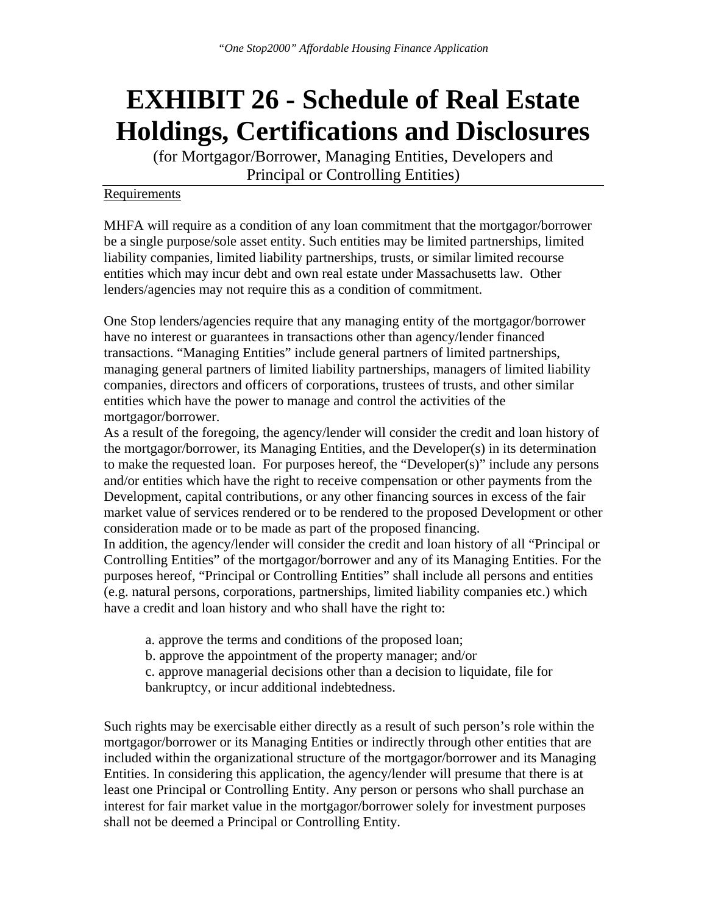# EXHIBIT 26 - Schedule of Real Estate Holdings, Certifications and Disclosures

(for Mortgagor/Borrower, Managing Entities, Developers and Principal or Controlling Entities)

Requirements

MHFA will require as a condition of any loan commitment that the mortgagor/borrower be a single purpose/sole asset entity. Such entities may be limited partnerships, limited liability companies, limited liability partnerships, trusts, or similar limited recourse entities which may incur debt and own real estate under Massachusetts law. Other lenders/agencies may not require this as a condition of commitment.

One Stop lenders/agencies require that any managing entity of the mortgagor/borrower have no interest or guarantees in transactions other than agency/lender financed transactions. "Managing Entities" include general partners of limited partnerships, managing general partners of limited liability partnerships, managers of limited liability companies, directors and officers of corporations, trustees of trusts, and other similar entities which have the power to manage and control the activities of the mortgagor/borrower.

As a result of the foregoing, the agency/lender will consider the credit and loan history of the mortgagor/borrower, its Managing Entities, and the Developer(s) in its determination to make the requested loan. For purposes hereof, the "Developer(s)" include any persons and/or entities which have the right to receive compensation or other payments from the Development, capital contributions, or any other financing sources in excess of the fair market value of services rendered or to be rendered to the proposed Development or other consideration made or to be made as part of the proposed financing.

In addition, the agency/lender will consider the credit and loan history of all "Principal or Controlling Entities" of the mortgagor/borrower and any of its Managing Entities. For the purposes hereof, "Principal or Controlling Entities" shall include all persons and entities (e.g. natural persons, corporations, partnerships, limited liability companies etc.) which have a credit and loan history and who shall have the right to:

a. approve the terms and conditions of the proposed loan;
b. approve the appointment of the property manager; and/or
c. approve managerial decisions other than a decision to liquidate, file for bankruptcy, or incur additional indebtedness.

Such rights may be exercisable either directly as a result of such person's role within the mortgagor/borrower or its Managing Entities or indirectly through other entities that are included within the organizational structure of the mortgagor/borrower and its Managing Entities. In considering this application, the agency/lender will presume that there is at least one Principal or Controlling Entity. Any person or persons who shall purchase an interest for fair market value in the mortgagor/borrower solely for investment purposes shall not be deemed a Principal or Controlling Entity.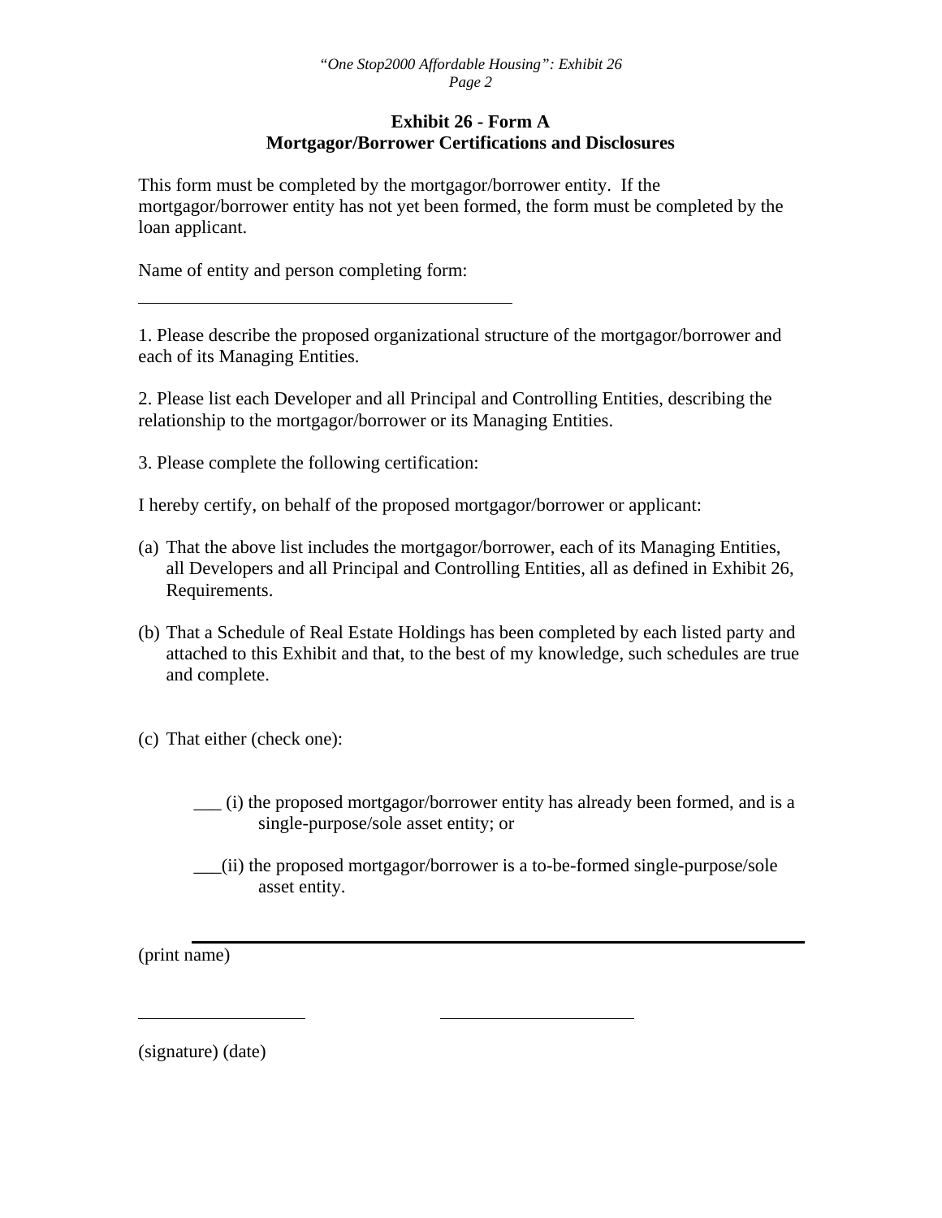## Exhibit 26 - Form A
## Mortgagor/Borrower Certifications and Disclosures

This form must be completed by the mortgagor/borrower entity. If the mortgagor/borrower entity has not yet been formed, the form must be completed by the loan applicant.

Name of entity and person completing form:

\_\_\_\_\_\_\_\_\_\_\_\_\_\_\_\_\_\_\_\_\_\_\_\_\_\_\_\_\_\_\_\_\_\_\_\_\_\_\_\_

1. Please describe the proposed organizational structure of the mortgagor/borrower and each of its Managing Entities.

2. Please list each Developer and all Principal and Controlling Entities, describing the relationship to the mortgagor/borrower or its Managing Entities.

3. Please complete the following certification:

I hereby certify, on behalf of the proposed mortgagor/borrower or applicant:

(a) That the above list includes the mortgagor/borrower, each of its Managing Entities, all Developers and all Principal and Controlling Entities, all as defined in Exhibit 26, Requirements.

(b) That a Schedule of Real Estate Holdings has been completed by each listed party and attached to this Exhibit and that, to the best of my knowledge, such schedules are true and complete.

(c) That either (check one):

\_\_\_ (i) the proposed mortgagor/borrower entity has already been formed, and is a single-purpose/sole asset entity; or

\_\_\_(ii) the proposed mortgagor/borrower is a to-be-formed single-purpose/sole asset entity.

\_\_\_\_\_\_\_\_\_\_\_\_\_\_\_\_\_\_\_\_\_\_\_\_\_\_\_\_\_\_\_\_\_\_\_\_\_\_\_\_

(print name)

\_\_\_\_\_\_\_\_\_\_\_\_\_\_\_\_\_\_\_\_ \_\_\_\_\_\_\_\_\_\_\_\_\_\_\_\_\_\_\_\_

(signature) (date)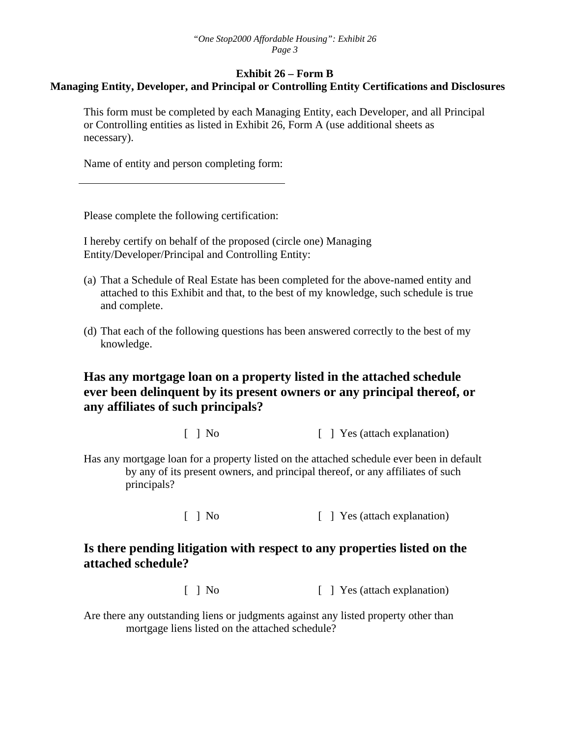**Exhibit 26 – Form B**

**Managing Entity, Developer, and Principal or Controlling Entity Certifications and Disclosures**

This form must be completed by each Managing Entity, each Developer, and all Principal or Controlling entities as listed in Exhibit 26, Form A (use additional sheets as necessary).

Name of entity and person completing form:

\_\_\_\_\_\_\_\_\_\_\_\_\_\_\_\_\_\_\_\_\_\_\_\_\_\_\_\_\_\_\_\_\_\_\_\_\_\_

Please complete the following certification:

I hereby certify on behalf of the proposed (circle one) Managing Entity/Developer/Principal and Controlling Entity:

(a) That a Schedule of Real Estate has been completed for the above-named entity and attached to this Exhibit and that, to the best of my knowledge, such schedule is true and complete.

(d) That each of the following questions has been answered correctly to the best of my knowledge.

## Has any mortgage loan on a property listed in the attached schedule ever been delinquent by its present owners or any principal thereof, or any affiliates of such principals?

[ ] No [ ] Yes (attach explanation)

Has any mortgage loan for a property listed on the attached schedule ever been in default by any of its present owners, and principal thereof, or any affiliates of such principals?

[ ] No [ ] Yes (attach explanation)

## Is there pending litigation with respect to any properties listed on the attached schedule?

[ ] No [ ] Yes (attach explanation)

Are there any outstanding liens or judgments against any listed property other than mortgage liens listed on the attached schedule?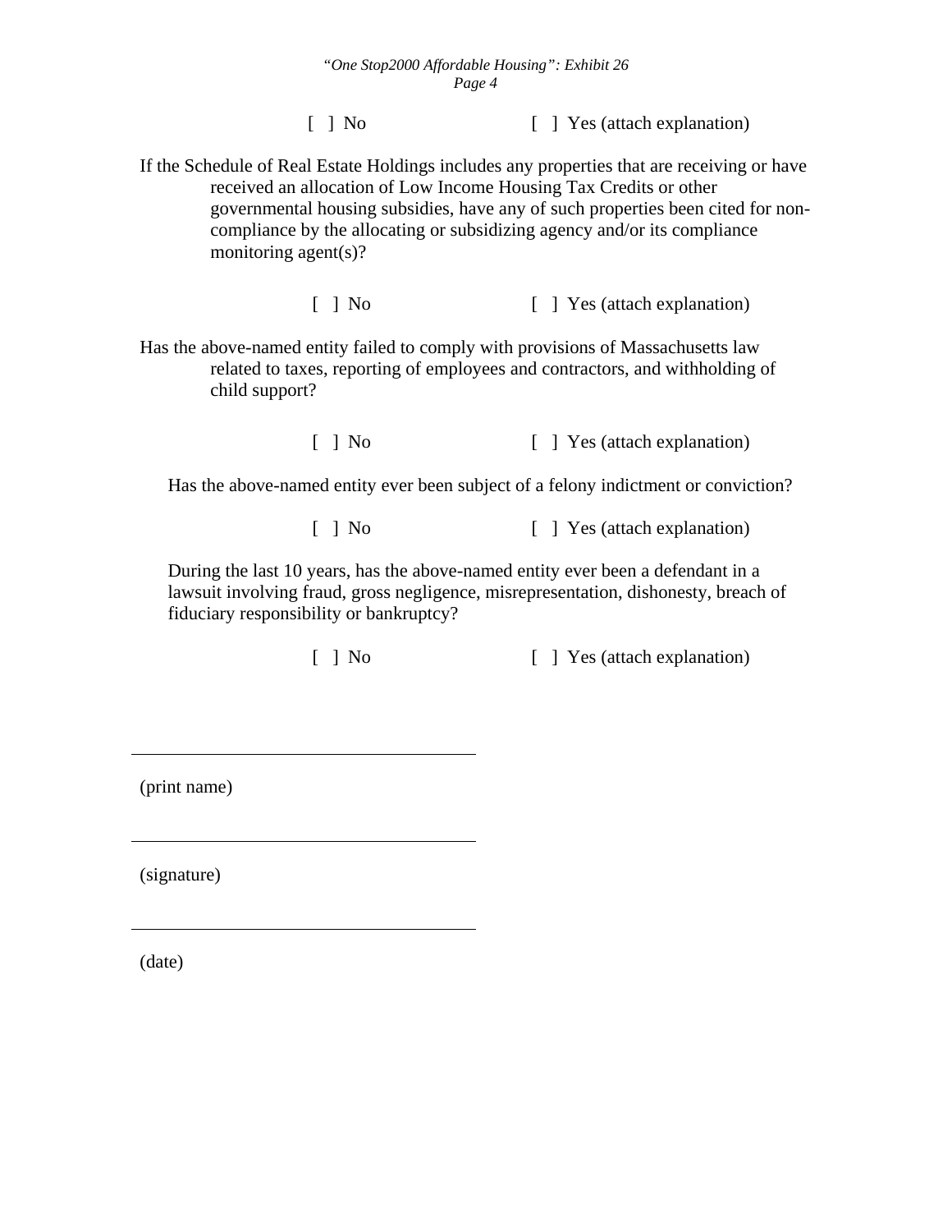[ ] No [ ] Yes (attach explanation)

If the Schedule of Real Estate Holdings includes any properties that are receiving or have received an allocation of Low Income Housing Tax Credits or other governmental housing subsidies, have any of such properties been cited for non-compliance by the allocating or subsidizing agency and/or its compliance monitoring agent(s)?

[ ] No [ ] Yes (attach explanation)

Has the above-named entity failed to comply with provisions of Massachusetts law related to taxes, reporting of employees and contractors, and withholding of child support?

[ ] No [ ] Yes (attach explanation)

Has the above-named entity ever been subject of a felony indictment or conviction?

[ ] No [ ] Yes (attach explanation)

During the last 10 years, has the above-named entity ever been a defendant in a lawsuit involving fraud, gross negligence, misrepresentation, dishonesty, breach of fiduciary responsibility or bankruptcy?

[ ] No [ ] Yes (attach explanation)

\_\_\_\_\_\_\_\_\_\_\_\_\_\_\_\_\_\_\_\_\_\_\_\_\_\_\_\_\_\_\_\_\_\_\_\_

(print name)

\_\_\_\_\_\_\_\_\_\_\_\_\_\_\_\_\_\_\_\_\_\_\_\_\_\_\_\_\_\_\_\_\_\_\_\_

(signature)

\_\_\_\_\_\_\_\_\_\_\_\_\_\_\_\_\_\_\_\_\_\_\_\_\_\_\_\_\_\_\_\_\_\_\_\_

(date)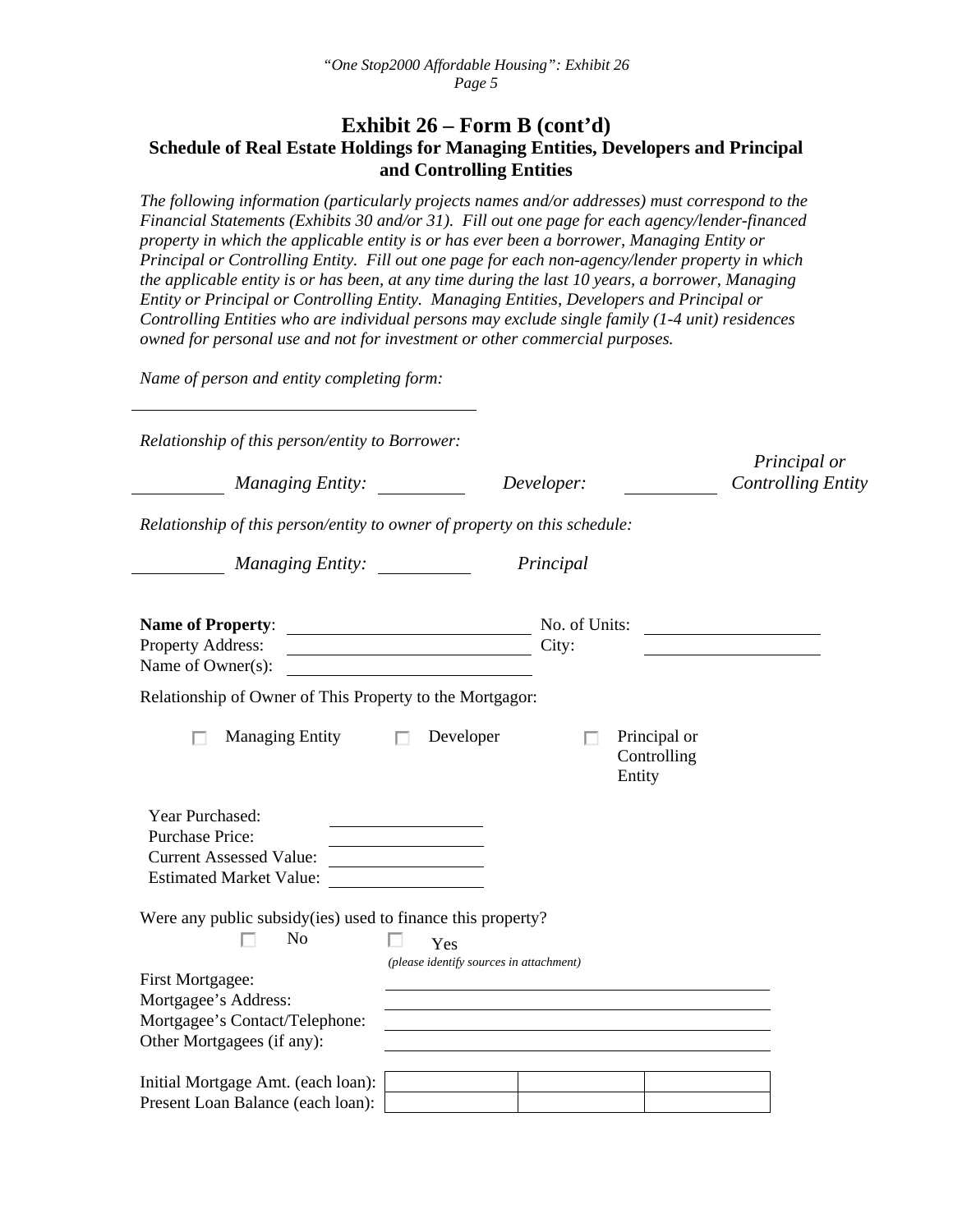## Exhibit 26 – Form B (cont'd)

### Schedule of Real Estate Holdings for Managing Entities, Developers and Principal and Controlling Entities

*The following information (particularly projects names and/or addresses) must correspond to the Financial Statements (Exhibits 30 and/or 31). Fill out one page for each agency/lender-financed property in which the applicable entity is or has ever been a borrower, Managing Entity or Principal or Controlling Entity. Fill out one page for each non-agency/lender property in which the applicable entity is or has been, at any time during the last 10 years, a borrower, Managing Entity or Principal or Controlling Entity. Managing Entities, Developers and Principal or Controlling Entities who are individual persons may exclude single family (1-4 unit) residences owned for personal use and not for investment or other commercial purposes.*

*Name of person and entity completing form:*

\_\_\_\_\_\_\_\_\_\_\_\_\_\_\_\_\_\_\_\_\_\_\_\_\_\_\_\_\_\_\_\_\_\_\_\_

*Relationship of this person/entity to Borrower:*

\_\_\_\_\_\_\_\_ *Managing Entity:* \_\_\_\_\_\_\_\_ *Developer:* \_\_\_\_\_\_\_\_ *Principal or Controlling Entity*

*Relationship of this person/entity to owner of property on this schedule:*

\_\_\_\_\_\_\_\_ *Managing Entity:* \_\_\_\_\_\_\_\_ *Principal*

**Name of Property**: \_\_\_\_\_\_\_\_\_\_\_\_\_\_\_\_\_\_\_\_\_\_ No. of Units: \_\_\_\_\_\_\_\_\_\_\_\_\_\_\_\_

Property Address: \_\_\_\_\_\_\_\_\_\_\_\_\_\_\_\_\_\_\_\_\_\_ City: \_\_\_\_\_\_\_\_\_\_\_\_\_\_\_\_

Name of Owner(s): \_\_\_\_\_\_\_\_\_\_\_\_\_\_\_\_\_\_\_\_\_\_

Relationship of Owner of This Property to the Mortgagor:

☐ Managing Entity ☐ Developer ☐ Principal or Controlling Entity

Year Purchased: \_\_\_\_\_\_\_\_\_\_\_\_\_\_\_\_

Purchase Price: \_\_\_\_\_\_\_\_\_\_\_\_\_\_\_\_

Current Assessed Value: \_\_\_\_\_\_\_\_\_\_\_\_\_\_\_\_

Estimated Market Value: \_\_\_\_\_\_\_\_\_\_\_\_\_\_\_\_

Were any public subsidy(ies) used to finance this property?

☐ No ☐ Yes *(please identify sources in attachment)*

First Mortgagee: \_\_\_\_\_\_\_\_\_\_\_\_\_\_\_\_\_\_\_\_\_\_\_\_\_\_\_\_\_\_\_\_

Mortgagee's Address: \_\_\_\_\_\_\_\_\_\_\_\_\_\_\_\_\_\_\_\_\_\_\_\_\_\_\_\_\_\_\_\_

Mortgagee's Contact/Telephone: \_\_\_\_\_\_\_\_\_\_\_\_\_\_\_\_\_\_\_\_\_\_\_\_\_\_\_\_\_\_\_\_

Other Mortgagees (if any): \_\_\_\_\_\_\_\_\_\_\_\_\_\_\_\_\_\_\_\_\_\_\_\_\_\_\_\_\_\_\_\_

| | | | |
|---|---|---|---|
| Initial Mortgage Amt. (each loan): | | | |
| Present Loan Balance (each loan): | | | |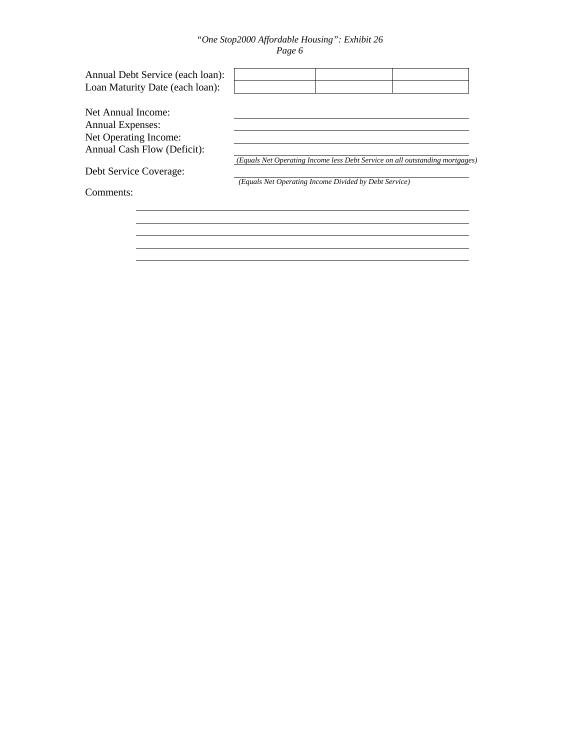| Annual Debt Service (each loan): | | | |
|---|---|---|---|
| Loan Maturity Date (each loan): | | | |

Net Annual Income: ______________________________

Annual Expenses: ______________________________

Net Operating Income: ______________________________

Annual Cash Flow (Deficit): ______________________________

*(Equals Net Operating Income less Debt Service on all outstanding mortgages)*

Debt Service Coverage: ______________________________

*(Equals Net Operating Income Divided by Debt Service)*

Comments:

______________________________

______________________________

______________________________

______________________________

______________________________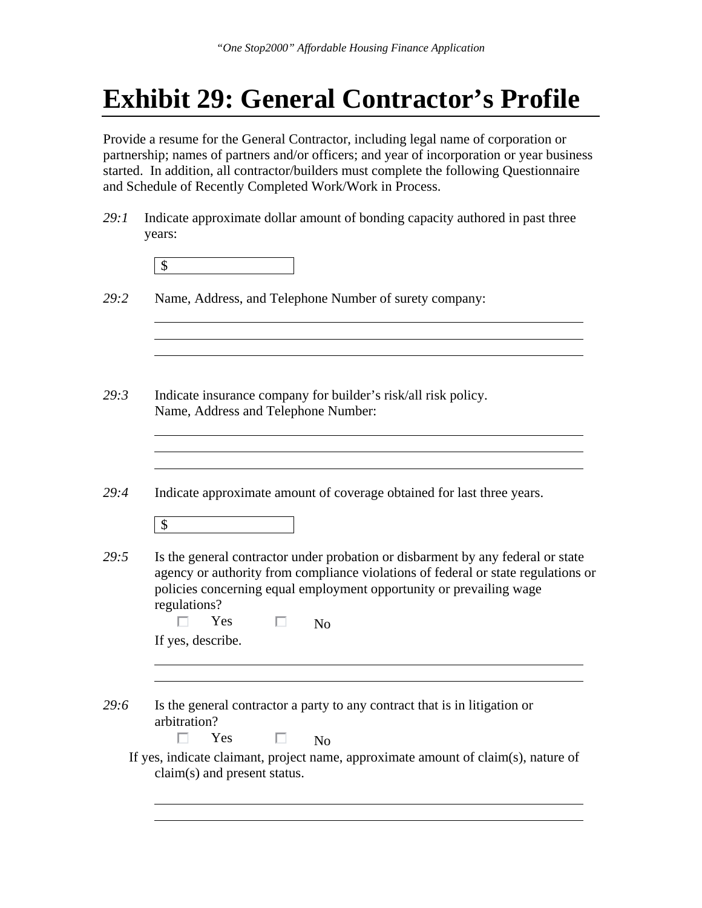# Exhibit 29: General Contractor's Profile

Provide a resume for the General Contractor, including legal name of corporation or partnership; names of partners and/or officers; and year of incorporation or year business started. In addition, all contractor/builders must complete the following Questionnaire and Schedule of Recently Completed Work/Work in Process.

*29:1* Indicate approximate dollar amount of bonding capacity authored in past three years:

$ ______________________

*29:2* Name, Address, and Telephone Number of surety company:

______________________________________________________________

______________________________________________________________

______________________________________________________________

*29:3* Indicate insurance company for builder's risk/all risk policy.
Name, Address and Telephone Number:

______________________________________________________________

______________________________________________________________

______________________________________________________________

*29:4* Indicate approximate amount of coverage obtained for last three years.

$ ______________________

*29:5* Is the general contractor under probation or disbarment by any federal or state agency or authority from compliance violations of federal or state regulations or policies concerning equal employment opportunity or prevailing wage regulations?

☐ Yes ☐ No

If yes, describe.

______________________________________________________________

______________________________________________________________

*29:6* Is the general contractor a party to any contract that is in litigation or arbitration?

☐ Yes ☐ No

If yes, indicate claimant, project name, approximate amount of claim(s), nature of claim(s) and present status.

______________________________________________________________

______________________________________________________________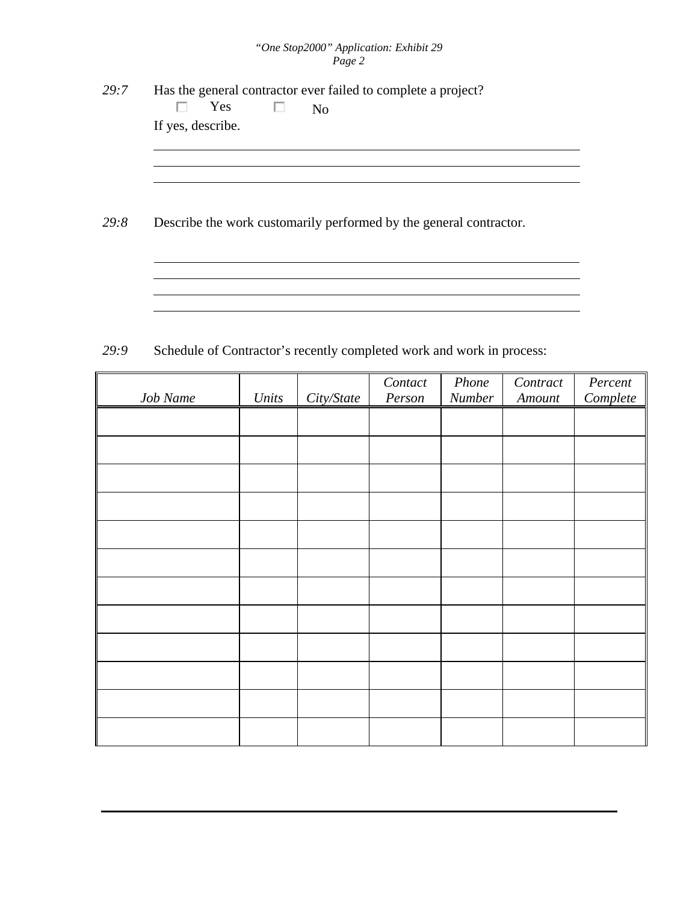*29:7* Has the general contractor ever failed to complete a project?

☐ Yes ☐ No

If yes, describe.

\_\_\_\_\_\_\_\_\_\_\_\_\_\_\_\_\_\_\_\_\_\_\_\_\_\_\_\_\_\_\_\_\_\_\_\_\_\_\_\_\_\_\_\_\_\_\_\_\_\_\_\_\_\_\_\_\_\_\_\_

\_\_\_\_\_\_\_\_\_\_\_\_\_\_\_\_\_\_\_\_\_\_\_\_\_\_\_\_\_\_\_\_\_\_\_\_\_\_\_\_\_\_\_\_\_\_\_\_\_\_\_\_\_\_\_\_\_\_\_\_

\_\_\_\_\_\_\_\_\_\_\_\_\_\_\_\_\_\_\_\_\_\_\_\_\_\_\_\_\_\_\_\_\_\_\_\_\_\_\_\_\_\_\_\_\_\_\_\_\_\_\_\_\_\_\_\_\_\_\_\_

*29:8* Describe the work customarily performed by the general contractor.

\_\_\_\_\_\_\_\_\_\_\_\_\_\_\_\_\_\_\_\_\_\_\_\_\_\_\_\_\_\_\_\_\_\_\_\_\_\_\_\_\_\_\_\_\_\_\_\_\_\_\_\_\_\_\_\_\_\_\_\_

\_\_\_\_\_\_\_\_\_\_\_\_\_\_\_\_\_\_\_\_\_\_\_\_\_\_\_\_\_\_\_\_\_\_\_\_\_\_\_\_\_\_\_\_\_\_\_\_\_\_\_\_\_\_\_\_\_\_\_\_

\_\_\_\_\_\_\_\_\_\_\_\_\_\_\_\_\_\_\_\_\_\_\_\_\_\_\_\_\_\_\_\_\_\_\_\_\_\_\_\_\_\_\_\_\_\_\_\_\_\_\_\_\_\_\_\_\_\_\_\_

\_\_\_\_\_\_\_\_\_\_\_\_\_\_\_\_\_\_\_\_\_\_\_\_\_\_\_\_\_\_\_\_\_\_\_\_\_\_\_\_\_\_\_\_\_\_\_\_\_\_\_\_\_\_\_\_\_\_\_\_

*29:9* Schedule of Contractor's recently completed work and work in process:

| *Job Name* | *Units* | *City/State* | *Contact Person* | *Phone Number* | *Contract Amount* | *Percent Complete* |
|---|---|---|---|---|---|---|
| | | | | | | |
| | | | | | | |
| | | | | | | |
| | | | | | | |
| | | | | | | |
| | | | | | | |
| | | | | | | |
| | | | | | | |
| | | | | | | |
| | | | | | | |
| | | | | | | |
| | | | | | | |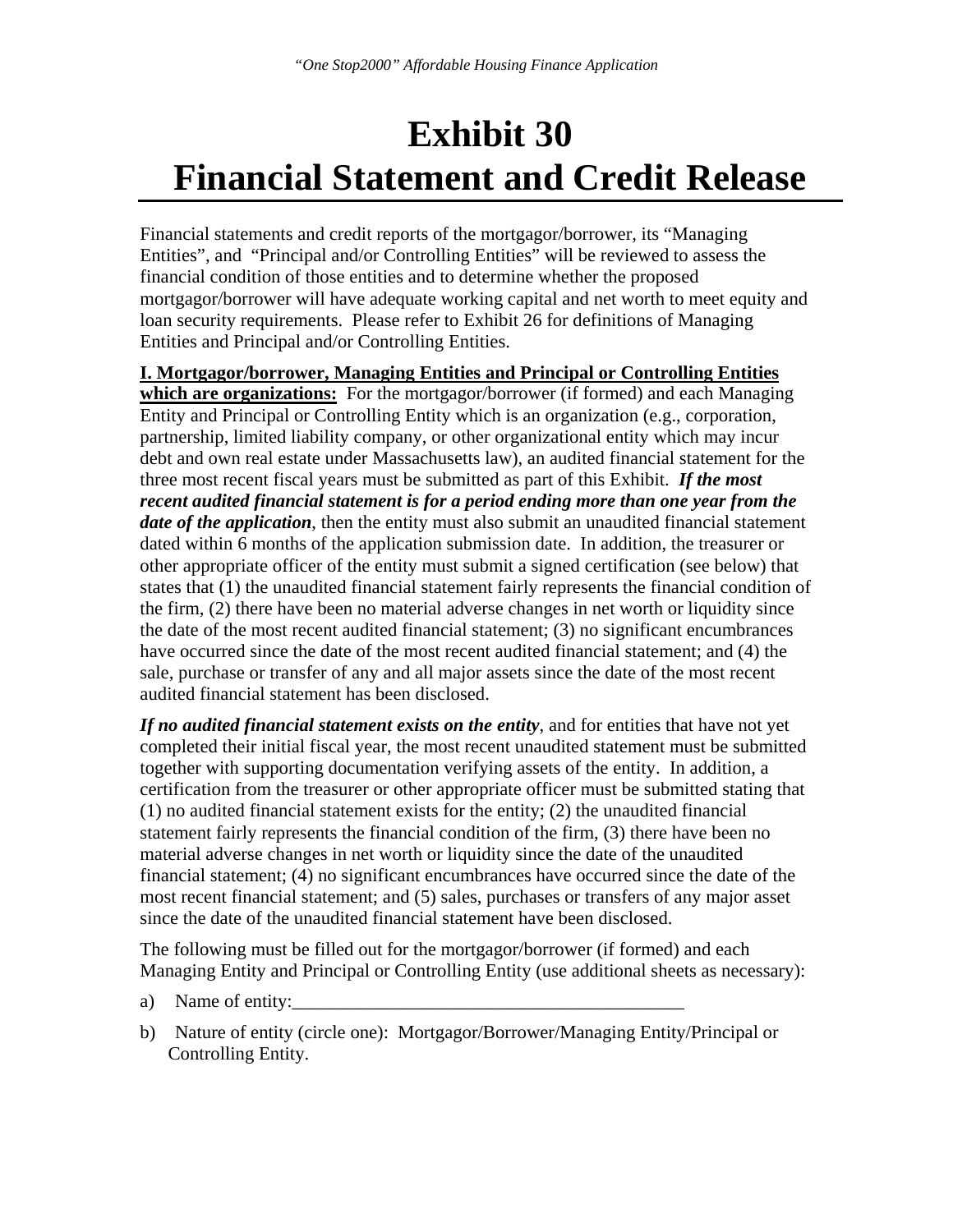# Exhibit 30
# Financial Statement and Credit Release

Financial statements and credit reports of the mortgagor/borrower, its "Managing Entities", and "Principal and/or Controlling Entities" will be reviewed to assess the financial condition of those entities and to determine whether the proposed mortgagor/borrower will have adequate working capital and net worth to meet equity and loan security requirements. Please refer to Exhibit 26 for definitions of Managing Entities and Principal and/or Controlling Entities.

**<u>I. Mortgagor/borrower, Managing Entities and Principal or Controlling Entities which are organizations:</u>** For the mortgagor/borrower (if formed) and each Managing Entity and Principal or Controlling Entity which is an organization (e.g., corporation, partnership, limited liability company, or other organizational entity which may incur debt and own real estate under Massachusetts law), an audited financial statement for the three most recent fiscal years must be submitted as part of this Exhibit. ***If the most recent audited financial statement is for a period ending more than one year from the date of the application***, then the entity must also submit an unaudited financial statement dated within 6 months of the application submission date. In addition, the treasurer or other appropriate officer of the entity must submit a signed certification (see below) that states that (1) the unaudited financial statement fairly represents the financial condition of the firm, (2) there have been no material adverse changes in net worth or liquidity since the date of the most recent audited financial statement; (3) no significant encumbrances have occurred since the date of the most recent audited financial statement; and (4) the sale, purchase or transfer of any and all major assets since the date of the most recent audited financial statement has been disclosed.

***If no audited financial statement exists on the entity***, and for entities that have not yet completed their initial fiscal year, the most recent unaudited statement must be submitted together with supporting documentation verifying assets of the entity. In addition, a certification from the treasurer or other appropriate officer must be submitted stating that (1) no audited financial statement exists for the entity; (2) the unaudited financial statement fairly represents the financial condition of the firm, (3) there have been no material adverse changes in net worth or liquidity since the date of the unaudited financial statement; (4) no significant encumbrances have occurred since the date of the most recent financial statement; and (5) sales, purchases or transfers of any major asset since the date of the unaudited financial statement have been disclosed.

The following must be filled out for the mortgagor/borrower (if formed) and each Managing Entity and Principal or Controlling Entity (use additional sheets as necessary):

a) Name of entity:__________________________________________

b) Nature of entity (circle one): Mortgagor/Borrower/Managing Entity/Principal or Controlling Entity.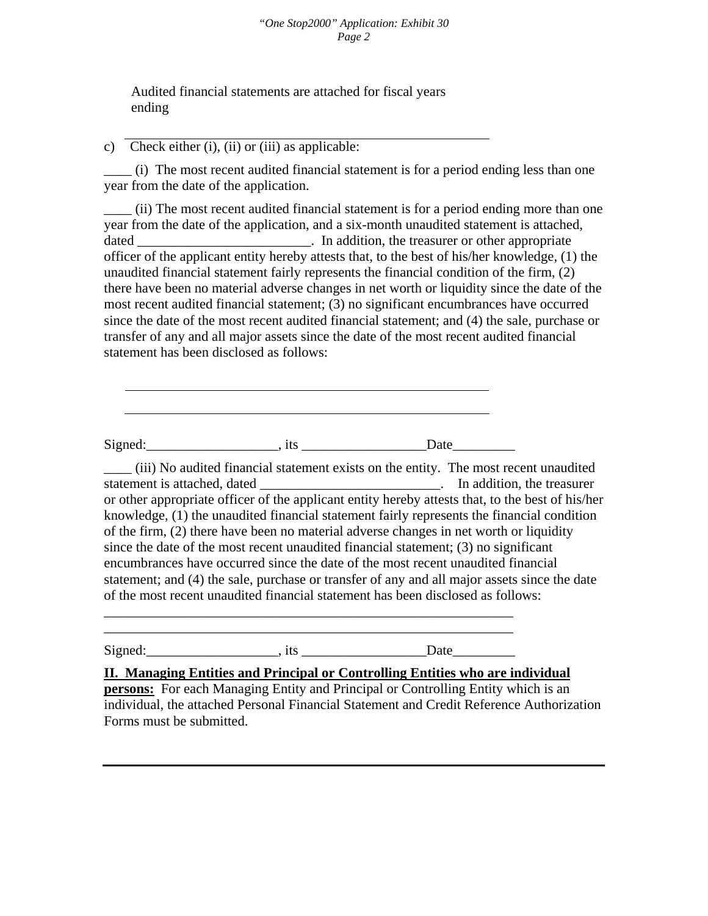Audited financial statements are attached for fiscal years ending

\_\_\_\_\_\_\_\_\_\_\_\_\_\_\_\_\_\_\_\_\_\_\_\_\_\_\_\_\_\_\_\_\_\_\_\_\_\_\_\_\_\_\_\_\_\_\_\_

c) Check either (i), (ii) or (iii) as applicable:

\_\_\_\_ (i) The most recent audited financial statement is for a period ending less than one year from the date of the application.

\_\_\_\_ (ii) The most recent audited financial statement is for a period ending more than one year from the date of the application, and a six-month unaudited statement is attached, dated \_\_\_\_\_\_\_\_\_\_\_\_\_\_\_\_\_\_\_\_\_\_\_\_\_. In addition, the treasurer or other appropriate officer of the applicant entity hereby attests that, to the best of his/her knowledge, (1) the unaudited financial statement fairly represents the financial condition of the firm, (2) there have been no material adverse changes in net worth or liquidity since the date of the most recent audited financial statement; (3) no significant encumbrances have occurred since the date of the most recent audited financial statement; and (4) the sale, purchase or transfer of any and all major assets since the date of the most recent audited financial statement has been disclosed as follows:

\_\_\_\_\_\_\_\_\_\_\_\_\_\_\_\_\_\_\_\_\_\_\_\_\_\_\_\_\_\_\_\_\_\_\_\_\_\_\_\_\_\_\_\_\_\_\_\_

\_\_\_\_\_\_\_\_\_\_\_\_\_\_\_\_\_\_\_\_\_\_\_\_\_\_\_\_\_\_\_\_\_\_\_\_\_\_\_\_\_\_\_\_\_\_\_\_

Signed:\_\_\_\_\_\_\_\_\_\_\_\_\_\_\_\_\_\_\_, its \_\_\_\_\_\_\_\_\_\_\_\_\_\_\_\_\_\_Date\_\_\_\_\_\_\_\_\_

\_\_\_\_ (iii) No audited financial statement exists on the entity. The most recent unaudited statement is attached, dated \_\_\_\_\_\_\_\_\_\_\_\_\_\_\_\_\_\_\_\_\_\_\_\_\_\_. In addition, the treasurer or other appropriate officer of the applicant entity hereby attests that, to the best of his/her knowledge, (1) the unaudited financial statement fairly represents the financial condition of the firm, (2) there have been no material adverse changes in net worth or liquidity since the date of the most recent unaudited financial statement; (3) no significant encumbrances have occurred since the date of the most recent unaudited financial statement; and (4) the sale, purchase or transfer of any and all major assets since the date of the most recent unaudited financial statement has been disclosed as follows:

\_\_\_\_\_\_\_\_\_\_\_\_\_\_\_\_\_\_\_\_\_\_\_\_\_\_\_\_\_\_\_\_\_\_\_\_\_\_\_\_\_\_\_\_\_\_\_\_\_\_\_\_\_\_\_\_\_\_\_\_

\_\_\_\_\_\_\_\_\_\_\_\_\_\_\_\_\_\_\_\_\_\_\_\_\_\_\_\_\_\_\_\_\_\_\_\_\_\_\_\_\_\_\_\_\_\_\_\_\_\_\_\_\_\_\_\_\_\_\_\_

Signed:\_\_\_\_\_\_\_\_\_\_\_\_\_\_\_\_\_\_\_, its \_\_\_\_\_\_\_\_\_\_\_\_\_\_\_\_\_\_Date\_\_\_\_\_\_\_\_\_

**II. Managing Entities and Principal or Controlling Entities who are individual persons:** For each Managing Entity and Principal or Controlling Entity which is an individual, the attached Personal Financial Statement and Credit Reference Authorization Forms must be submitted.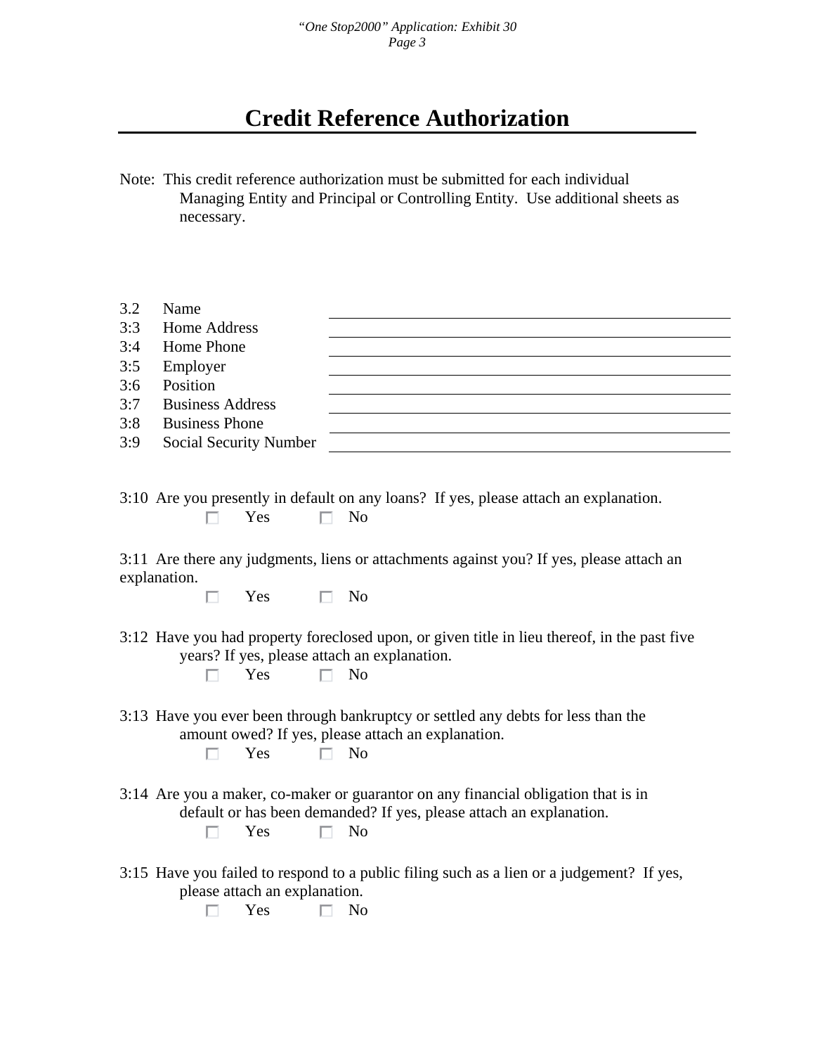# Credit Reference Authorization

Note: This credit reference authorization must be submitted for each individual Managing Entity and Principal or Controlling Entity. Use additional sheets as necessary.

| | | |
|---|---|---|
| 3.2 | Name | \_\_\_\_\_\_\_\_\_\_\_\_\_\_\_\_\_\_\_\_ |
| 3:3 | Home Address | \_\_\_\_\_\_\_\_\_\_\_\_\_\_\_\_\_\_\_\_ |
| 3:4 | Home Phone | \_\_\_\_\_\_\_\_\_\_\_\_\_\_\_\_\_\_\_\_ |
| 3:5 | Employer | \_\_\_\_\_\_\_\_\_\_\_\_\_\_\_\_\_\_\_\_ |
| 3:6 | Position | \_\_\_\_\_\_\_\_\_\_\_\_\_\_\_\_\_\_\_\_ |
| 3:7 | Business Address | \_\_\_\_\_\_\_\_\_\_\_\_\_\_\_\_\_\_\_\_ |
| 3:8 | Business Phone | \_\_\_\_\_\_\_\_\_\_\_\_\_\_\_\_\_\_\_\_ |
| 3:9 | Social Security Number | \_\_\_\_\_\_\_\_\_\_\_\_\_\_\_\_\_\_\_\_ |

3:10 Are you presently in default on any loans? If yes, please attach an explanation.

☐ Yes ☐ No

3:11 Are there any judgments, liens or attachments against you? If yes, please attach an explanation.

☐ Yes ☐ No

3:12 Have you had property foreclosed upon, or given title in lieu thereof, in the past five years? If yes, please attach an explanation.

☐ Yes ☐ No

3:13 Have you ever been through bankruptcy or settled any debts for less than the amount owed? If yes, please attach an explanation.

☐ Yes ☐ No

3:14 Are you a maker, co-maker or guarantor on any financial obligation that is in default or has been demanded? If yes, please attach an explanation.

☐ Yes ☐ No

3:15 Have you failed to respond to a public filing such as a lien or a judgement? If yes, please attach an explanation.

☐ Yes ☐ No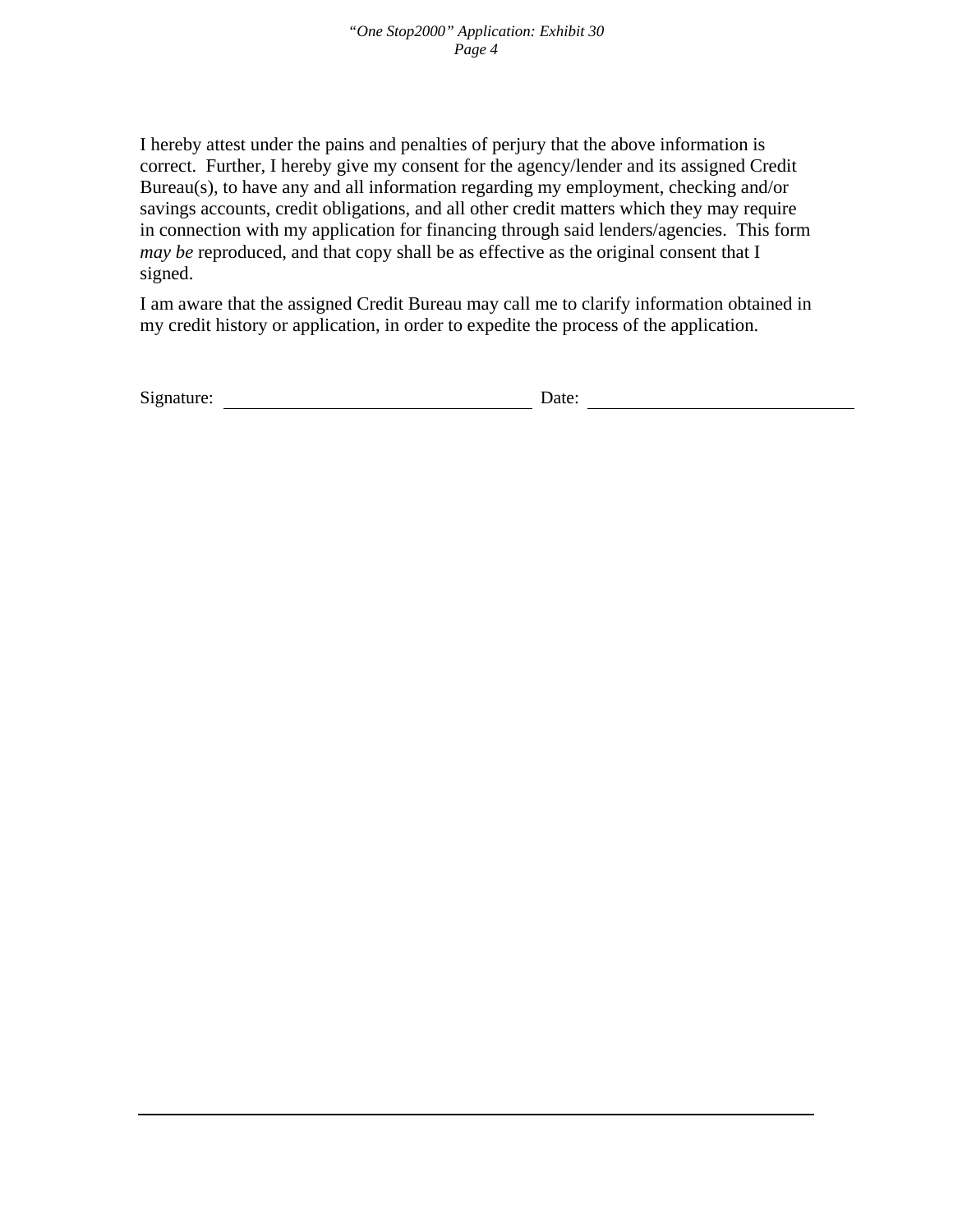I hereby attest under the pains and penalties of perjury that the above information is correct. Further, I hereby give my consent for the agency/lender and its assigned Credit Bureau(s), to have any and all information regarding my employment, checking and/or savings accounts, credit obligations, and all other credit matters which they may require in connection with my application for financing through said lenders/agencies. This form *may be* reproduced, and that copy shall be as effective as the original consent that I signed.

I am aware that the assigned Credit Bureau may call me to clarify information obtained in my credit history or application, in order to expedite the process of the application.

Signature: ______________________________ Date: ___________________________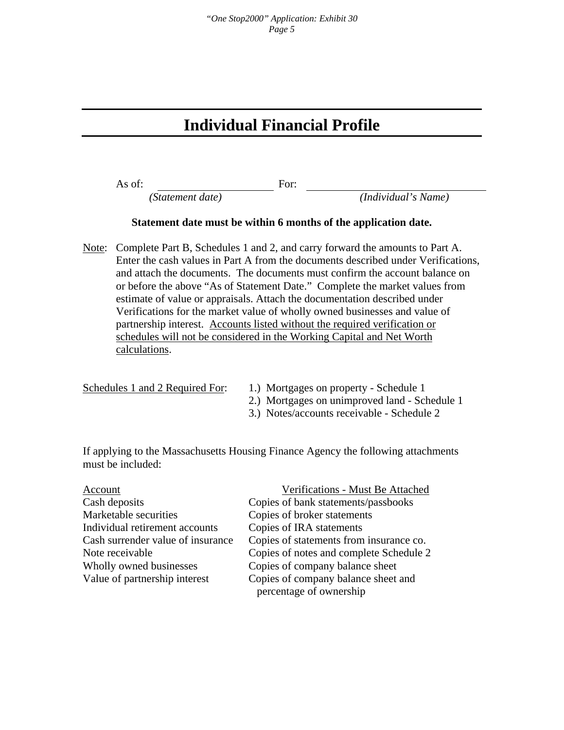# Individual Financial Profile

As of: ____________________ For: ______________________________

*(Statement date)* *(Individual's Name)*

**Statement date must be within 6 months of the application date.**

Note: Complete Part B, Schedules 1 and 2, and carry forward the amounts to Part A. Enter the cash values in Part A from the documents described under Verifications, and attach the documents. The documents must confirm the account balance on or before the above "As of Statement Date." Complete the market values from estimate of value or appraisals. Attach the documentation described under Verifications for the market value of wholly owned businesses and value of partnership interest. Accounts listed without the required verification or schedules will not be considered in the Working Capital and Net Worth calculations.

Schedules 1 and 2 Required For:

1.) Mortgages on property - Schedule 1
2.) Mortgages on unimproved land - Schedule 1
3.) Notes/accounts receivable - Schedule 2

If applying to the Massachusetts Housing Finance Agency the following attachments must be included:

| Account | Verifications - Must Be Attached |
|---|---|
| Cash deposits | Copies of bank statements/passbooks |
| Marketable securities | Copies of broker statements |
| Individual retirement accounts | Copies of IRA statements |
| Cash surrender value of insurance | Copies of statements from insurance co. |
| Note receivable | Copies of notes and complete Schedule 2 |
| Wholly owned businesses | Copies of company balance sheet |
| Value of partnership interest | Copies of company balance sheet and percentage of ownership |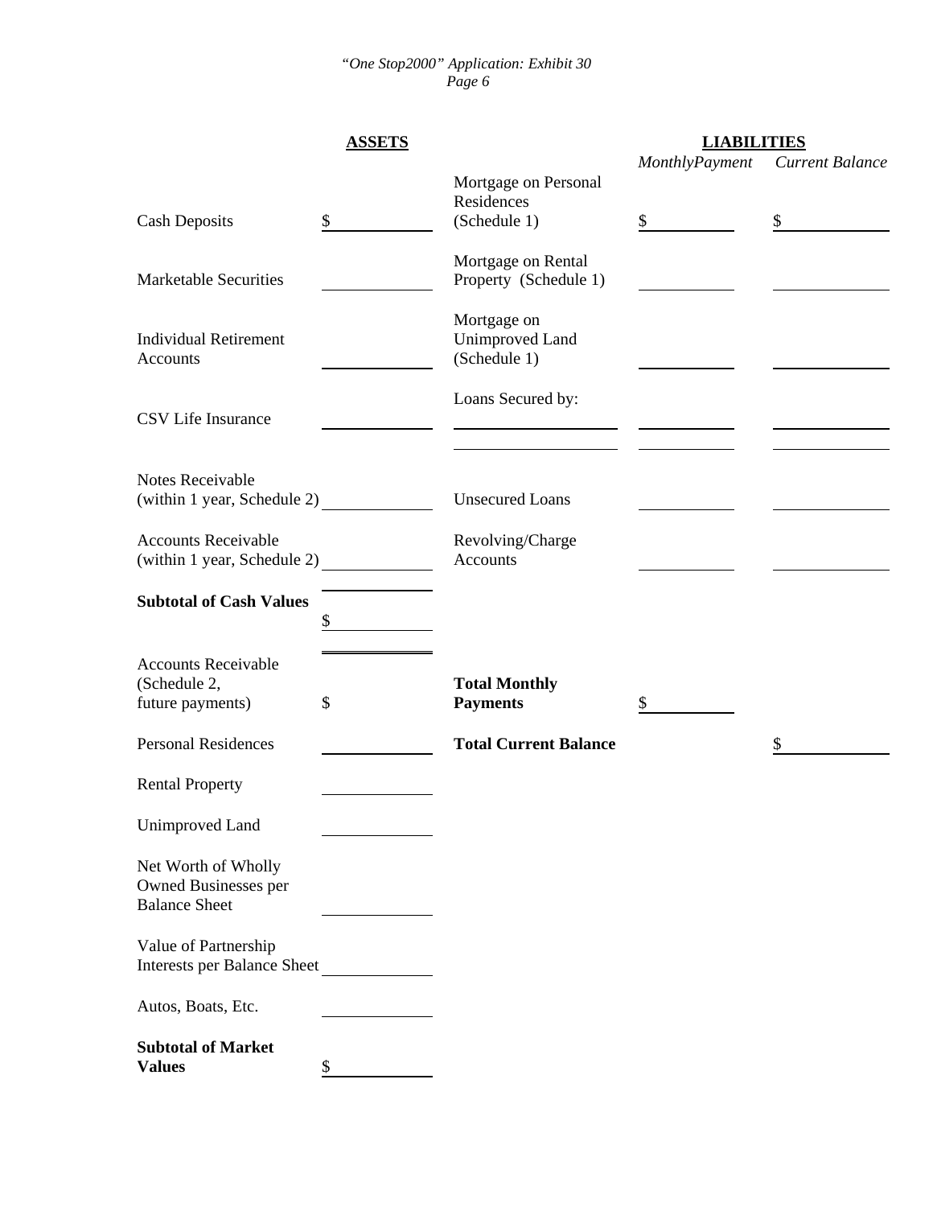| **ASSETS** | | **LIABILITIES** | *Monthly Payment* | *Current Balance* |
|---|---|---|---|---|
| Cash Deposits | $ | Mortgage on Personal Residences (Schedule 1) | $ | $ |
| Marketable Securities | | Mortgage on Rental Property (Schedule 1) | | |
| Individual Retirement Accounts | | Mortgage on Unimproved Land (Schedule 1) | | |
| CSV Life Insurance | | Loans Secured by: | | |
| | | | | |
| Notes Receivable (within 1 year, Schedule 2) | | Unsecured Loans | | |
| Accounts Receivable (within 1 year, Schedule 2) | | Revolving/Charge Accounts | | |
| **Subtotal of Cash Values** | $ | | | |
| Accounts Receivable (Schedule 2, future payments) | $ | **Total Monthly Payments** | $ | |
| Personal Residences | | **Total Current Balance** | | $ |
| Rental Property | | | | |
| Unimproved Land | | | | |
| Net Worth of Wholly Owned Businesses per Balance Sheet | | | | |
| Value of Partnership Interests per Balance Sheet | | | | |
| Autos, Boats, Etc. | | | | |
| **Subtotal of Market Values** | $ | | | |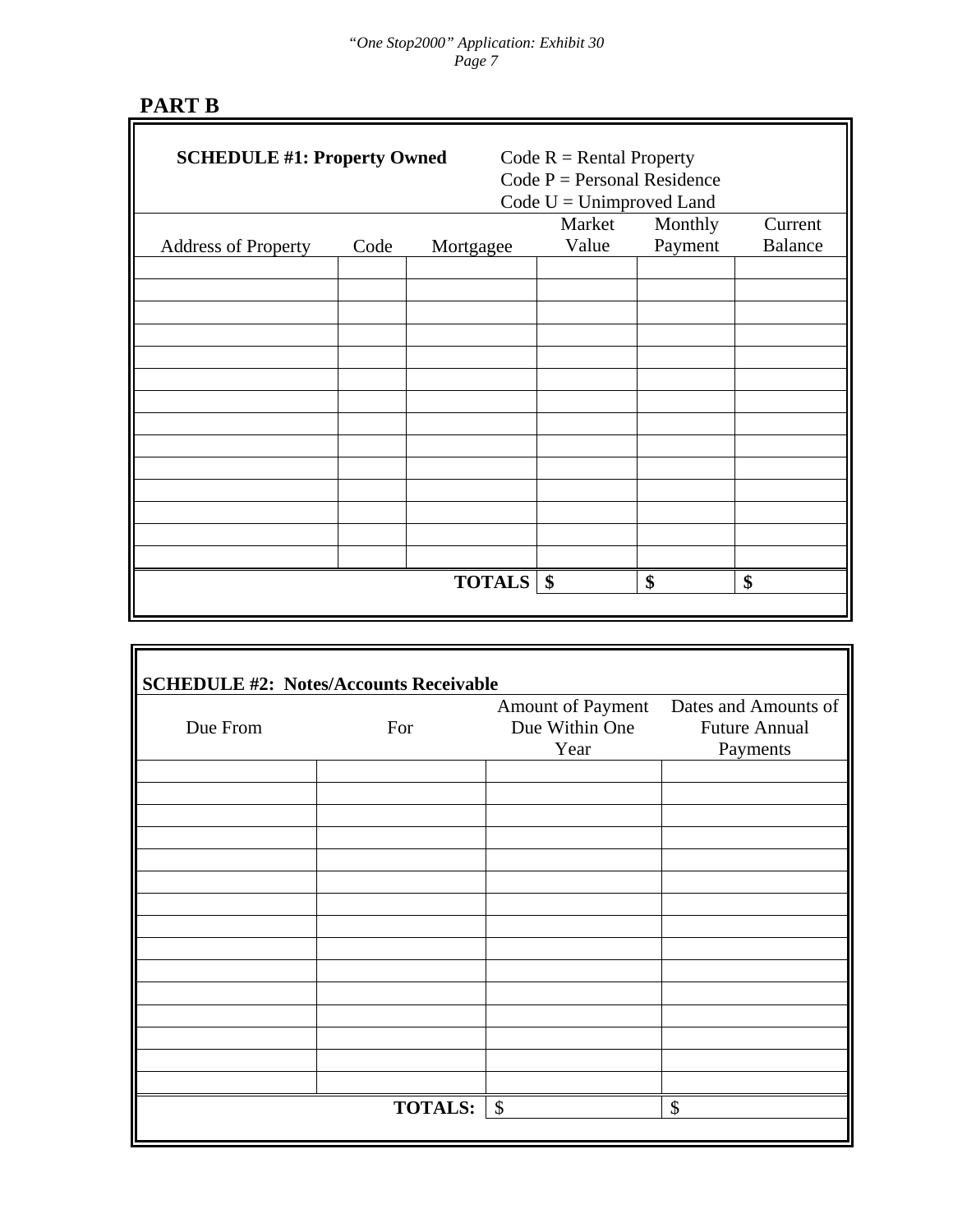## PART B

**SCHEDULE #1: Property Owned**

Code R = Rental Property
Code P = Personal Residence
Code U = Unimproved Land

| Address of Property | Code | Mortgagee | Market Value | Monthly Payment | Current Balance |
|---|---|---|---|---|---|
| | | | | | |
| | | | | | |
| | | | | | |
| | | | | | |
| | | | | | |
| | | | | | |
| | | | | | |
| | | | | | |
| | | | | | |
| | | | | | |
| | | | | | |
| | | | | | |
| | | | | | |
| | | | | | |
| | | **TOTALS** | **$** | **$** | **$** |

**SCHEDULE #2: Notes/Accounts Receivable**

| Due From | For | Amount of Payment Due Within One Year | Dates and Amounts of Future Annual Payments |
|---|---|---|---|
| | | | |
| | | | |
| | | | |
| | | | |
| | | | |
| | | | |
| | | | |
| | | | |
| | | | |
| | | | |
| | | | |
| | | | |
| | | | |
| | | | |
| | | | |
| | **TOTALS:** | $ | $ |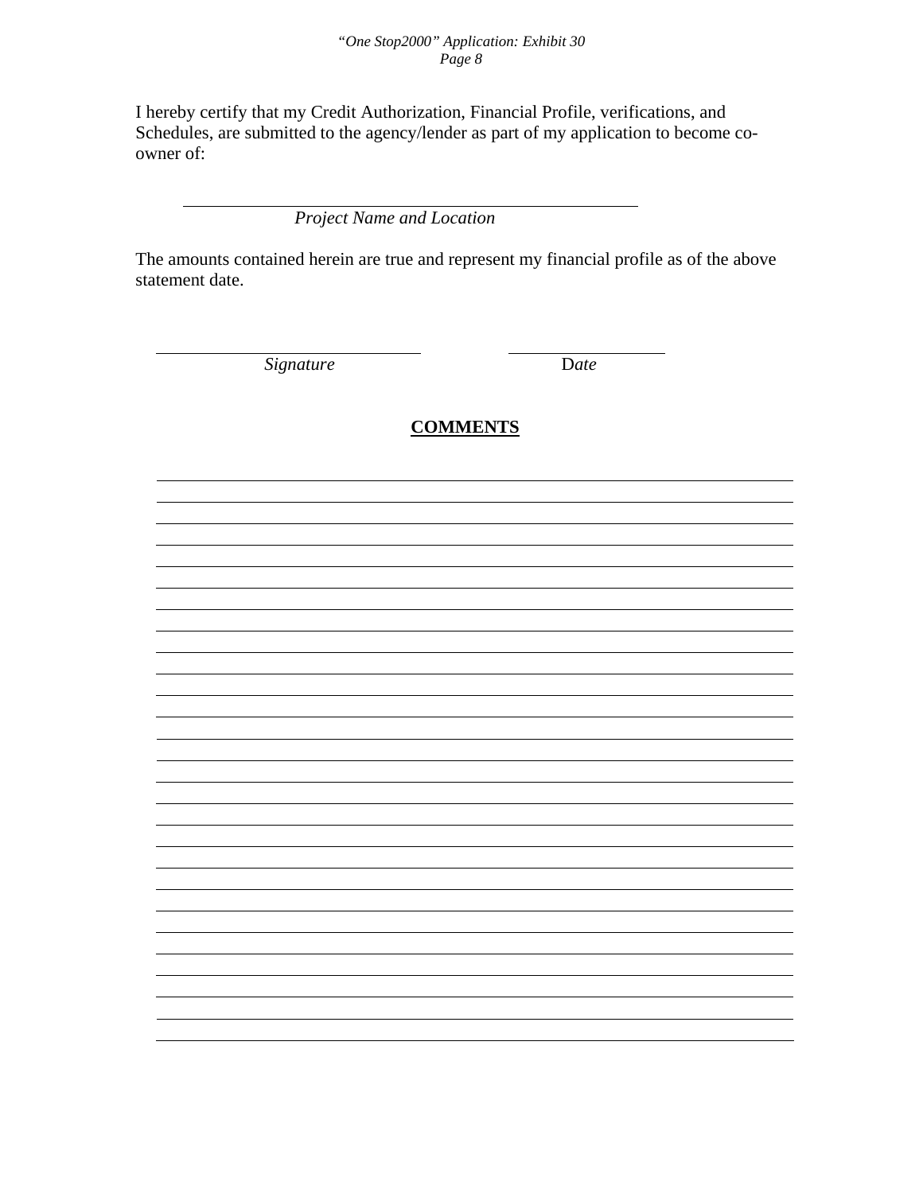I hereby certify that my Credit Authorization, Financial Profile, verifications, and Schedules, are submitted to the agency/lender as part of my application to become co-owner of:

\_\_\_\_\_\_\_\_\_\_\_\_\_\_\_\_\_\_\_\_\_\_\_\_\_\_\_\_\_\_\_\_\_\_\_\_\_\_\_\_\_\_\_\_\_\_\_\_

*Project Name and Location*

The amounts contained herein are true and represent my financial profile as of the above statement date.

\_\_\_\_\_\_\_\_\_\_\_\_\_\_\_\_\_\_\_\_\_\_\_\_\_\_\_\_\_\_ \_\_\_\_\_\_\_\_\_\_\_\_\_\_\_\_\_\_

*Signature* Date

**COMMENTS**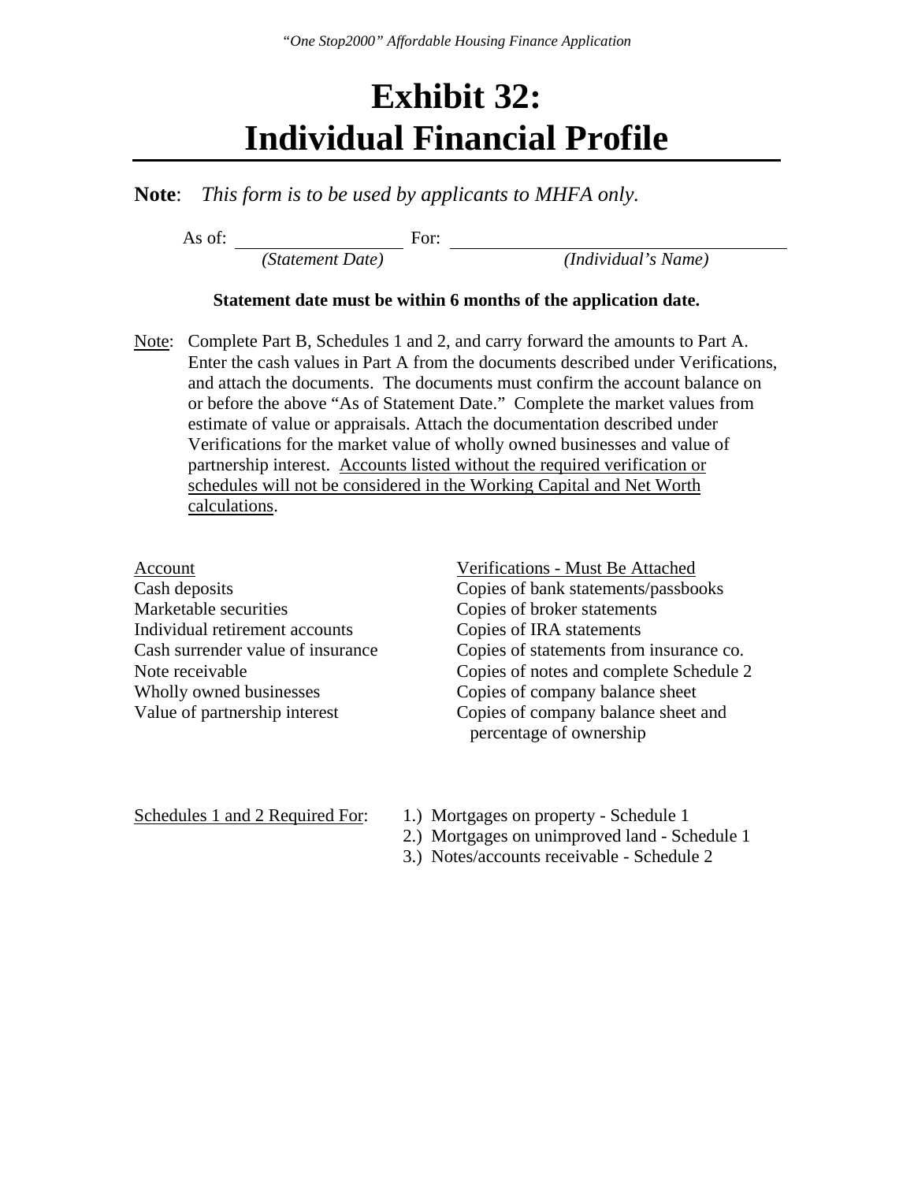# Exhibit 32:
# Individual Financial Profile

**Note**: *This form is to be used by applicants to MHFA only.*

As of: ____________________ For: ________________________________________

*(Statement Date)* *(Individual's Name)*

**Statement date must be within 6 months of the application date.**

Note: Complete Part B, Schedules 1 and 2, and carry forward the amounts to Part A. Enter the cash values in Part A from the documents described under Verifications, and attach the documents. The documents must confirm the account balance on or before the above "As of Statement Date." Complete the market values from estimate of value or appraisals. Attach the documentation described under Verifications for the market value of wholly owned businesses and value of partnership interest. Accounts listed without the required verification or schedules will not be considered in the Working Capital and Net Worth calculations.

| Account | Verifications - Must Be Attached |
|---|---|
| Cash deposits | Copies of bank statements/passbooks |
| Marketable securities | Copies of broker statements |
| Individual retirement accounts | Copies of IRA statements |
| Cash surrender value of insurance | Copies of statements from insurance co. |
| Note receivable | Copies of notes and complete Schedule 2 |
| Wholly owned businesses | Copies of company balance sheet |
| Value of partnership interest | Copies of company balance sheet and percentage of ownership |

Schedules 1 and 2 Required For:

1.) Mortgages on property - Schedule 1
2.) Mortgages on unimproved land - Schedule 1
3.) Notes/accounts receivable - Schedule 2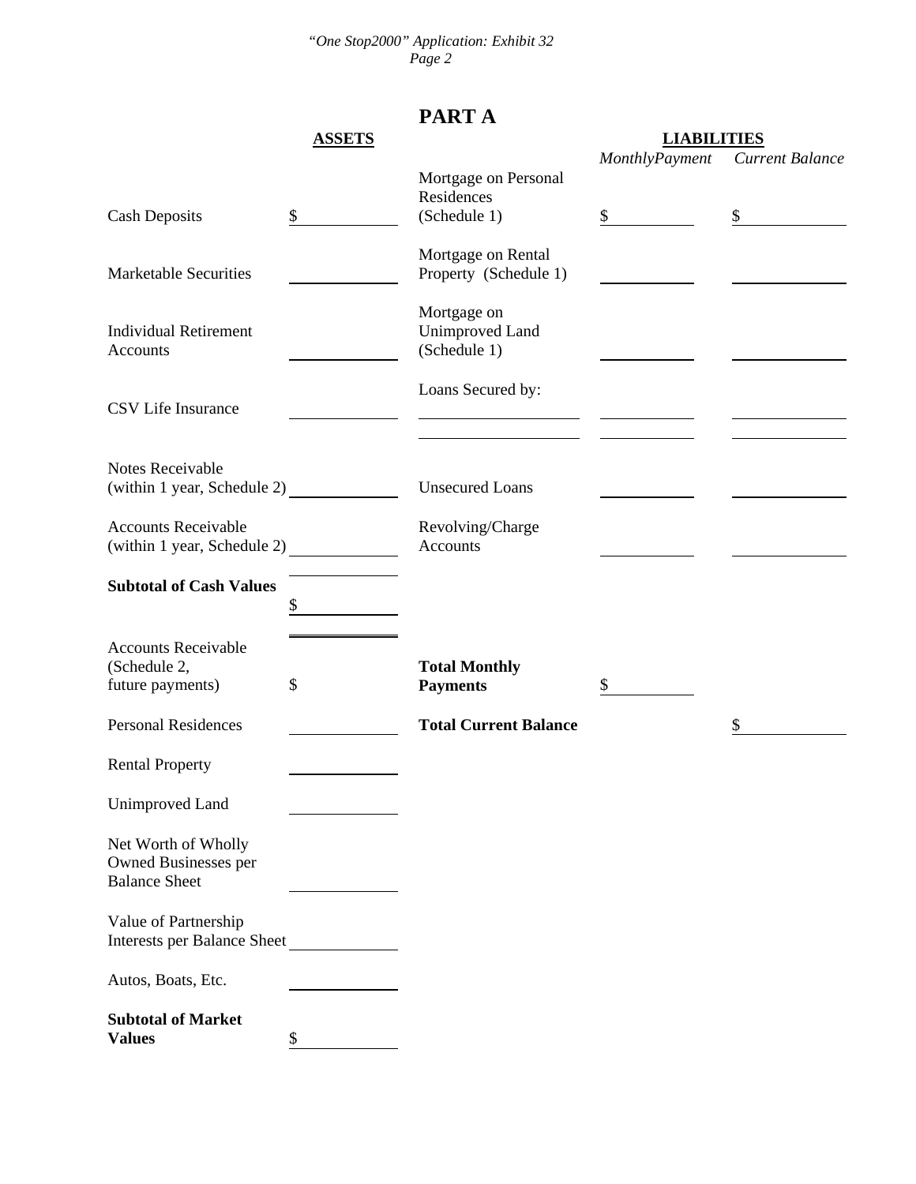# PART A

| ASSETS | | LIABILITIES | *Monthly Payment* | *Current Balance* |
|---|---|---|---|---|
| Cash Deposits | $ | Mortgage on Personal Residences (Schedule 1) | $ | $ |
| Marketable Securities | | Mortgage on Rental Property (Schedule 1) | | |
| Individual Retirement Accounts | | Mortgage on Unimproved Land (Schedule 1) | | |
| CSV Life Insurance | | Loans Secured by: | | |
| | | | | |
| Notes Receivable (within 1 year, Schedule 2) | | Unsecured Loans | | |
| Accounts Receivable (within 1 year, Schedule 2) | | Revolving/Charge Accounts | | |
| **Subtotal of Cash Values** | $ | | | |
| Accounts Receivable (Schedule 2, future payments) | $ | **Total Monthly Payments** | $ | |
| Personal Residences | | **Total Current Balance** | | $ |
| Rental Property | | | | |
| Unimproved Land | | | | |
| Net Worth of Wholly Owned Businesses per Balance Sheet | | | | |
| Value of Partnership Interests per Balance Sheet | | | | |
| Autos, Boats, Etc. | | | | |
| **Subtotal of Market Values** | $ | | | |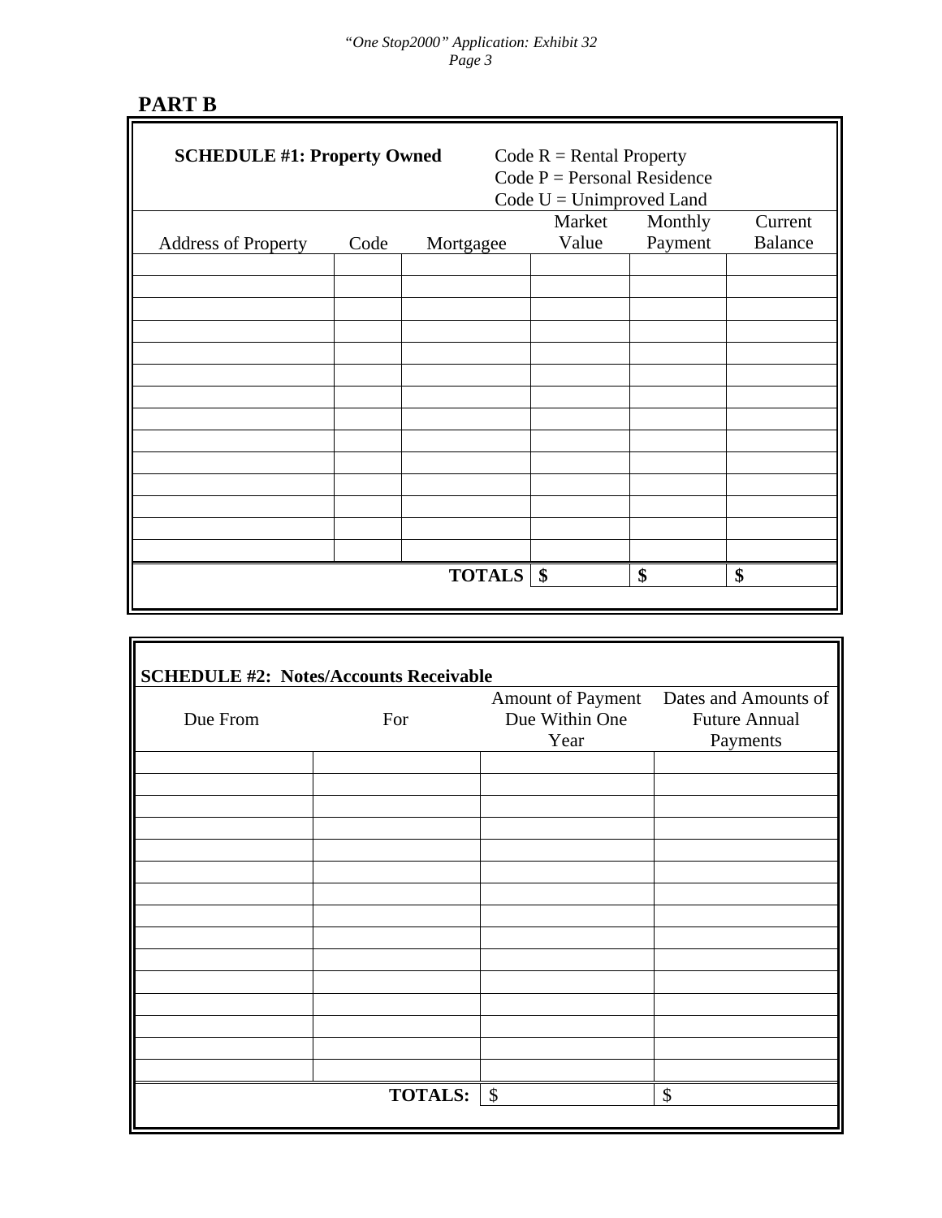## PART B

**SCHEDULE #1: Property Owned**

Code R = Rental Property
Code P = Personal Residence
Code U = Unimproved Land

| Address of Property | Code | Mortgagee | Market Value | Monthly Payment | Current Balance |
|---|---|---|---|---|---|
| | | | | | |
| | | | | | |
| | | | | | |
| | | | | | |
| | | | | | |
| | | | | | |
| | | | | | |
| | | | | | |
| | | | | | |
| | | | | | |
| | | | | | |
| | | | | | |
| | | | | | |
| | | | | | |
| | | **TOTALS** | **$** | **$** | **$** |

**SCHEDULE #2: Notes/Accounts Receivable**

| Due From | For | Amount of Payment Due Within One Year | Dates and Amounts of Future Annual Payments |
|---|---|---|---|
| | | | |
| | | | |
| | | | |
| | | | |
| | | | |
| | | | |
| | | | |
| | | | |
| | | | |
| | | | |
| | | | |
| | | | |
| | | | |
| | | | |
| | | | |
| | **TOTALS:** | $ | $ |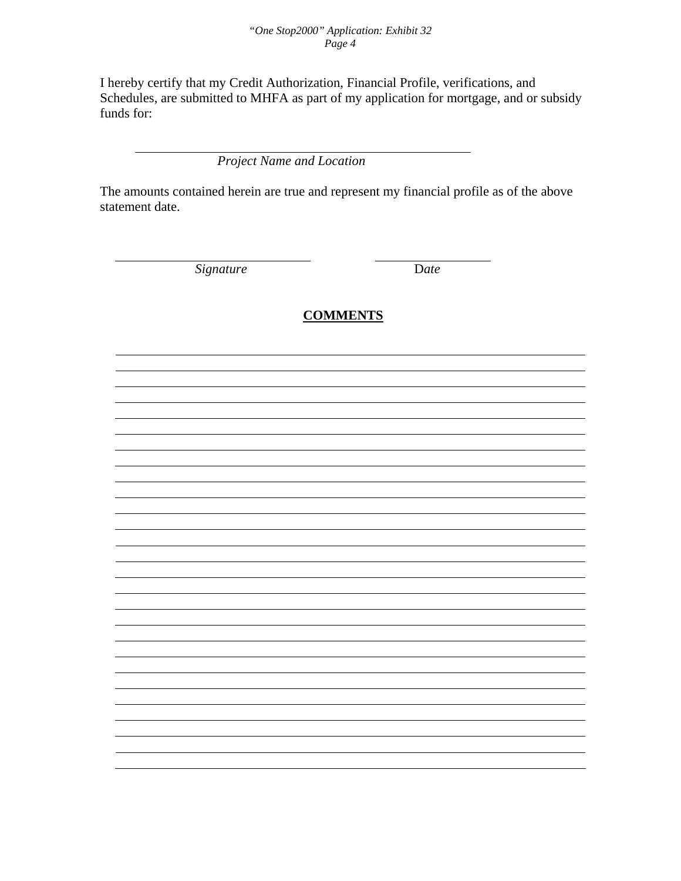I hereby certify that my Credit Authorization, Financial Profile, verifications, and Schedules, are submitted to MHFA as part of my application for mortgage, and or subsidy funds for:

\_\_\_\_\_\_\_\_\_\_\_\_\_\_\_\_\_\_\_\_\_\_\_\_\_\_\_\_\_\_\_\_\_\_\_\_\_\_\_\_\_\_\_\_\_\_

*Project Name and Location*

The amounts contained herein are true and represent my financial profile as of the above statement date.

\_\_\_\_\_\_\_\_\_\_\_\_\_\_\_\_\_\_\_\_\_\_\_\_\_\_ \_\_\_\_\_\_\_\_\_\_\_\_\_\_\_\_

*Signature* Date

**<u>COMMENTS</u>**